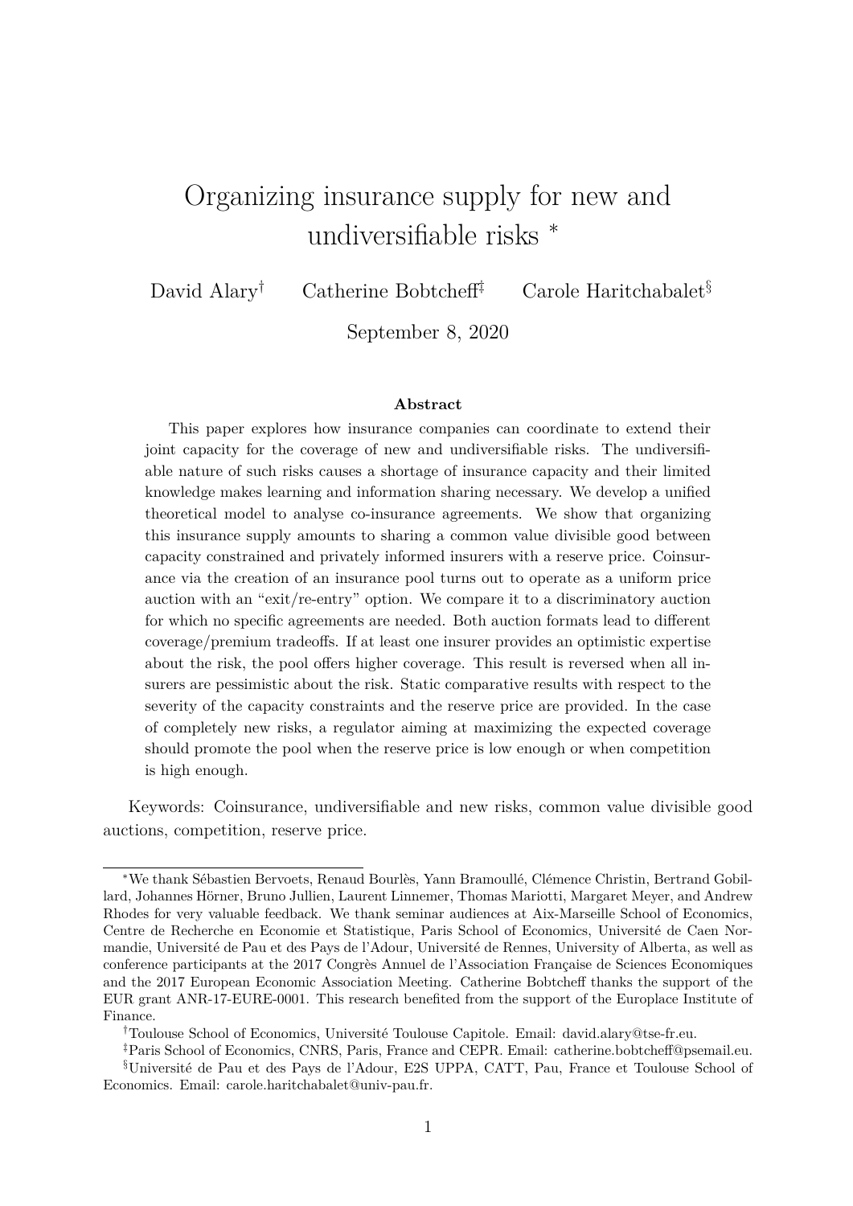# Organizing insurance supply for new and undiversifiable risks *

David Alary[†] Catherine Bobtcheff[‡] Carole Haritchabalet[§]

September 8, 2020

**Abstract**

This paper explores how insurance companies can coordinate to extend their joint capacity for the coverage of new and undiversifiable risks. The undiversifiable nature of such risks causes a shortage of insurance capacity and their limited knowledge makes learning and information sharing necessary. We develop a unified theoretical model to analyse co-insurance agreements. We show that organizing this insurance supply amounts to sharing a common value divisible good between capacity constrained and privately informed insurers with a reserve price. Coinsurance via the creation of an insurance pool turns out to operate as a uniform price auction with an "exit/re-entry" option. We compare it to a discriminatory auction for which no specific agreements are needed. Both auction formats lead to different coverage/premium tradeoffs. If at least one insurer provides an optimistic expertise about the risk, the pool offers higher coverage. This result is reversed when all insurers are pessimistic about the risk. Static comparative results with respect to the severity of the capacity constraints and the reserve price are provided. In the case of completely new risks, a regulator aiming at maximizing the expected coverage should promote the pool when the reserve price is low enough or when competition is high enough.

Keywords: Coinsurance, undiversifiable and new risks, common value divisible good auctions, competition, reserve price.

---

*We thank Sébastien Bervoets, Renaud Bourlès, Yann Bramoullé, Clémence Christin, Bertrand Gobillard, Johannes Hörner, Bruno Jullien, Laurent Linnemer, Thomas Mariotti, Margaret Meyer, and Andrew Rhodes for very valuable feedback. We thank seminar audiences at Aix-Marseille School of Economics, Centre de Recherche en Economie et Statistique, Paris School of Economics, Université de Caen Normandie, Université de Pau et des Pays de l'Adour, Université de Rennes, University of Alberta, as well as conference participants at the 2017 Congrès Annuel de l'Association Française de Sciences Economiques and the 2017 European Economic Association Meeting. Catherine Bobtcheff thanks the support of the EUR grant ANR-17-EURE-0001. This research benefited from the support of the Europlace Institute of Finance.

[†]Toulouse School of Economics, Université Toulouse Capitole. Email: david.alary@tse-fr.eu.

[‡]Paris School of Economics, CNRS, Paris, France and CEPR. Email: catherine.bobtcheff@psemail.eu.

[§]Université de Pau et des Pays de l'Adour, E2S UPPA, CATT, Pau, France et Toulouse School of Economics. Email: carole.haritchabalet@univ-pau.fr.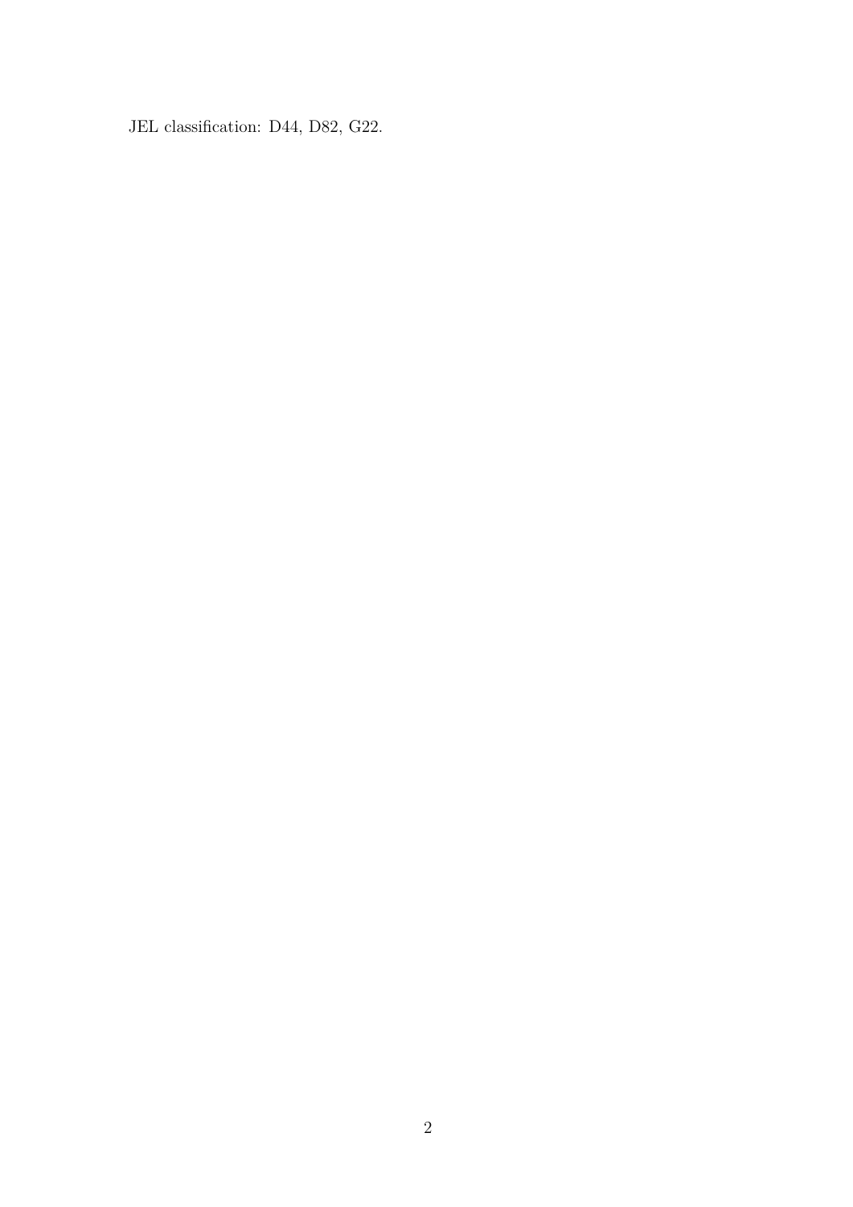JEL classification: D44, D82, G22.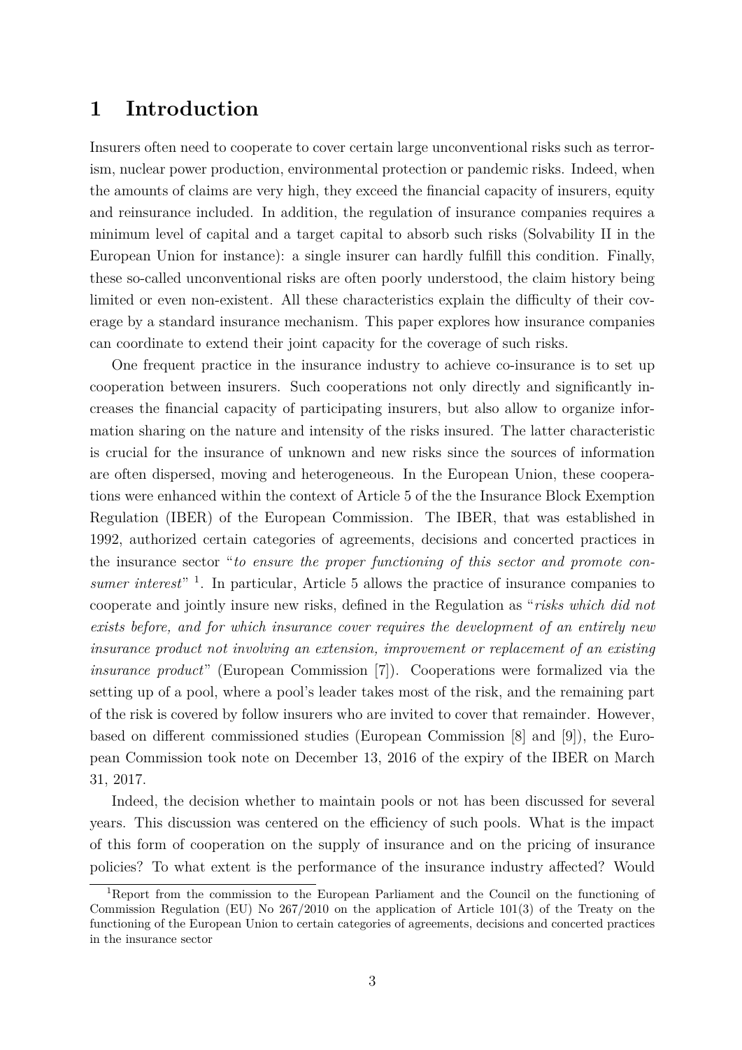# 1 Introduction

Insurers often need to cooperate to cover certain large unconventional risks such as terrorism, nuclear power production, environmental protection or pandemic risks. Indeed, when the amounts of claims are very high, they exceed the financial capacity of insurers, equity and reinsurance included. In addition, the regulation of insurance companies requires a minimum level of capital and a target capital to absorb such risks (Solvability II in the European Union for instance): a single insurer can hardly fulfill this condition. Finally, these so-called unconventional risks are often poorly understood, the claim history being limited or even non-existent. All these characteristics explain the difficulty of their coverage by a standard insurance mechanism. This paper explores how insurance companies can coordinate to extend their joint capacity for the coverage of such risks.

One frequent practice in the insurance industry to achieve co-insurance is to set up cooperation between insurers. Such cooperations not only directly and significantly increases the financial capacity of participating insurers, but also allow to organize information sharing on the nature and intensity of the risks insured. The latter characteristic is crucial for the insurance of unknown and new risks since the sources of information are often dispersed, moving and heterogeneous. In the European Union, these cooperations were enhanced within the context of Article 5 of the the Insurance Block Exemption Regulation (IBER) of the European Commission. The IBER, that was established in 1992, authorized certain categories of agreements, decisions and concerted practices in the insurance sector "*to ensure the proper functioning of this sector and promote consumer interest*" [1]. In particular, Article 5 allows the practice of insurance companies to cooperate and jointly insure new risks, defined in the Regulation as "*risks which did not exists before, and for which insurance cover requires the development of an entirely new insurance product not involving an extension, improvement or replacement of an existing insurance product*" (European Commission [7]). Cooperations were formalized via the setting up of a pool, where a pool's leader takes most of the risk, and the remaining part of the risk is covered by follow insurers who are invited to cover that remainder. However, based on different commissioned studies (European Commission [8] and [9]), the European Commission took note on December 13, 2016 of the expiry of the IBER on March 31, 2017.

Indeed, the decision whether to maintain pools or not has been discussed for several years. This discussion was centered on the efficiency of such pools. What is the impact of this form of cooperation on the supply of insurance and on the pricing of insurance policies? To what extent is the performance of the insurance industry affected? Would

[1] Report from the commission to the European Parliament and the Council on the functioning of Commission Regulation (EU) No 267/2010 on the application of Article 101(3) of the Treaty on the functioning of the European Union to certain categories of agreements, decisions and concerted practices in the insurance sector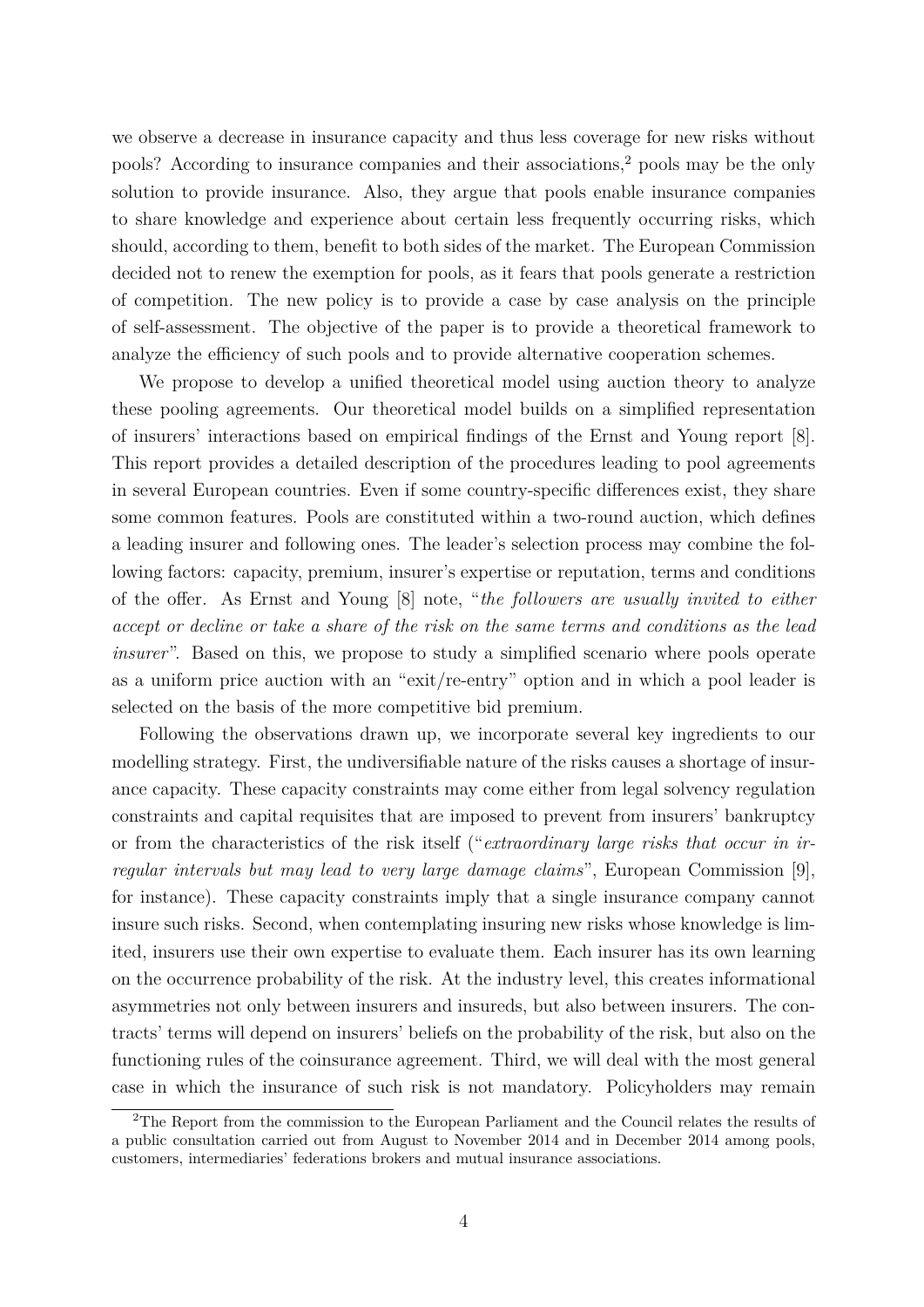we observe a decrease in insurance capacity and thus less coverage for new risks without pools? According to insurance companies and their associations,[2] pools may be the only solution to provide insurance. Also, they argue that pools enable insurance companies to share knowledge and experience about certain less frequently occurring risks, which should, according to them, benefit to both sides of the market. The European Commission decided not to renew the exemption for pools, as it fears that pools generate a restriction of competition. The new policy is to provide a case by case analysis on the principle of self-assessment. The objective of the paper is to provide a theoretical framework to analyze the efficiency of such pools and to provide alternative cooperation schemes.

We propose to develop a unified theoretical model using auction theory to analyze these pooling agreements. Our theoretical model builds on a simplified representation of insurers' interactions based on empirical findings of the Ernst and Young report [8]. This report provides a detailed description of the procedures leading to pool agreements in several European countries. Even if some country-specific differences exist, they share some common features. Pools are constituted within a two-round auction, which defines a leading insurer and following ones. The leader's selection process may combine the following factors: capacity, premium, insurer's expertise or reputation, terms and conditions of the offer. As Ernst and Young [8] note, "*the followers are usually invited to either accept or decline or take a share of the risk on the same terms and conditions as the lead insurer*". Based on this, we propose to study a simplified scenario where pools operate as a uniform price auction with an "exit/re-entry" option and in which a pool leader is selected on the basis of the more competitive bid premium.

Following the observations drawn up, we incorporate several key ingredients to our modelling strategy. First, the undiversifiable nature of the risks causes a shortage of insurance capacity. These capacity constraints may come either from legal solvency regulation constraints and capital requisites that are imposed to prevent from insurers' bankruptcy or from the characteristics of the risk itself ("*extraordinary large risks that occur in irregular intervals but may lead to very large damage claims*", European Commission [9], for instance). These capacity constraints imply that a single insurance company cannot insure such risks. Second, when contemplating insuring new risks whose knowledge is limited, insurers use their own expertise to evaluate them. Each insurer has its own learning on the occurrence probability of the risk. At the industry level, this creates informational asymmetries not only between insurers and insureds, but also between insurers. The contracts' terms will depend on insurers' beliefs on the probability of the risk, but also on the functioning rules of the coinsurance agreement. Third, we will deal with the most general case in which the insurance of such risk is not mandatory. Policyholders may remain

[2] The Report from the commission to the European Parliament and the Council relates the results of a public consultation carried out from August to November 2014 and in December 2014 among pools, customers, intermediaries' federations brokers and mutual insurance associations.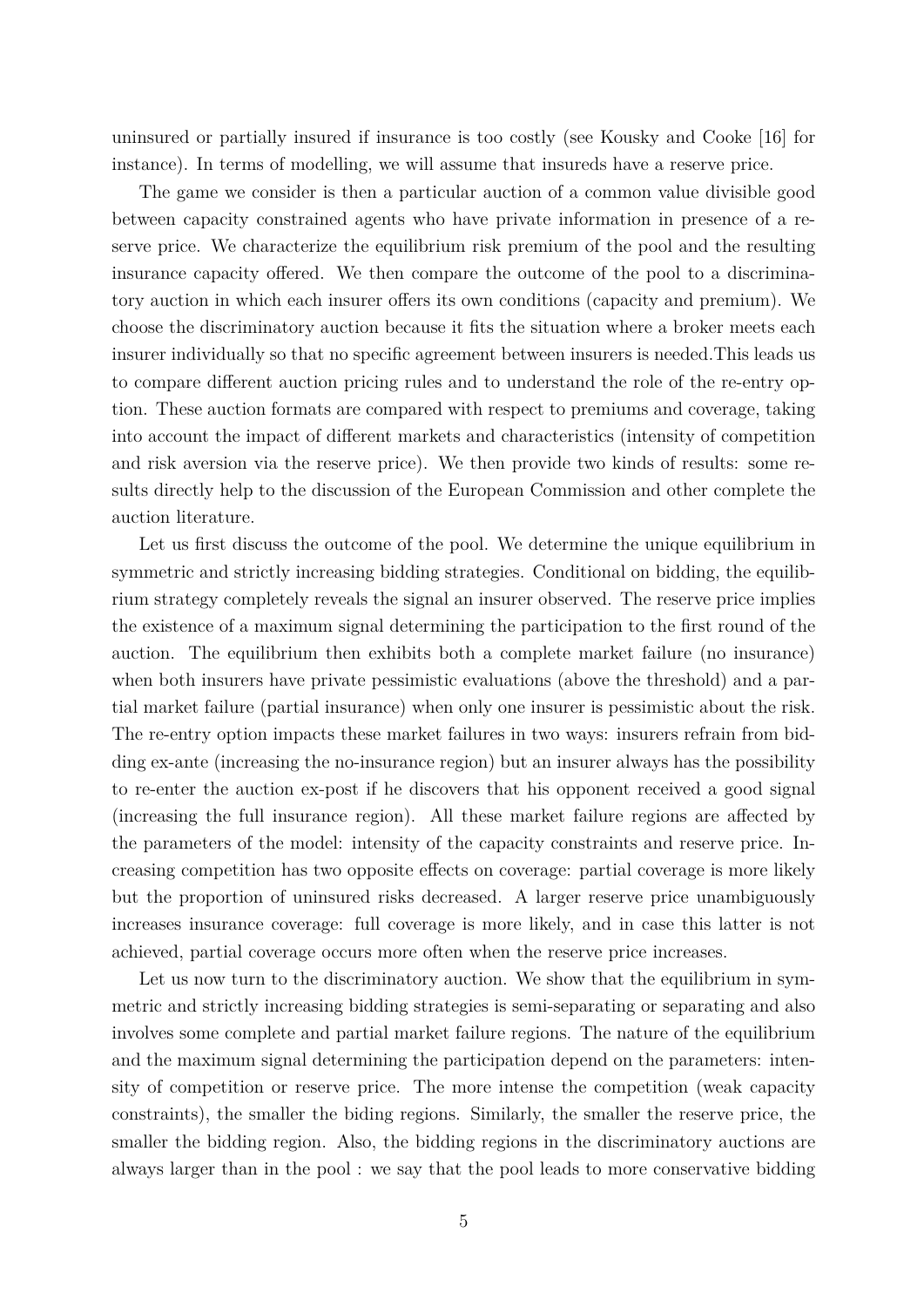uninsured or partially insured if insurance is too costly (see Kousky and Cooke [16] for instance). In terms of modelling, we will assume that insureds have a reserve price.

The game we consider is then a particular auction of a common value divisible good between capacity constrained agents who have private information in presence of a reserve price. We characterize the equilibrium risk premium of the pool and the resulting insurance capacity offered. We then compare the outcome of the pool to a discriminatory auction in which each insurer offers its own conditions (capacity and premium). We choose the discriminatory auction because it fits the situation where a broker meets each insurer individually so that no specific agreement between insurers is needed.This leads us to compare different auction pricing rules and to understand the role of the re-entry option. These auction formats are compared with respect to premiums and coverage, taking into account the impact of different markets and characteristics (intensity of competition and risk aversion via the reserve price). We then provide two kinds of results: some results directly help to the discussion of the European Commission and other complete the auction literature.

Let us first discuss the outcome of the pool. We determine the unique equilibrium in symmetric and strictly increasing bidding strategies. Conditional on bidding, the equilibrium strategy completely reveals the signal an insurer observed. The reserve price implies the existence of a maximum signal determining the participation to the first round of the auction. The equilibrium then exhibits both a complete market failure (no insurance) when both insurers have private pessimistic evaluations (above the threshold) and a partial market failure (partial insurance) when only one insurer is pessimistic about the risk. The re-entry option impacts these market failures in two ways: insurers refrain from bidding ex-ante (increasing the no-insurance region) but an insurer always has the possibility to re-enter the auction ex-post if he discovers that his opponent received a good signal (increasing the full insurance region). All these market failure regions are affected by the parameters of the model: intensity of the capacity constraints and reserve price. Increasing competition has two opposite effects on coverage: partial coverage is more likely but the proportion of uninsured risks decreased. A larger reserve price unambiguously increases insurance coverage: full coverage is more likely, and in case this latter is not achieved, partial coverage occurs more often when the reserve price increases.

Let us now turn to the discriminatory auction. We show that the equilibrium in symmetric and strictly increasing bidding strategies is semi-separating or separating and also involves some complete and partial market failure regions. The nature of the equilibrium and the maximum signal determining the participation depend on the parameters: intensity of competition or reserve price. The more intense the competition (weak capacity constraints), the smaller the biding regions. Similarly, the smaller the reserve price, the smaller the bidding region. Also, the bidding regions in the discriminatory auctions are always larger than in the pool : we say that the pool leads to more conservative bidding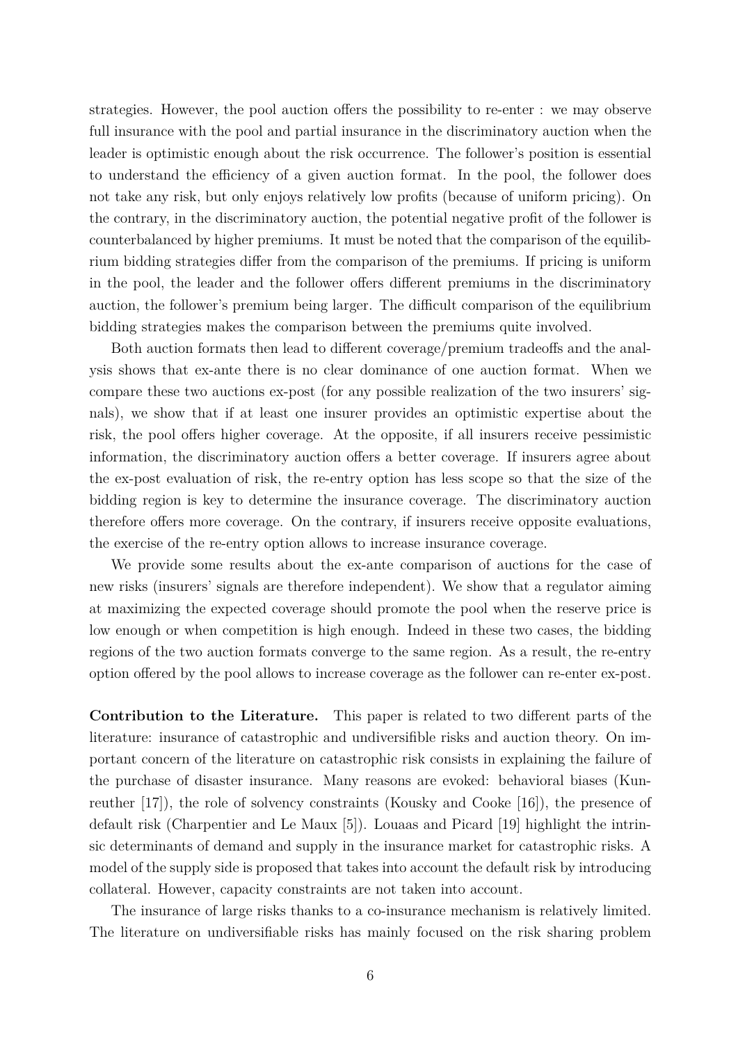strategies. However, the pool auction offers the possibility to re-enter : we may observe full insurance with the pool and partial insurance in the discriminatory auction when the leader is optimistic enough about the risk occurrence. The follower's position is essential to understand the efficiency of a given auction format. In the pool, the follower does not take any risk, but only enjoys relatively low profits (because of uniform pricing). On the contrary, in the discriminatory auction, the potential negative profit of the follower is counterbalanced by higher premiums. It must be noted that the comparison of the equilibrium bidding strategies differ from the comparison of the premiums. If pricing is uniform in the pool, the leader and the follower offers different premiums in the discriminatory auction, the follower's premium being larger. The difficult comparison of the equilibrium bidding strategies makes the comparison between the premiums quite involved.

Both auction formats then lead to different coverage/premium tradeoffs and the analysis shows that ex-ante there is no clear dominance of one auction format. When we compare these two auctions ex-post (for any possible realization of the two insurers' signals), we show that if at least one insurer provides an optimistic expertise about the risk, the pool offers higher coverage. At the opposite, if all insurers receive pessimistic information, the discriminatory auction offers a better coverage. If insurers agree about the ex-post evaluation of risk, the re-entry option has less scope so that the size of the bidding region is key to determine the insurance coverage. The discriminatory auction therefore offers more coverage. On the contrary, if insurers receive opposite evaluations, the exercise of the re-entry option allows to increase insurance coverage.

We provide some results about the ex-ante comparison of auctions for the case of new risks (insurers' signals are therefore independent). We show that a regulator aiming at maximizing the expected coverage should promote the pool when the reserve price is low enough or when competition is high enough. Indeed in these two cases, the bidding regions of the two auction formats converge to the same region. As a result, the re-entry option offered by the pool allows to increase coverage as the follower can re-enter ex-post.

**Contribution to the Literature.** This paper is related to two different parts of the literature: insurance of catastrophic and undiversifible risks and auction theory. On important concern of the literature on catastrophic risk consists in explaining the failure of the purchase of disaster insurance. Many reasons are evoked: behavioral biases (Kunreuther [17]), the role of solvency constraints (Kousky and Cooke [16]), the presence of default risk (Charpentier and Le Maux [5]). Louaas and Picard [19] highlight the intrinsic determinants of demand and supply in the insurance market for catastrophic risks. A model of the supply side is proposed that takes into account the default risk by introducing collateral. However, capacity constraints are not taken into account.

The insurance of large risks thanks to a co-insurance mechanism is relatively limited. The literature on undiversifiable risks has mainly focused on the risk sharing problem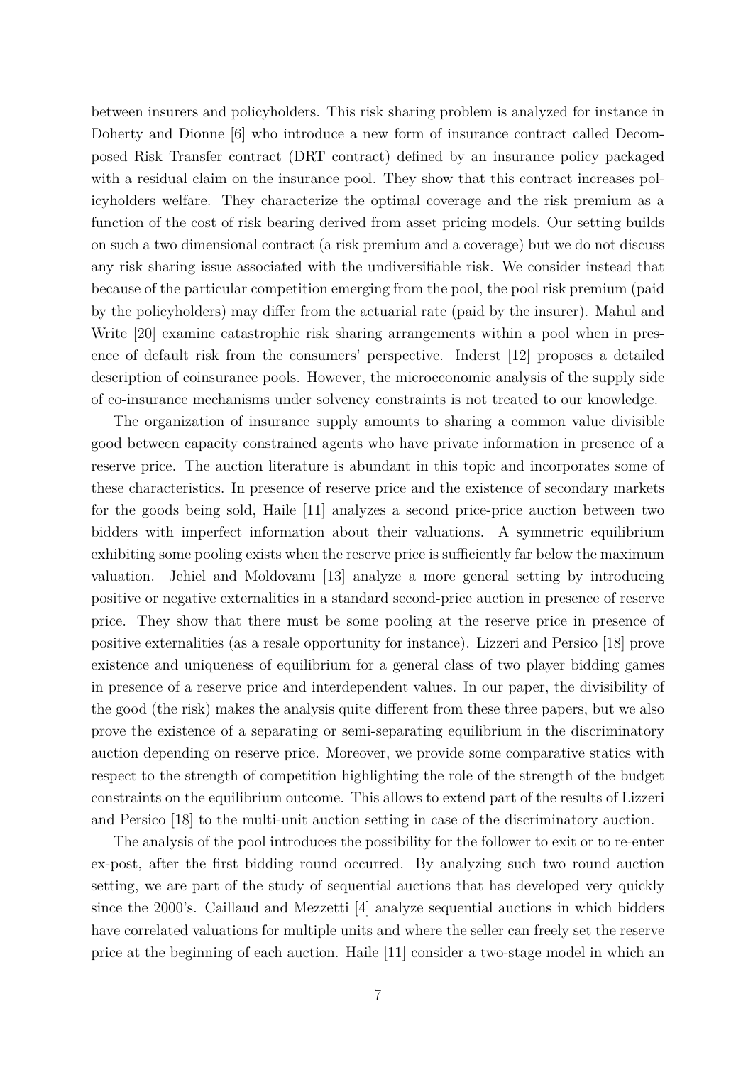between insurers and policyholders. This risk sharing problem is analyzed for instance in Doherty and Dionne [6] who introduce a new form of insurance contract called Decomposed Risk Transfer contract (DRT contract) defined by an insurance policy packaged with a residual claim on the insurance pool. They show that this contract increases policyholders welfare. They characterize the optimal coverage and the risk premium as a function of the cost of risk bearing derived from asset pricing models. Our setting builds on such a two dimensional contract (a risk premium and a coverage) but we do not discuss any risk sharing issue associated with the undiversifiable risk. We consider instead that because of the particular competition emerging from the pool, the pool risk premium (paid by the policyholders) may differ from the actuarial rate (paid by the insurer). Mahul and Write [20] examine catastrophic risk sharing arrangements within a pool when in presence of default risk from the consumers' perspective. Inderst [12] proposes a detailed description of coinsurance pools. However, the microeconomic analysis of the supply side of co-insurance mechanisms under solvency constraints is not treated to our knowledge.

The organization of insurance supply amounts to sharing a common value divisible good between capacity constrained agents who have private information in presence of a reserve price. The auction literature is abundant in this topic and incorporates some of these characteristics. In presence of reserve price and the existence of secondary markets for the goods being sold, Haile [11] analyzes a second price-price auction between two bidders with imperfect information about their valuations. A symmetric equilibrium exhibiting some pooling exists when the reserve price is sufficiently far below the maximum valuation. Jehiel and Moldovanu [13] analyze a more general setting by introducing positive or negative externalities in a standard second-price auction in presence of reserve price. They show that there must be some pooling at the reserve price in presence of positive externalities (as a resale opportunity for instance). Lizzeri and Persico [18] prove existence and uniqueness of equilibrium for a general class of two player bidding games in presence of a reserve price and interdependent values. In our paper, the divisibility of the good (the risk) makes the analysis quite different from these three papers, but we also prove the existence of a separating or semi-separating equilibrium in the discriminatory auction depending on reserve price. Moreover, we provide some comparative statics with respect to the strength of competition highlighting the role of the strength of the budget constraints on the equilibrium outcome. This allows to extend part of the results of Lizzeri and Persico [18] to the multi-unit auction setting in case of the discriminatory auction.

The analysis of the pool introduces the possibility for the follower to exit or to re-enter ex-post, after the first bidding round occurred. By analyzing such two round auction setting, we are part of the study of sequential auctions that has developed very quickly since the 2000's. Caillaud and Mezzetti [4] analyze sequential auctions in which bidders have correlated valuations for multiple units and where the seller can freely set the reserve price at the beginning of each auction. Haile [11] consider a two-stage model in which an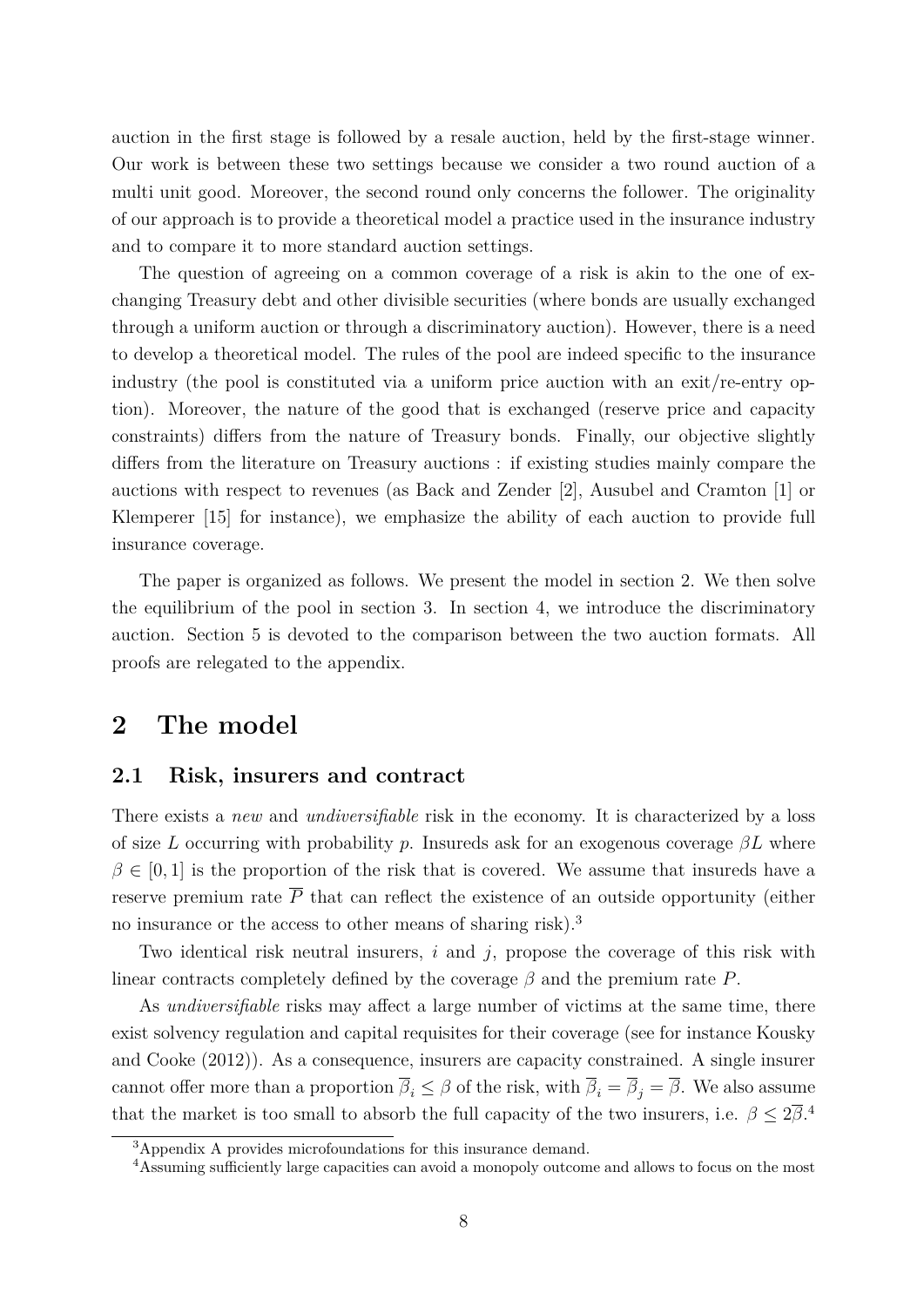auction in the first stage is followed by a resale auction, held by the first-stage winner. Our work is between these two settings because we consider a two round auction of a multi unit good. Moreover, the second round only concerns the follower. The originality of our approach is to provide a theoretical model a practice used in the insurance industry and to compare it to more standard auction settings.

The question of agreeing on a common coverage of a risk is akin to the one of exchanging Treasury debt and other divisible securities (where bonds are usually exchanged through a uniform auction or through a discriminatory auction). However, there is a need to develop a theoretical model. The rules of the pool are indeed specific to the insurance industry (the pool is constituted via a uniform price auction with an exit/re-entry option). Moreover, the nature of the good that is exchanged (reserve price and capacity constraints) differs from the nature of Treasury bonds. Finally, our objective slightly differs from the literature on Treasury auctions : if existing studies mainly compare the auctions with respect to revenues (as Back and Zender [2], Ausubel and Cramton [1] or Klemperer [15] for instance), we emphasize the ability of each auction to provide full insurance coverage.

The paper is organized as follows. We present the model in section 2. We then solve the equilibrium of the pool in section 3. In section 4, we introduce the discriminatory auction. Section 5 is devoted to the comparison between the two auction formats. All proofs are relegated to the appendix.

# 2 The model

## 2.1 Risk, insurers and contract

There exists a *new* and *undiversifiable* risk in the economy. It is characterized by a loss of size $L$ occurring with probability $p$. Insureds ask for an exogenous coverage $\beta L$ where $\beta \in [0,1]$ is the proportion of the risk that is covered. We assume that insureds have a reserve premium rate $\overline{P}$ that can reflect the existence of an outside opportunity (either no insurance or the access to other means of sharing risk).[3]

Two identical risk neutral insurers, $i$ and $j$, propose the coverage of this risk with linear contracts completely defined by the coverage $\beta$ and the premium rate $P$.

As *undiversifiable* risks may affect a large number of victims at the same time, there exist solvency regulation and capital requisites for their coverage (see for instance Kousky and Cooke (2012)). As a consequence, insurers are capacity constrained. A single insurer cannot offer more than a proportion $\overline{\beta}_i \leq \beta$ of the risk, with $\overline{\beta}_i = \overline{\beta}_j = \overline{\beta}$. We also assume that the market is too small to absorb the full capacity of the two insurers, i.e. $\beta \leq 2\overline{\beta}$.[4]

[3] Appendix A provides microfoundations for this insurance demand.

[4] Assuming sufficiently large capacities can avoid a monopoly outcome and allows to focus on the most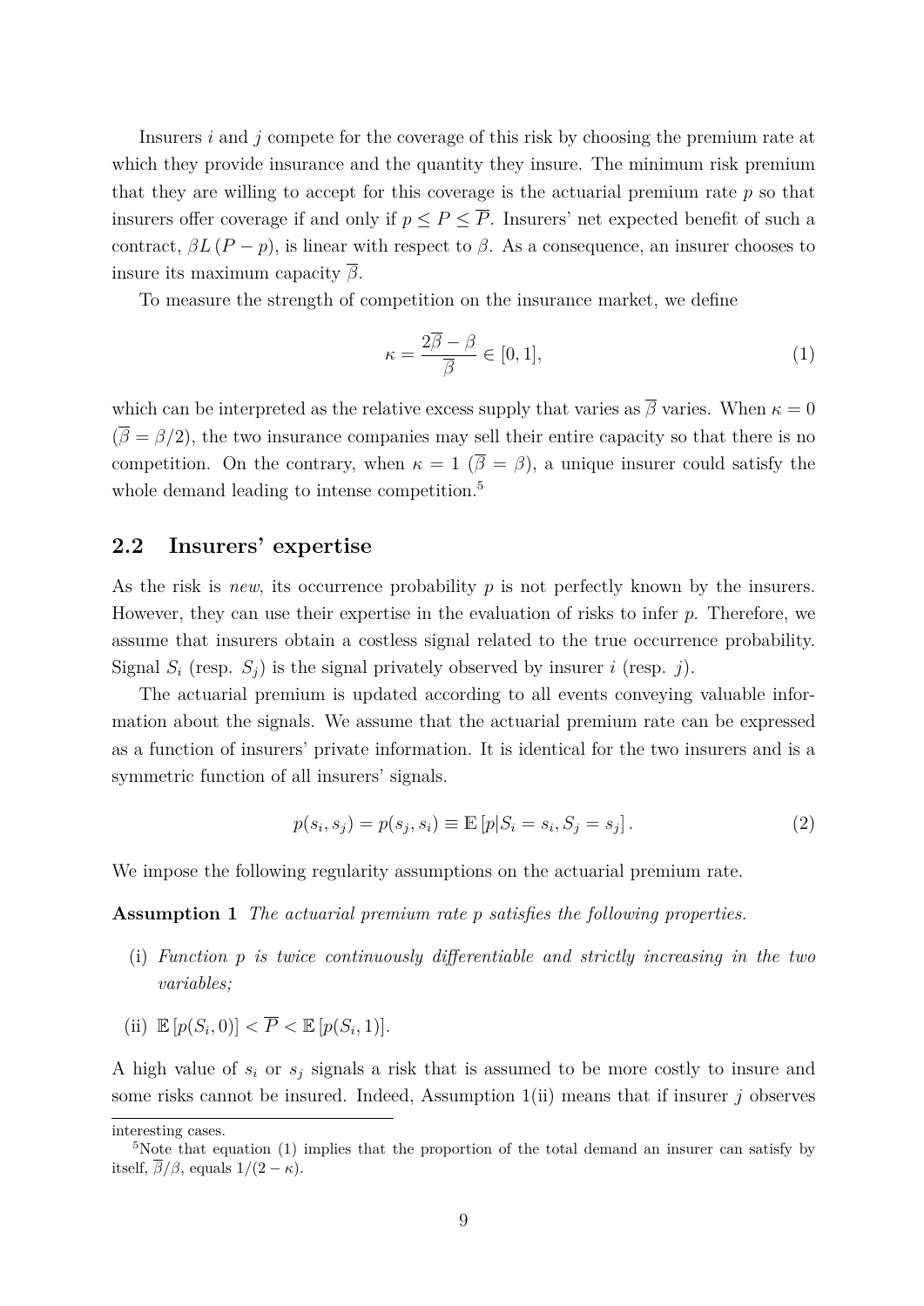Insurers $i$ and $j$ compete for the coverage of this risk by choosing the premium rate at which they provide insurance and the quantity they insure. The minimum risk premium that they are willing to accept for this coverage is the actuarial premium rate $p$ so that insurers offer coverage if and only if $p \leq P \leq \overline{P}$. Insurers' net expected benefit of such a contract, $\beta L(P-p)$, is linear with respect to $\beta$. As a consequence, an insurer chooses to insure its maximum capacity $\overline{\beta}$.

To measure the strength of competition on the insurance market, we define

$$\kappa = \frac{2\overline{\beta} - \beta}{\overline{\beta}} \in [0, 1], \tag{1}$$

which can be interpreted as the relative excess supply that varies as $\overline{\beta}$ varies. When $\kappa = 0$ ($\overline{\beta} = \beta/2$), the two insurance companies may sell their entire capacity so that there is no competition. On the contrary, when $\kappa = 1$ ($\overline{\beta} = \beta$), a unique insurer could satisfy the whole demand leading to intense competition.[5]

## 2.2 Insurers' expertise

As the risk is *new*, its occurrence probability $p$ is not perfectly known by the insurers. However, they can use their expertise in the evaluation of risks to infer $p$. Therefore, we assume that insurers obtain a costless signal related to the true occurrence probability. Signal $S_i$ (resp. $S_j$) is the signal privately observed by insurer $i$ (resp. $j$).

The actuarial premium is updated according to all events conveying valuable information about the signals. We assume that the actuarial premium rate can be expressed as a function of insurers' private information. It is identical for the two insurers and is a symmetric function of all insurers' signals.

$$p(s_i, s_j) = p(s_j, s_i) \equiv \mathbb{E}\left[p | S_i = s_i, S_j = s_j\right]. \tag{2}$$

We impose the following regularity assumptions on the actuarial premium rate.

**Assumption 1** *The actuarial premium rate $p$ satisfies the following properties.*

(i) *Function $p$ is twice continuously differentiable and strictly increasing in the two variables;*

(ii) $\mathbb{E}\left[p(S_i, 0)\right] < \overline{P} < \mathbb{E}\left[p(S_i, 1)\right]$.

A high value of $s_i$ or $s_j$ signals a risk that is assumed to be more costly to insure and some risks cannot be insured. Indeed, Assumption 1(ii) means that if insurer $j$ observes

interesting cases.

[5] Note that equation (1) implies that the proportion of the total demand an insurer can satisfy by itself, $\overline{\beta}/\beta$, equals $1/(2-\kappa)$.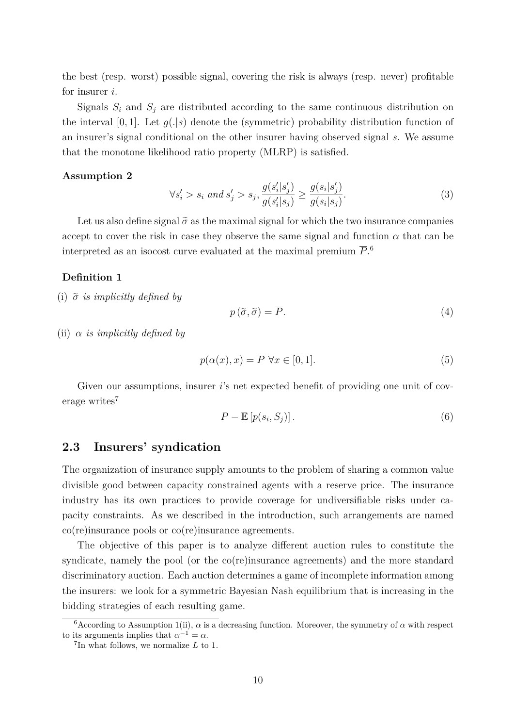the best (resp. worst) possible signal, covering the risk is always (resp. never) profitable for insurer $i$.

Signals $S_i$ and $S_j$ are distributed according to the same continuous distribution on the interval $[0, 1]$. Let $g(.|s)$ denote the (symmetric) probability distribution function of an insurer's signal conditional on the other insurer having observed signal $s$. We assume that the monotone likelihood ratio property (MLRP) is satisfied.

**Assumption 2**

$$\forall s_i' > s_i \text{ and } s_j' > s_j, \frac{g(s_i'|s_j')}{g(s_i'|s_j)} \geq \frac{g(s_i|s_j')}{g(s_i|s_j)}. \tag{3}$$

Let us also define signal $\widetilde{\sigma}$ as the maximal signal for which the two insurance companies accept to cover the risk in case they observe the same signal and function $\alpha$ that can be interpreted as an isocost curve evaluated at the maximal premium $\overline{P}$.[6]

**Definition 1**

(i) *$\widetilde{\sigma}$ is implicitly defined by*

$$p\left(\widetilde{\sigma}, \widetilde{\sigma}\right) = \overline{P}. \tag{4}$$

(ii) *$\alpha$ is implicitly defined by*

$$p(\alpha(x), x) = \overline{P} \;\; \forall x \in [0, 1]. \tag{5}$$

Given our assumptions, insurer $i$'s net expected benefit of providing one unit of coverage writes[7]

$$P - \mathbb{E}\left[p(s_i, S_j)\right]. \tag{6}$$

## 2.3 Insurers' syndication

The organization of insurance supply amounts to the problem of sharing a common value divisible good between capacity constrained agents with a reserve price. The insurance industry has its own practices to provide coverage for undiversifiable risks under capacity constraints. As we described in the introduction, such arrangements are named co(re)insurance pools or co(re)insurance agreements.

The objective of this paper is to analyze different auction rules to constitute the syndicate, namely the pool (or the co(re)insurance agreements) and the more standard discriminatory auction. Each auction determines a game of incomplete information among the insurers: we look for a symmetric Bayesian Nash equilibrium that is increasing in the bidding strategies of each resulting game.

---

[6] According to Assumption 1(ii), $\alpha$ is a decreasing function. Moreover, the symmetry of $\alpha$ with respect to its arguments implies that $\alpha^{-1} = \alpha$.

[7] In what follows, we normalize $L$ to 1.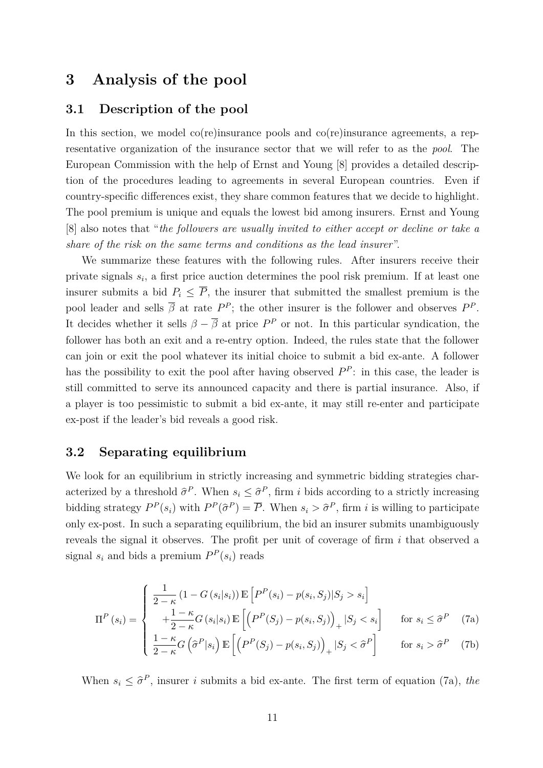# 3 Analysis of the pool

## 3.1 Description of the pool

In this section, we model co(re)insurance pools and co(re)insurance agreements, a representative organization of the insurance sector that we will refer to as the *pool*. The European Commission with the help of Ernst and Young [8] provides a detailed description of the procedures leading to agreements in several European countries. Even if country-specific differences exist, they share common features that we decide to highlight. The pool premium is unique and equals the lowest bid among insurers. Ernst and Young [8] also notes that "*the followers are usually invited to either accept or decline or take a share of the risk on the same terms and conditions as the lead insurer*".

We summarize these features with the following rules. After insurers receive their private signals $s_i$, a first price auction determines the pool risk premium. If at least one insurer submits a bid $P_i \leq \overline{P}$, the insurer that submitted the smallest premium is the pool leader and sells $\overline{\beta}$ at rate $P^P$; the other insurer is the follower and observes $P^P$. It decides whether it sells $\beta - \overline{\beta}$ at price $P^P$ or not. In this particular syndication, the follower has both an exit and a re-entry option. Indeed, the rules state that the follower can join or exit the pool whatever its initial choice to submit a bid ex-ante. A follower has the possibility to exit the pool after having observed $P^P$: in this case, the leader is still committed to serve its announced capacity and there is partial insurance. Also, if a player is too pessimistic to submit a bid ex-ante, it may still re-enter and participate ex-post if the leader's bid reveals a good risk.

## 3.2 Separating equilibrium

We look for an equilibrium in strictly increasing and symmetric bidding strategies characterized by a threshold $\widehat{\sigma}^P$. When $s_i \leq \widehat{\sigma}^P$, firm $i$ bids according to a strictly increasing bidding strategy $P^P(s_i)$ with $P^P(\widehat{\sigma}^P) = \overline{P}$. When $s_i > \widehat{\sigma}^P$, firm $i$ is willing to participate only ex-post. In such a separating equilibrium, the bid an insurer submits unambiguously reveals the signal it observes. The profit per unit of coverage of firm $i$ that observed a signal $s_i$ and bids a premium $P^P(s_i)$ reads

$$
\Pi^P(s_i) = \begin{cases} \dfrac{1}{2-\kappa}\left(1 - G(s_i|s_i)\right)\mathbb{E}\left[P^P(s_i) - p(s_i, S_j)|S_j > s_i\right] \\ \quad + \dfrac{1-\kappa}{2-\kappa} G(s_i|s_i)\, \mathbb{E}\left[\left(P^P(S_j) - p(s_i, S_j)\right)_+ |S_j < s_i\right] & \text{for } s_i \leq \widehat{\sigma}^P \quad \text{(7a)} \\ \dfrac{1-\kappa}{2-\kappa} G\left(\widehat{\sigma}^P|s_i\right)\mathbb{E}\left[\left(P^P(S_j) - p(s_i, S_j)\right)_+ |S_j < \widehat{\sigma}^P\right] & \text{for } s_i > \widehat{\sigma}^P \quad \text{(7b)} \end{cases}
$$

When $s_i \leq \widehat{\sigma}^P$, insurer $i$ submits a bid ex-ante. The first term of equation (7a), *the*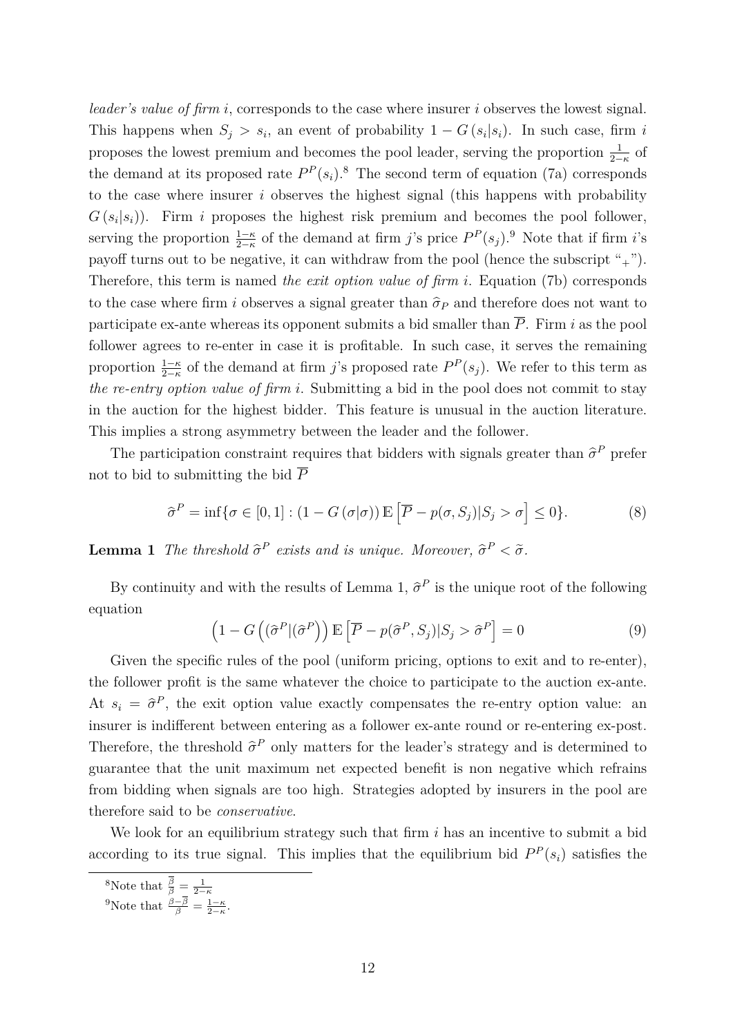*leader's value of firm i*, corresponds to the case where insurer $i$ observes the lowest signal. This happens when $S_j > s_i$, an event of probability $1 - G(s_i|s_i)$. In such case, firm $i$ proposes the lowest premium and becomes the pool leader, serving the proportion $\frac{1}{2-\kappa}$ of the demand at its proposed rate $P^P(s_i)$.[8] The second term of equation (7a) corresponds to the case where insurer $i$ observes the highest signal (this happens with probability $G(s_i|s_i)$). Firm $i$ proposes the highest risk premium and becomes the pool follower, serving the proportion $\frac{1-\kappa}{2-\kappa}$ of the demand at firm $j$'s price $P^P(s_j)$.[9] Note that if firm $i$'s payoff turns out to be negative, it can withdraw from the pool (hence the subscript "$_+$"). Therefore, this term is named *the exit option value of firm i*. Equation (7b) corresponds to the case where firm $i$ observes a signal greater than $\widehat{\sigma}_P$ and therefore does not want to participate ex-ante whereas its opponent submits a bid smaller than $\overline{P}$. Firm $i$ as the pool follower agrees to re-enter in case it is profitable. In such case, it serves the remaining proportion $\frac{1-\kappa}{2-\kappa}$ of the demand at firm $j$'s proposed rate $P^P(s_j)$. We refer to this term as *the re-entry option value of firm i*. Submitting a bid in the pool does not commit to stay in the auction for the highest bidder. This feature is unusual in the auction literature. This implies a strong asymmetry between the leader and the follower.

The participation constraint requires that bidders with signals greater than $\widehat{\sigma}^P$ prefer not to bid to submitting the bid $\overline{P}$

$$\widehat{\sigma}^P = \inf\{\sigma \in [0,1] : (1 - G(\sigma|\sigma))\, \mathbb{E}\left[\overline{P} - p(\sigma, S_j)|S_j > \sigma\right] \leq 0\}. \tag{8}$$

**Lemma 1** *The threshold $\widehat{\sigma}^P$ exists and is unique. Moreover, $\widehat{\sigma}^P < \widetilde{\sigma}$.*

By continuity and with the results of Lemma 1, $\widehat{\sigma}^P$ is the unique root of the following equation

$$\left(1 - G\left((\widehat{\sigma}^P|(\widehat{\sigma}^P\right)\right) \mathbb{E}\left[\overline{P} - p(\widehat{\sigma}^P, S_j)|S_j > \widehat{\sigma}^P\right] = 0 \tag{9}$$

Given the specific rules of the pool (uniform pricing, options to exit and to re-enter), the follower profit is the same whatever the choice to participate to the auction ex-ante. At $s_i = \widehat{\sigma}^P$, the exit option value exactly compensates the re-entry option value: an insurer is indifferent between entering as a follower ex-ante round or re-entering ex-post. Therefore, the threshold $\widehat{\sigma}^P$ only matters for the leader's strategy and is determined to guarantee that the unit maximum net expected benefit is non negative which refrains from bidding when signals are too high. Strategies adopted by insurers in the pool are therefore said to be *conservative*.

We look for an equilibrium strategy such that firm $i$ has an incentive to submit a bid according to its true signal. This implies that the equilibrium bid $P^P(s_i)$ satisfies the

[8] Note that $\frac{\overline{\beta}}{\beta} = \frac{1}{2-\kappa}$

[9] Note that $\frac{\beta - \overline{\beta}}{\beta} = \frac{1-\kappa}{2-\kappa}$.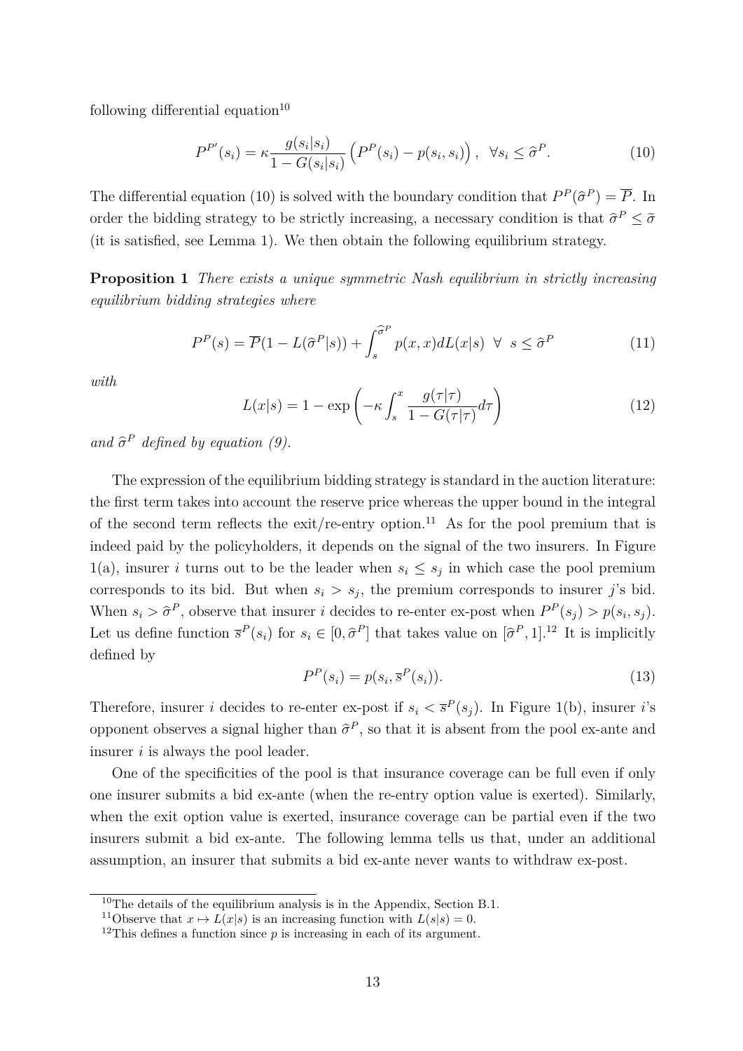following differential equation[10]

$$P^{P'}(s_i) = \kappa \frac{g(s_i|s_i)}{1 - G(s_i|s_i)} \left( P^P(s_i) - p(s_i, s_i) \right), \ \ \forall s_i \leq \widehat{\sigma}^P. \tag{10}$$

The differential equation (10) is solved with the boundary condition that $P^P(\widehat{\sigma}^P) = \overline{P}$. In order the bidding strategy to be strictly increasing, a necessary condition is that $\widehat{\sigma}^P \leq \widetilde{\sigma}$ (it is satisfied, see Lemma 1). We then obtain the following equilibrium strategy.

**Proposition 1** *There exists a unique symmetric Nash equilibrium in strictly increasing equilibrium bidding strategies where*

$$P^P(s) = \overline{P}(1 - L(\widehat{\sigma}^P|s)) + \int_s^{\widehat{\sigma}^P} p(x, x) dL(x|s) \ \ \forall \ \ s \leq \widehat{\sigma}^P \tag{11}$$

*with*

$$L(x|s) = 1 - \exp\left( -\kappa \int_s^x \frac{g(\tau|\tau)}{1 - G(\tau|\tau)} d\tau \right) \tag{12}$$

*and* $\widehat{\sigma}^P$ *defined by equation (9).*

The expression of the equilibrium bidding strategy is standard in the auction literature: the first term takes into account the reserve price whereas the upper bound in the integral of the second term reflects the exit/re-entry option.[11] As for the pool premium that is indeed paid by the policyholders, it depends on the signal of the two insurers. In Figure 1(a), insurer $i$ turns out to be the leader when $s_i \leq s_j$ in which case the pool premium corresponds to its bid. But when $s_i > s_j$, the premium corresponds to insurer $j$'s bid. When $s_i > \widehat{\sigma}^P$, observe that insurer $i$ decides to re-enter ex-post when $P^P(s_j) > p(s_i, s_j)$. Let us define function $\overline{s}^P(s_i)$ for $s_i \in [0, \widehat{\sigma}^P]$ that takes value on $[\widehat{\sigma}^P, 1]$.[12] It is implicitly defined by

$$P^P(s_i) = p(s_i, \overline{s}^P(s_i)). \tag{13}$$

Therefore, insurer $i$ decides to re-enter ex-post if $s_i < \overline{s}^P(s_j)$. In Figure 1(b), insurer $i$'s opponent observes a signal higher than $\widehat{\sigma}^P$, so that it is absent from the pool ex-ante and insurer $i$ is always the pool leader.

One of the specificities of the pool is that insurance coverage can be full even if only one insurer submits a bid ex-ante (when the re-entry option value is exerted). Similarly, when the exit option value is exerted, insurance coverage can be partial even if the two insurers submit a bid ex-ante. The following lemma tells us that, under an additional assumption, an insurer that submits a bid ex-ante never wants to withdraw ex-post.

---

[10] The details of the equilibrium analysis is in the Appendix, Section B.1.

[11] Observe that $x \mapsto L(x|s)$ is an increasing function with $L(s|s) = 0$.

[12] This defines a function since $p$ is increasing in each of its argument.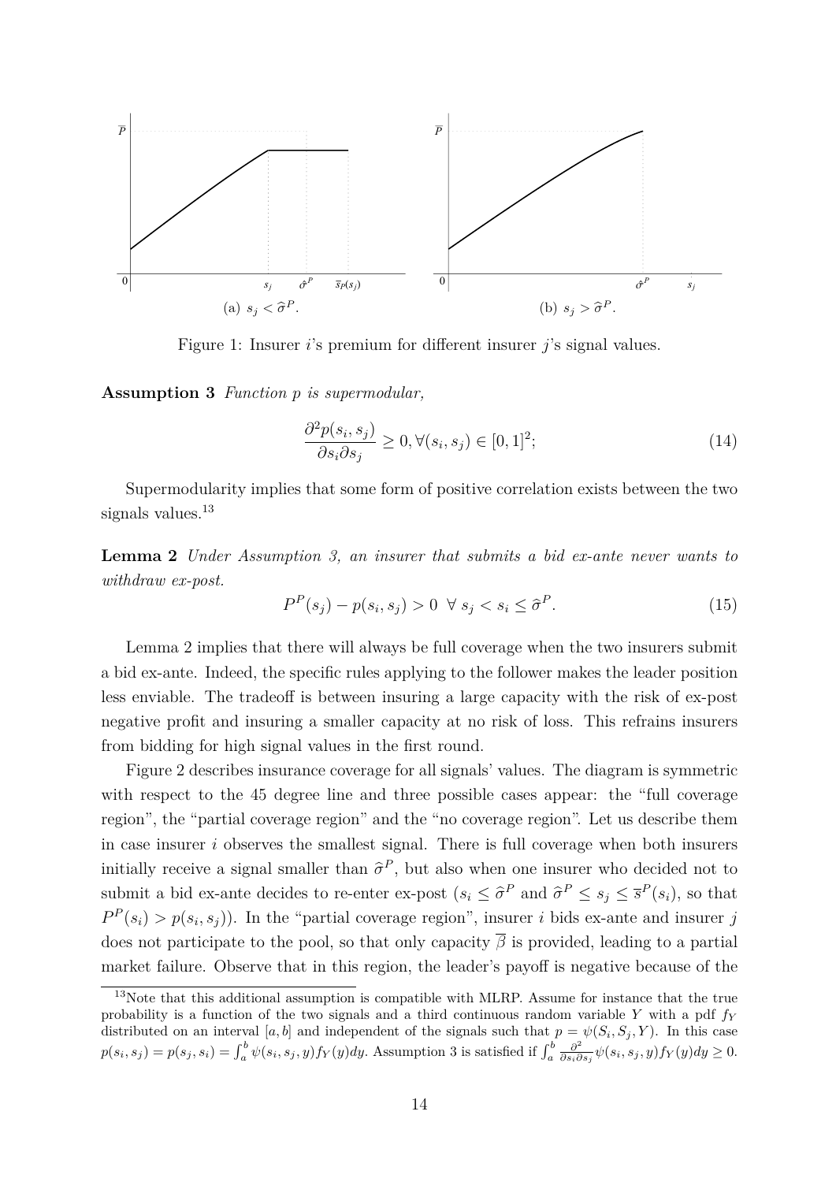(a) $s_j < \widehat{\sigma}^P$.

(b) $s_j > \widehat{\sigma}^P$.

Figure 1: Insurer $i$'s premium for different insurer $j$'s signal values.

**Assumption 3** *Function $p$ is supermodular,*

$$\frac{\partial^2 p(s_i, s_j)}{\partial s_i \partial s_j} \geq 0, \forall (s_i, s_j) \in [0,1]^2; \tag{14}$$

Supermodularity implies that some form of positive correlation exists between the two signals values.[13]

**Lemma 2** *Under Assumption 3, an insurer that submits a bid ex-ante never wants to withdraw ex-post.*

$$P^P(s_j) - p(s_i, s_j) > 0 \;\; \forall \; s_j < s_i \leq \widehat{\sigma}^P. \tag{15}$$

Lemma 2 implies that there will always be full coverage when the two insurers submit a bid ex-ante. Indeed, the specific rules applying to the follower makes the leader position less enviable. The tradeoff is between insuring a large capacity with the risk of ex-post negative profit and insuring a smaller capacity at no risk of loss. This refrains insurers from bidding for high signal values in the first round.

Figure 2 describes insurance coverage for all signals' values. The diagram is symmetric with respect to the 45 degree line and three possible cases appear: the "full coverage region", the "partial coverage region" and the "no coverage region". Let us describe them in case insurer $i$ observes the smallest signal. There is full coverage when both insurers initially receive a signal smaller than $\widehat{\sigma}^P$, but also when one insurer who decided not to submit a bid ex-ante decides to re-enter ex-post ($s_i \leq \widehat{\sigma}^P$ and $\widehat{\sigma}^P \leq s_j \leq \overline{s}^P(s_i)$, so that $P^P(s_i) > p(s_i, s_j)$). In the "partial coverage region", insurer $i$ bids ex-ante and insurer $j$ does not participate to the pool, so that only capacity $\overline{\beta}$ is provided, leading to a partial market failure. Observe that in this region, the leader's payoff is negative because of the

[13] Note that this additional assumption is compatible with MLRP. Assume for instance that the true probability is a function of the two signals and a third continuous random variable $Y$ with a pdf $f_Y$ distributed on an interval $[a, b]$ and independent of the signals such that $p = \psi(S_i, S_j, Y)$. In this case $p(s_i, s_j) = p(s_j, s_i) = \int_a^b \psi(s_i, s_j, y) f_Y(y) dy$. Assumption 3 is satisfied if $\int_a^b \frac{\partial^2}{\partial s_i \partial s_j} \psi(s_i, s_j, y) f_Y(y) dy \geq 0$.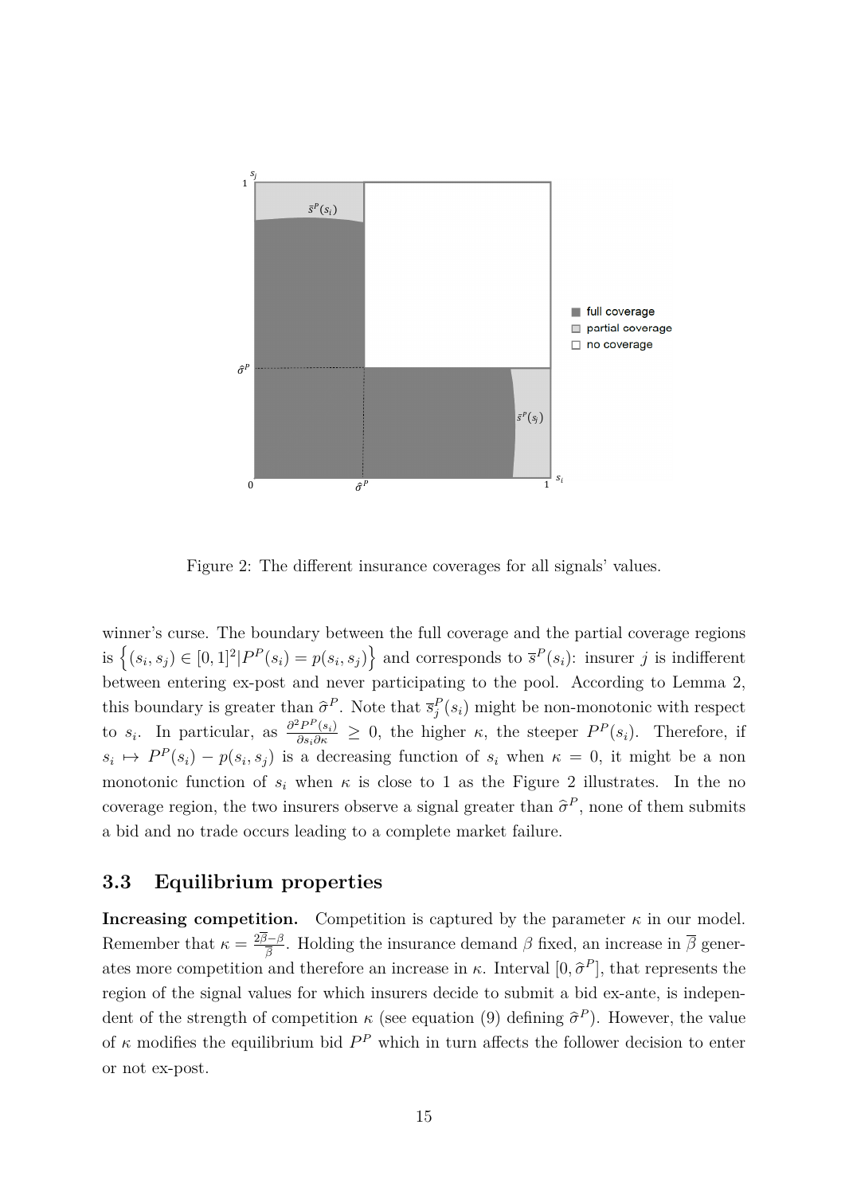Figure 2: The different insurance coverages for all signals' values.

winner's curse. The boundary between the full coverage and the partial coverage regions is $\left\{(s_i, s_j) \in [0,1]^2 | P^P(s_i) = p(s_i, s_j)\right\}$ and corresponds to $\overline{s}^P(s_i)$: insurer $j$ is indifferent between entering ex-post and never participating to the pool. According to Lemma 2, this boundary is greater than $\widehat{\sigma}^P$. Note that $\overline{s}_j^P(s_i)$ might be non-monotonic with respect to $s_i$. In particular, as $\frac{\partial^2 P^P(s_i)}{\partial s_i \partial \kappa} \geq 0$, the higher $\kappa$, the steeper $P^P(s_i)$. Therefore, if $s_i \mapsto P^P(s_i) - p(s_i, s_j)$ is a decreasing function of $s_i$ when $\kappa = 0$, it might be a non monotonic function of $s_i$ when $\kappa$ is close to 1 as the Figure 2 illustrates. In the no coverage region, the two insurers observe a signal greater than $\widehat{\sigma}^P$, none of them submits a bid and no trade occurs leading to a complete market failure.

### 3.3 Equilibrium properties

**Increasing competition.** Competition is captured by the parameter $\kappa$ in our model. Remember that $\kappa = \frac{2\overline{\beta}-\beta}{\overline{\beta}}$. Holding the insurance demand $\beta$ fixed, an increase in $\overline{\beta}$ generates more competition and therefore an increase in $\kappa$. Interval $[0, \widehat{\sigma}^P]$, that represents the region of the signal values for which insurers decide to submit a bid ex-ante, is independent of the strength of competition $\kappa$ (see equation (9) defining $\widehat{\sigma}^P$). However, the value of $\kappa$ modifies the equilibrium bid $P^P$ which in turn affects the follower decision to enter or not ex-post.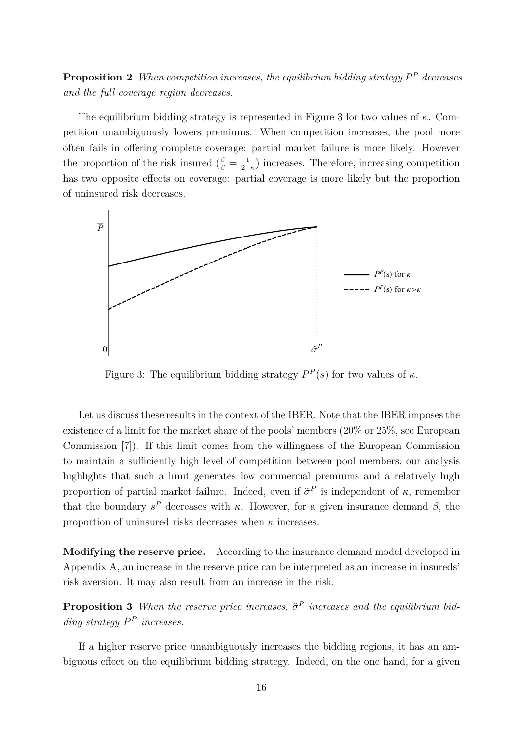**Proposition 2** *When competition increases, the equilibrium bidding strategy $P^P$ decreases and the full coverage region decreases.*

The equilibrium bidding strategy is represented in Figure 3 for two values of $\kappa$. Competition unambiguously lowers premiums. When competition increases, the pool more often fails in offering complete coverage: partial market failure is more likely. However the proportion of the risk insured ($\frac{\bar{\beta}}{\beta} = \frac{1}{2-\kappa}$) increases. Therefore, increasing competition has two opposite effects on coverage: partial coverage is more likely but the proportion of uninsured risk decreases.

Figure 3: The equilibrium bidding strategy $P^P(s)$ for two values of $\kappa$.

Let us discuss these results in the context of the IBER. Note that the IBER imposes the existence of a limit for the market share of the pools' members (20% or 25%, see European Commission [7]). If this limit comes from the willingness of the European Commission to maintain a sufficiently high level of competition between pool members, our analysis highlights that such a limit generates low commercial premiums and a relatively high proportion of partial market failure. Indeed, even if $\widehat{\sigma}^P$ is independent of $\kappa$, remember that the boundary $s^P$ decreases with $\kappa$. However, for a given insurance demand $\beta$, the proportion of uninsured risks decreases when $\kappa$ increases.

**Modifying the reserve price.** According to the insurance demand model developed in Appendix A, an increase in the reserve price can be interpreted as an increase in insureds' risk aversion. It may also result from an increase in the risk.

**Proposition 3** *When the reserve price increases, $\widehat{\sigma}^P$ increases and the equilibrium bidding strategy $P^P$ increases.*

If a higher reserve price unambiguously increases the bidding regions, it has an ambiguous effect on the equilibrium bidding strategy. Indeed, on the one hand, for a given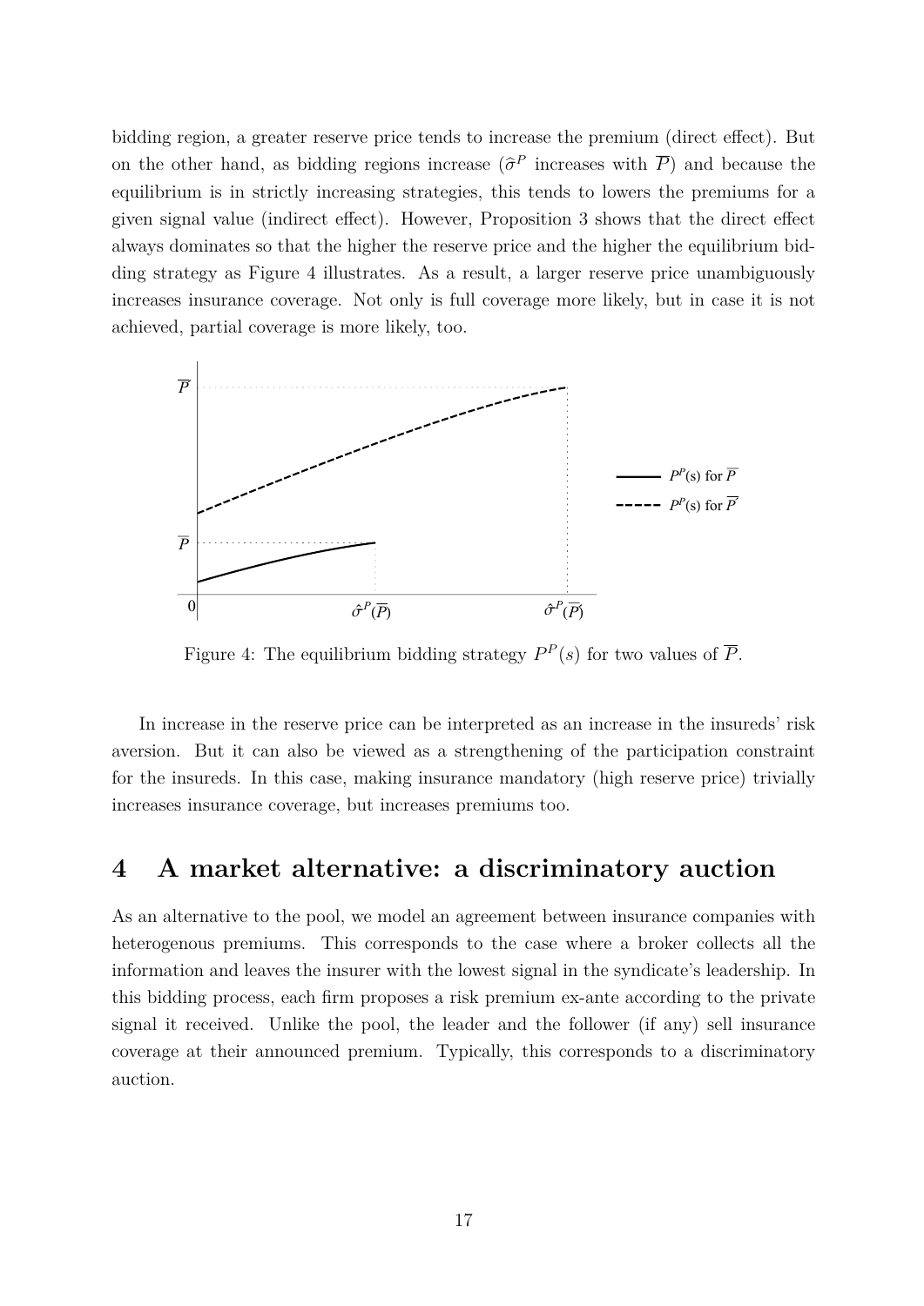bidding region, a greater reserve price tends to increase the premium (direct effect). But on the other hand, as bidding regions increase ($\hat{\sigma}^P$ increases with $\overline{P}$) and because the equilibrium is in strictly increasing strategies, this tends to lowers the premiums for a given signal value (indirect effect). However, Proposition 3 shows that the direct effect always dominates so that the higher the reserve price and the higher the equilibrium bidding strategy as Figure 4 illustrates. As a result, a larger reserve price unambiguously increases insurance coverage. Not only is full coverage more likely, but in case it is not achieved, partial coverage is more likely, too.

Figure 4: The equilibrium bidding strategy $P^P(s)$ for two values of $\overline{P}$.

In increase in the reserve price can be interpreted as an increase in the insureds' risk aversion. But it can also be viewed as a strengthening of the participation constraint for the insureds. In this case, making insurance mandatory (high reserve price) trivially increases insurance coverage, but increases premiums too.

# 4 A market alternative: a discriminatory auction

As an alternative to the pool, we model an agreement between insurance companies with heterogenous premiums. This corresponds to the case where a broker collects all the information and leaves the insurer with the lowest signal in the syndicate's leadership. In this bidding process, each firm proposes a risk premium ex-ante according to the private signal it received. Unlike the pool, the leader and the follower (if any) sell insurance coverage at their announced premium. Typically, this corresponds to a discriminatory auction.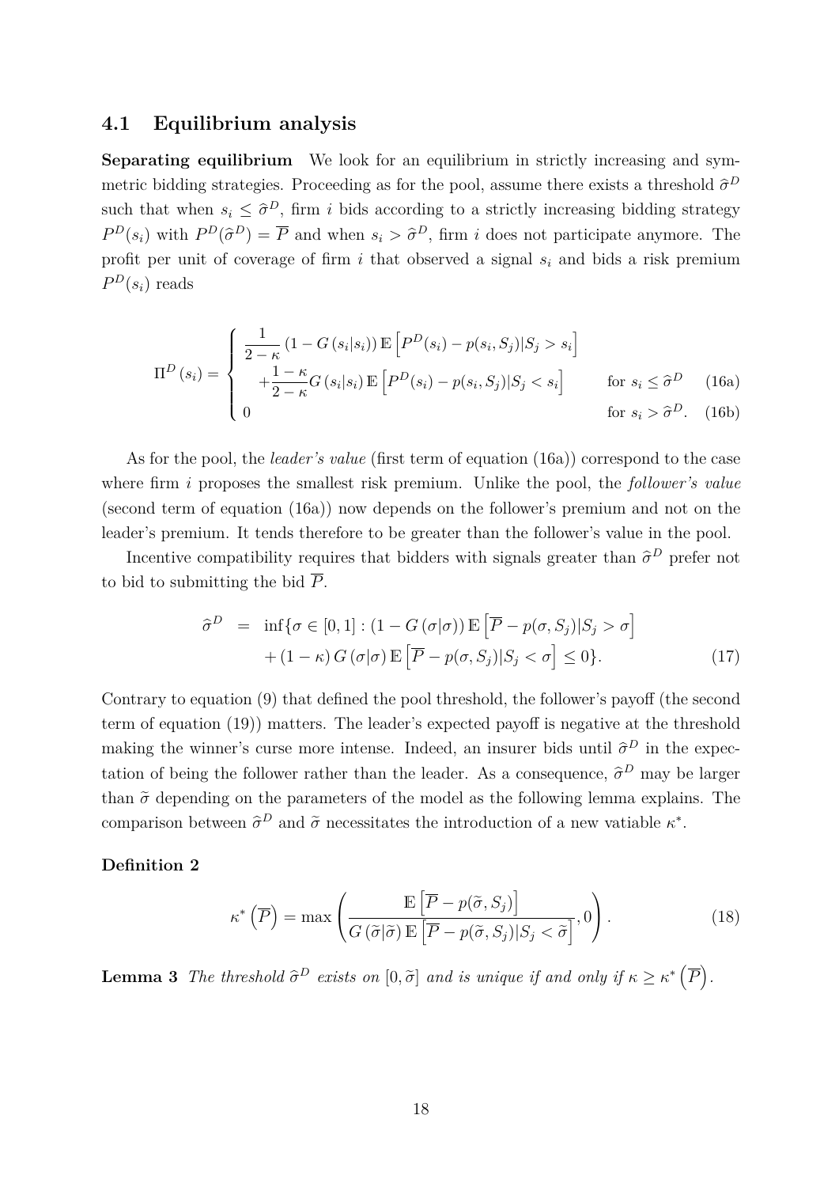### 4.1 Equilibrium analysis

**Separating equilibrium** We look for an equilibrium in strictly increasing and symmetric bidding strategies. Proceeding as for the pool, assume there exists a threshold $\widehat{\sigma}^D$ such that when $s_i \leq \widehat{\sigma}^D$, firm $i$ bids according to a strictly increasing bidding strategy $P^D(s_i)$ with $P^D(\widehat{\sigma}^D) = \overline{P}$ and when $s_i > \widehat{\sigma}^D$, firm $i$ does not participate anymore. The profit per unit of coverage of firm $i$ that observed a signal $s_i$ and bids a risk premium $P^D(s_i)$ reads

$$
\Pi^D(s_i) = \begin{cases} \dfrac{1}{2-\kappa}\left(1 - G(s_i|s_i)\right) \mathbb{E}\left[P^D(s_i) - p(s_i, S_j)|S_j > s_i\right] & \\ \quad + \dfrac{1-\kappa}{2-\kappa} G(s_i|s_i)\, \mathbb{E}\left[P^D(s_i) - p(s_i, S_j)|S_j < s_i\right] & \text{for } s_i \leq \widehat{\sigma}^D \quad \text{(16a)} \\ 0 & \text{for } s_i > \widehat{\sigma}^D. \quad \text{(16b)} \end{cases}
$$

As for the pool, the *leader's value* (first term of equation (16a)) correspond to the case where firm $i$ proposes the smallest risk premium. Unlike the pool, the *follower's value* (second term of equation (16a)) now depends on the follower's premium and not on the leader's premium. It tends therefore to be greater than the follower's value in the pool.

Incentive compatibility requires that bidders with signals greater than $\widehat{\sigma}^D$ prefer not to bid to submitting the bid $\overline{P}$.

$$
\begin{aligned}
\widehat{\sigma}^D &= \inf\{\sigma \in [0,1] : \left(1 - G(\sigma|\sigma)\right) \mathbb{E}\left[\overline{P} - p(\sigma, S_j)|S_j > \sigma\right] \\
&\quad + (1-\kappa)\, G(\sigma|\sigma)\, \mathbb{E}\left[\overline{P} - p(\sigma, S_j)|S_j < \sigma\right] \leq 0\}. \qquad (17)
\end{aligned}
$$

Contrary to equation (9) that defined the pool threshold, the follower's payoff (the second term of equation (19)) matters. The leader's expected payoff is negative at the threshold making the winner's curse more intense. Indeed, an insurer bids until $\widehat{\sigma}^D$ in the expectation of being the follower rather than the leader. As a consequence, $\widehat{\sigma}^D$ may be larger than $\widetilde{\sigma}$ depending on the parameters of the model as the following lemma explains. The comparison between $\widehat{\sigma}^D$ and $\widetilde{\sigma}$ necessitates the introduction of a new vatiable $\kappa^*$.

**Definition 2**

$$
\kappa^*\left(\overline{P}\right) = \max\left(\frac{\mathbb{E}\left[\overline{P} - p(\widetilde{\sigma}, S_j)\right]}{G(\widetilde{\sigma}|\widetilde{\sigma})\, \mathbb{E}\left[\overline{P} - p(\widetilde{\sigma}, S_j)|S_j < \widetilde{\sigma}\right]}, 0\right). \qquad (18)
$$

**Lemma 3** *The threshold $\widehat{\sigma}^D$ exists on $[0, \widetilde{\sigma}]$ and is unique if and only if $\kappa \geq \kappa^*\left(\overline{P}\right)$.*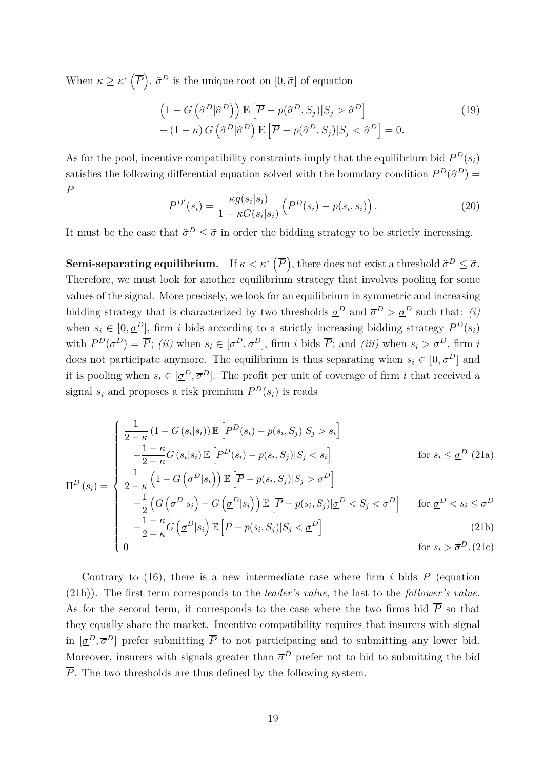When $\kappa \geq \kappa^*\left(\overline{P}\right)$, $\widehat{\sigma}^D$ is the unique root on $[0, \widetilde{\sigma}]$ of equation

$$
\begin{aligned}
&\left(1 - G\left(\widehat{\sigma}^D|\widehat{\sigma}^D\right)\right) \mathbb{E}\left[\overline{P} - p(\widehat{\sigma}^D, S_j)|S_j > \widehat{\sigma}^D\right] \\
&+ (1-\kappa)\, G\left(\widehat{\sigma}^D|\widehat{\sigma}^D\right) \mathbb{E}\left[\overline{P} - p(\widehat{\sigma}^D, S_j)|S_j < \widehat{\sigma}^D\right] = 0.
\end{aligned} \tag{19}
$$

As for the pool, incentive compatibility constraints imply that the equilibrium bid $P^D(s_i)$ satisfies the following differential equation solved with the boundary condition $P^D(\widehat{\sigma}^D) = \overline{P}$

$$
P^{D'}(s_i) = \frac{\kappa g(s_i|s_i)}{1 - \kappa G(s_i|s_i)} \left(P^D(s_i) - p(s_i, s_i)\right). \tag{20}
$$

It must be the case that $\widehat{\sigma}^D \leq \widetilde{\sigma}$ in order the bidding strategy to be strictly increasing.

**Semi-separating equilibrium.** If $\kappa < \kappa^*\left(\overline{P}\right)$, there does not exist a threshold $\widehat{\sigma}^D \leq \widetilde{\sigma}$. Therefore, we must look for another equilibrium strategy that involves pooling for some values of the signal. More precisely, we look for an equilibrium in symmetric and increasing bidding strategy that is characterized by two thresholds $\underline{\sigma}^D$ and $\overline{\sigma}^D > \underline{\sigma}^D$ such that: *(i)* when $s_i \in [0, \underline{\sigma}^D]$, firm $i$ bids according to a strictly increasing bidding strategy $P^D(s_i)$ with $P^D(\underline{\sigma}^D) = \overline{P}$; *(ii)* when $s_i \in [\underline{\sigma}^D, \overline{\sigma}^D]$, firm $i$ bids $\overline{P}$; and *(iii)* when $s_i > \overline{\sigma}^D$, firm $i$ does not participate anymore. The equilibrium is thus separating when $s_i \in [0, \underline{\sigma}^D]$ and it is pooling when $s_i \in [\underline{\sigma}^D, \overline{\sigma}^D]$. The profit per unit of coverage of firm $i$ that received a signal $s_i$ and proposes a risk premium $P^D(s_i)$ is reads

$$
\Pi^D(s_i) = \begin{cases}
\dfrac{1}{2-\kappa}\left(1 - G(s_i|s_i)\right) \mathbb{E}\left[P^D(s_i) - p(s_i, S_j)|S_j > s_i\right] & \\
\quad + \dfrac{1-\kappa}{2-\kappa} G(s_i|s_i)\, \mathbb{E}\left[P^D(s_i) - p(s_i, S_j)|S_j < s_i\right] & \text{for } s_i \leq \underline{\sigma}^D \quad \text{(21a)} \\
\dfrac{1}{2-\kappa}\left(1 - G\left(\overline{\sigma}^D|s_i\right)\right) \mathbb{E}\left[\overline{P} - p(s_i, S_j)|S_j > \overline{\sigma}^D\right] & \\
\quad + \dfrac{1}{2}\left(G\left(\overline{\sigma}^D|s_i\right) - G\left(\underline{\sigma}^D|s_i\right)\right) \mathbb{E}\left[\overline{P} - p(s_i, S_j)|\underline{\sigma}^D < S_j < \overline{\sigma}^D\right] & \text{for } \underline{\sigma}^D < s_i \leq \overline{\sigma}^D \\
\quad + \dfrac{1-\kappa}{2-\kappa} G\left(\underline{\sigma}^D|s_i\right) \mathbb{E}\left[\overline{P} - p(s_i, S_j)|S_j < \underline{\sigma}^D\right] & \text{(21b)} \\
0 & \text{for } s_i > \overline{\sigma}^D. \text{ (21c)}
\end{cases}
$$

Contrary to (16), there is a new intermediate case where firm $i$ bids $\overline{P}$ (equation (21b)). The first term corresponds to the *leader's value*, the last to the *follower's value*. As for the second term, it corresponds to the case where the two firms bid $\overline{P}$ so that they equally share the market. Incentive compatibility requires that insurers with signal in $[\underline{\sigma}^D, \overline{\sigma}^D]$ prefer submitting $\overline{P}$ to not participating and to submitting any lower bid. Moreover, insurers with signals greater than $\overline{\sigma}^D$ prefer not to bid to submitting the bid $\overline{P}$. The two thresholds are thus defined by the following system.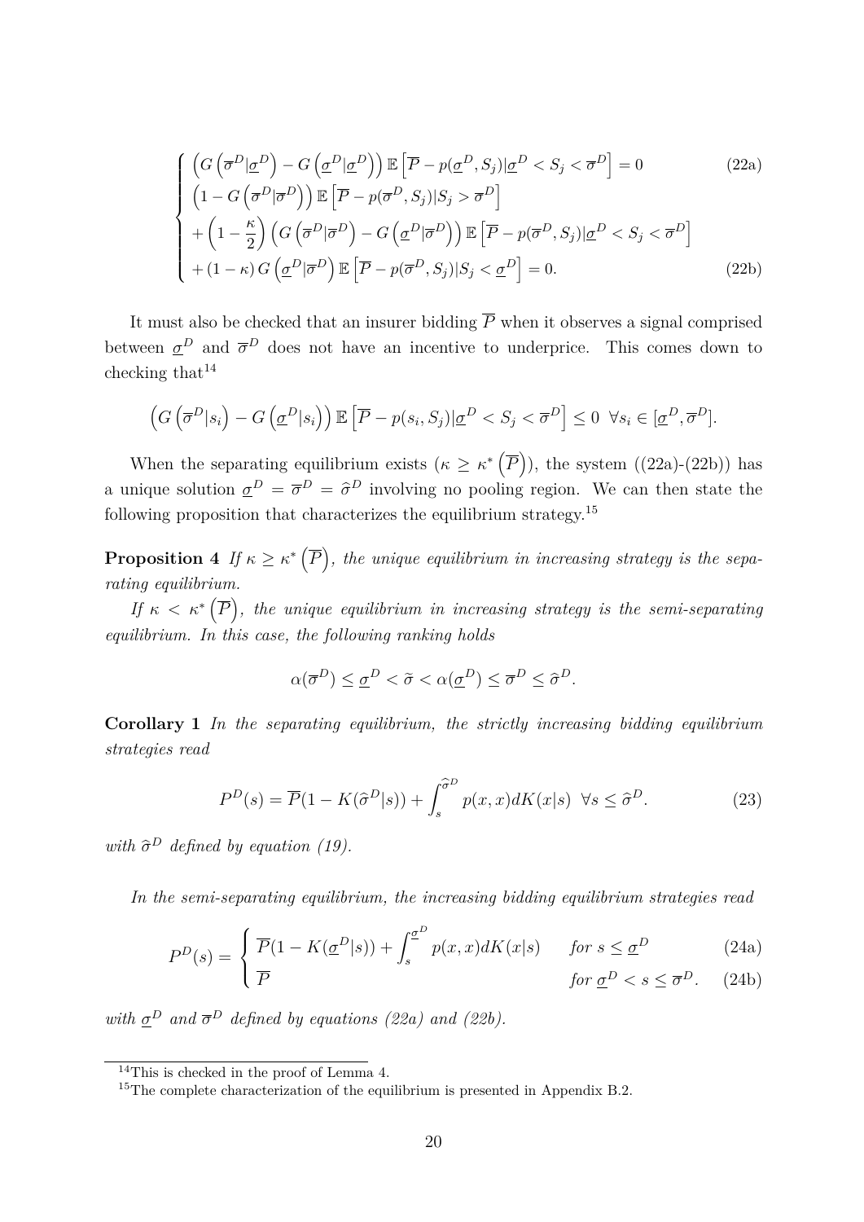$$
\begin{cases}
\left(G\left(\overline{\sigma}^D|\underline{\sigma}^D\right) - G\left(\underline{\sigma}^D|\underline{\sigma}^D\right)\right)\mathbb{E}\left[\overline{P} - p(\underline{\sigma}^D, S_j)|\underline{\sigma}^D < S_j < \overline{\sigma}^D\right] = 0 & \text{(22a)} \\
\left(1 - G\left(\overline{\sigma}^D|\overline{\sigma}^D\right)\right)\mathbb{E}\left[\overline{P} - p(\overline{\sigma}^D, S_j)|S_j > \overline{\sigma}^D\right] & \\
+\left(1 - \frac{\kappa}{2}\right)\left(G\left(\overline{\sigma}^D|\overline{\sigma}^D\right) - G\left(\underline{\sigma}^D|\overline{\sigma}^D\right)\right)\mathbb{E}\left[\overline{P} - p(\overline{\sigma}^D, S_j)|\underline{\sigma}^D < S_j < \overline{\sigma}^D\right] & \\
+(1-\kappa)\,G\left(\underline{\sigma}^D|\overline{\sigma}^D\right)\mathbb{E}\left[\overline{P} - p(\overline{\sigma}^D, S_j)|S_j < \underline{\sigma}^D\right] = 0. & \text{(22b)}
\end{cases}
$$

It must also be checked that an insurer bidding $\overline{P}$ when it observes a signal comprised between $\underline{\sigma}^D$ and $\overline{\sigma}^D$ does not have an incentive to underprice. This comes down to checking that[14]

$$
\left(G\left(\overline{\sigma}^D|s_i\right) - G\left(\underline{\sigma}^D|s_i\right)\right)\mathbb{E}\left[\overline{P} - p(s_i, S_j)|\underline{\sigma}^D < S_j < \overline{\sigma}^D\right] \leq 0 \ \ \forall s_i \in [\underline{\sigma}^D, \overline{\sigma}^D].
$$

When the separating equilibrium exists ($\kappa \geq \kappa^*\left(\overline{P}\right)$), the system ((22a)-(22b)) has a unique solution $\underline{\sigma}^D = \overline{\sigma}^D = \widehat{\sigma}^D$ involving no pooling region. We can then state the following proposition that characterizes the equilibrium strategy.[15]

**Proposition 4** *If $\kappa \geq \kappa^*\left(\overline{P}\right)$, the unique equilibrium in increasing strategy is the separating equilibrium.*

*If $\kappa < \kappa^*\left(\overline{P}\right)$, the unique equilibrium in increasing strategy is the semi-separating equilibrium. In this case, the following ranking holds*

$$
\alpha(\overline{\sigma}^D) \leq \underline{\sigma}^D < \widetilde{\sigma} < \alpha(\underline{\sigma}^D) \leq \overline{\sigma}^D \leq \widehat{\sigma}^D.
$$

**Corollary 1** *In the separating equilibrium, the strictly increasing bidding equilibrium strategies read*

$$
P^D(s) = \overline{P}(1 - K(\widehat{\sigma}^D|s)) + \int_s^{\widehat{\sigma}^D} p(x,x)dK(x|s) \ \ \forall s \leq \widehat{\sigma}^D. \tag{23}
$$

*with $\widehat{\sigma}^D$ defined by equation (19).*

*In the semi-separating equilibrium, the increasing bidding equilibrium strategies read*

$$
P^D(s) = \begin{cases}
\overline{P}(1 - K(\underline{\sigma}^D|s)) + \int_s^{\underline{\sigma}^D} p(x,x)dK(x|s) & \text{for } s \leq \underline{\sigma}^D \quad \text{(24a)} \\
\overline{P} & \text{for } \underline{\sigma}^D < s \leq \overline{\sigma}^D. \quad \text{(24b)}
\end{cases}
$$

*with $\underline{\sigma}^D$ and $\overline{\sigma}^D$ defined by equations (22a) and (22b).*

---

[14] This is checked in the proof of Lemma 4.

[15] The complete characterization of the equilibrium is presented in Appendix B.2.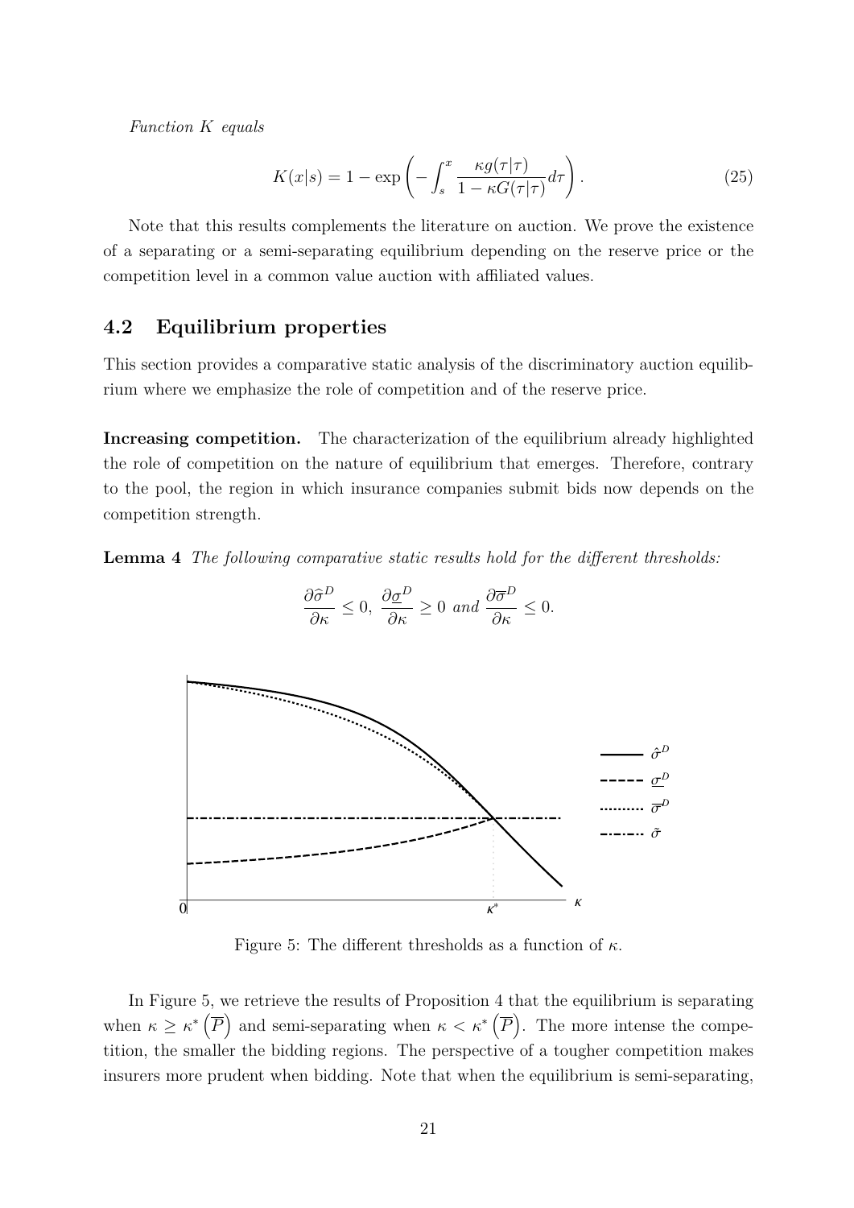*Function $K$ equals*

$$K(x|s) = 1 - \exp\left(-\int_s^x \frac{\kappa g(\tau|\tau)}{1-\kappa G(\tau|\tau)}d\tau\right). \tag{25}$$

Note that this results complements the literature on auction. We prove the existence of a separating or a semi-separating equilibrium depending on the reserve price or the competition level in a common value auction with affiliated values.

## 4.2 Equilibrium properties

This section provides a comparative static analysis of the discriminatory auction equilibrium where we emphasize the role of competition and of the reserve price.

**Increasing competition.** The characterization of the equilibrium already highlighted the role of competition on the nature of equilibrium that emerges. Therefore, contrary to the pool, the region in which insurance companies submit bids now depends on the competition strength.

**Lemma 4** *The following comparative static results hold for the different thresholds:*

$$\frac{\partial \widehat{\sigma}^D}{\partial \kappa} \leq 0,\ \frac{\partial \underline{\sigma}^D}{\partial \kappa} \geq 0 \text{ and } \frac{\partial \overline{\sigma}^D}{\partial \kappa} \leq 0.$$

Figure 5: The different thresholds as a function of $\kappa$.

In Figure 5, we retrieve the results of Proposition 4 that the equilibrium is separating when $\kappa \geq \kappa^*\left(\overline{P}\right)$ and semi-separating when $\kappa < \kappa^*\left(\overline{P}\right)$. The more intense the competition, the smaller the bidding regions. The perspective of a tougher competition makes insurers more prudent when bidding. Note that when the equilibrium is semi-separating,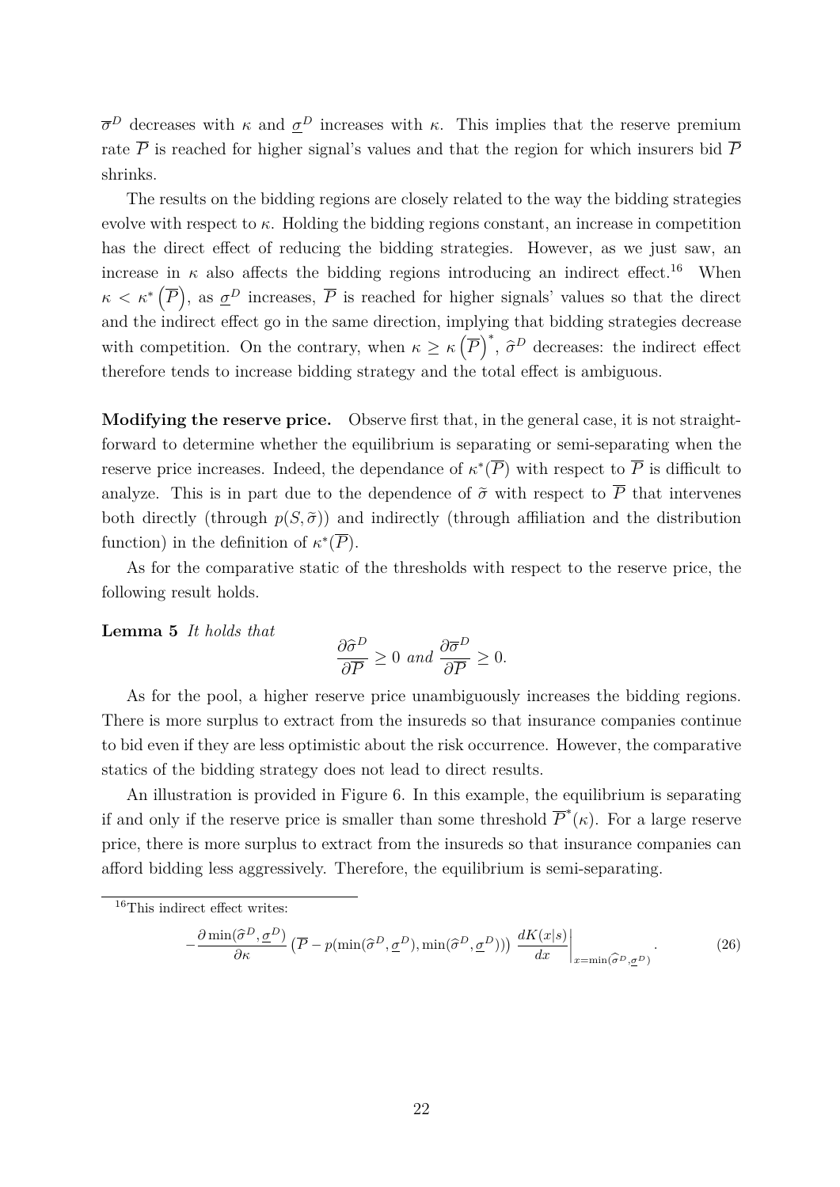$\overline{\sigma}^D$ decreases with $\kappa$ and $\underline{\sigma}^D$ increases with $\kappa$. This implies that the reserve premium rate $\overline{P}$ is reached for higher signal's values and that the region for which insurers bid $\overline{P}$ shrinks.

The results on the bidding regions are closely related to the way the bidding strategies evolve with respect to $\kappa$. Holding the bidding regions constant, an increase in competition has the direct effect of reducing the bidding strategies. However, as we just saw, an increase in $\kappa$ also affects the bidding regions introducing an indirect effect.[16] When $\kappa < \kappa^*\left(\overline{P}\right)$, as $\underline{\sigma}^D$ increases, $\overline{P}$ is reached for higher signals' values so that the direct and the indirect effect go in the same direction, implying that bidding strategies decrease with competition. On the contrary, when $\kappa \geq \kappa\left(\overline{P}\right)^*$, $\widehat{\sigma}^D$ decreases: the indirect effect therefore tends to increase bidding strategy and the total effect is ambiguous.

**Modifying the reserve price.** Observe first that, in the general case, it is not straightforward to determine whether the equilibrium is separating or semi-separating when the reserve price increases. Indeed, the dependance of $\kappa^*(\overline{P})$ with respect to $\overline{P}$ is difficult to analyze. This is in part due to the dependence of $\widetilde{\sigma}$ with respect to $\overline{P}$ that intervenes both directly (through $p(S, \widetilde{\sigma})$) and indirectly (through affiliation and the distribution function) in the definition of $\kappa^*(\overline{P})$.

As for the comparative static of the thresholds with respect to the reserve price, the following result holds.

**Lemma 5** *It holds that*

$$\frac{\partial \widehat{\sigma}^D}{\partial \overline{P}} \geq 0 \text{ and } \frac{\partial \overline{\sigma}^D}{\partial \overline{P}} \geq 0.$$

As for the pool, a higher reserve price unambiguously increases the bidding regions. There is more surplus to extract from the insureds so that insurance companies continue to bid even if they are less optimistic about the risk occurrence. However, the comparative statics of the bidding strategy does not lead to direct results.

An illustration is provided in Figure 6. In this example, the equilibrium is separating if and only if the reserve price is smaller than some threshold $\overline{P}^*(\kappa)$. For a large reserve price, there is more surplus to extract from the insureds so that insurance companies can afford bidding less aggressively. Therefore, the equilibrium is semi-separating.

---

[16] This indirect effect writes:

$$-\frac{\partial \min(\widehat{\sigma}^D, \underline{\sigma}^D)}{\partial \kappa} \left(\overline{P} - p(\min(\widehat{\sigma}^D, \underline{\sigma}^D), \min(\widehat{\sigma}^D, \underline{\sigma}^D))\right) \left.\frac{dK(x|s)}{dx}\right|_{x=\min(\widehat{\sigma}^D, \underline{\sigma}^D)}. \tag{26}$$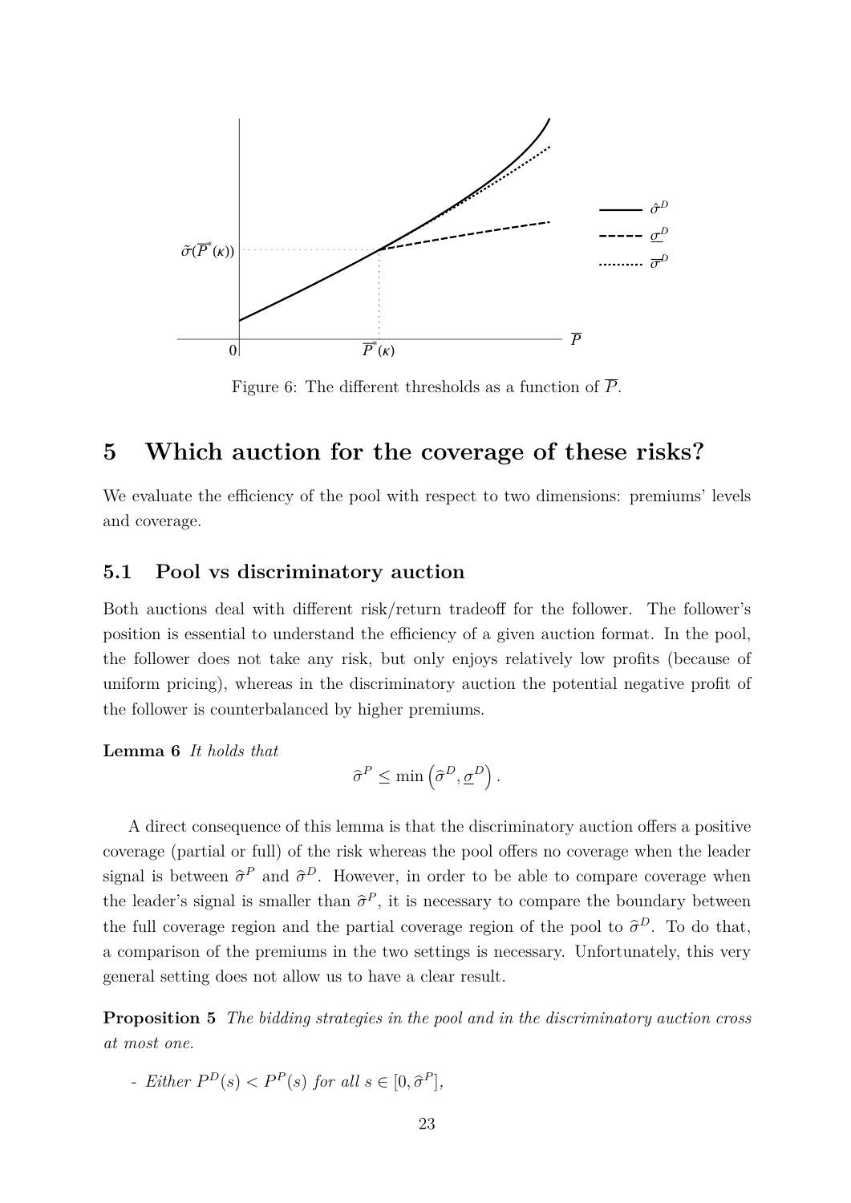Figure 6: The different thresholds as a function of $\overline{P}$.

## 5 Which auction for the coverage of these risks?

We evaluate the efficiency of the pool with respect to two dimensions: premiums' levels and coverage.

### 5.1 Pool vs discriminatory auction

Both auctions deal with different risk/return tradeoff for the follower. The follower's position is essential to understand the efficiency of a given auction format. In the pool, the follower does not take any risk, but only enjoys relatively low profits (because of uniform pricing), whereas in the discriminatory auction the potential negative profit of the follower is counterbalanced by higher premiums.

**Lemma 6** *It holds that*

$$\widehat{\sigma}^P \leq \min\left(\widehat{\sigma}^D, \underline{\sigma}^D\right).$$

A direct consequence of this lemma is that the discriminatory auction offers a positive coverage (partial or full) of the risk whereas the pool offers no coverage when the leader signal is between $\widehat{\sigma}^P$ and $\widehat{\sigma}^D$. However, in order to be able to compare coverage when the leader's signal is smaller than $\widehat{\sigma}^P$, it is necessary to compare the boundary between the full coverage region and the partial coverage region of the pool to $\widehat{\sigma}^D$. To do that, a comparison of the premiums in the two settings is necessary. Unfortunately, this very general setting does not allow us to have a clear result.

**Proposition 5** *The bidding strategies in the pool and in the discriminatory auction cross at most one.*

- *Either $P^D(s) < P^P(s)$ for all $s \in [0, \widehat{\sigma}^P]$,*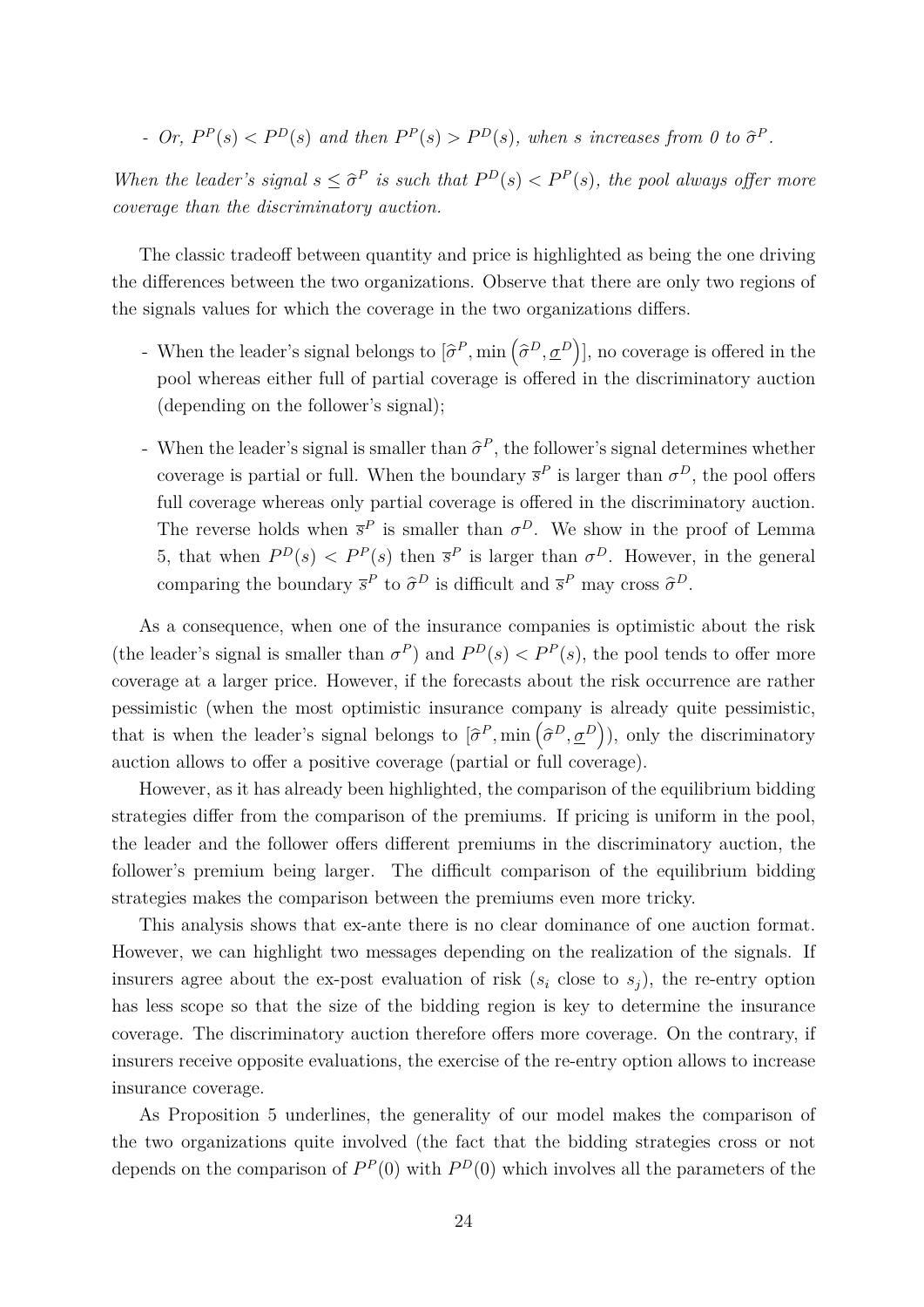- *Or, $P^P(s) < P^D(s)$ and then $P^P(s) > P^D(s)$, when $s$ increases from 0 to $\widehat{\sigma}^P$.*

*When the leader's signal $s \leq \widehat{\sigma}^P$ is such that $P^D(s) < P^P(s)$, the pool always offer more coverage than the discriminatory auction.*

The classic tradeoff between quantity and price is highlighted as being the one driving the differences between the two organizations. Observe that there are only two regions of the signals values for which the coverage in the two organizations differs.

- When the leader's signal belongs to $[\widehat{\sigma}^P, \min\left(\widehat{\sigma}^D, \underline{\sigma}^D\right)]$, no coverage is offered in the pool whereas either full of partial coverage is offered in the discriminatory auction (depending on the follower's signal);
- When the leader's signal is smaller than $\widehat{\sigma}^P$, the follower's signal determines whether coverage is partial or full. When the boundary $\overline{s}^P$ is larger than $\sigma^D$, the pool offers full coverage whereas only partial coverage is offered in the discriminatory auction. The reverse holds when $\overline{s}^P$ is smaller than $\sigma^D$. We show in the proof of Lemma 5, that when $P^D(s) < P^P(s)$ then $\overline{s}^P$ is larger than $\sigma^D$. However, in the general comparing the boundary $\overline{s}^P$ to $\widehat{\sigma}^D$ is difficult and $\overline{s}^P$ may cross $\widehat{\sigma}^D$.

As a consequence, when one of the insurance companies is optimistic about the risk (the leader's signal is smaller than $\sigma^P$) and $P^D(s) < P^P(s)$, the pool tends to offer more coverage at a larger price. However, if the forecasts about the risk occurrence are rather pessimistic (when the most optimistic insurance company is already quite pessimistic, that is when the leader's signal belongs to $[\widehat{\sigma}^P, \min\left(\widehat{\sigma}^D, \underline{\sigma}^D\right))$, only the discriminatory auction allows to offer a positive coverage (partial or full coverage).

However, as it has already been highlighted, the comparison of the equilibrium bidding strategies differ from the comparison of the premiums. If pricing is uniform in the pool, the leader and the follower offers different premiums in the discriminatory auction, the follower's premium being larger. The difficult comparison of the equilibrium bidding strategies makes the comparison between the premiums even more tricky.

This analysis shows that ex-ante there is no clear dominance of one auction format. However, we can highlight two messages depending on the realization of the signals. If insurers agree about the ex-post evaluation of risk ($s_i$ close to $s_j$), the re-entry option has less scope so that the size of the bidding region is key to determine the insurance coverage. The discriminatory auction therefore offers more coverage. On the contrary, if insurers receive opposite evaluations, the exercise of the re-entry option allows to increase insurance coverage.

As Proposition 5 underlines, the generality of our model makes the comparison of the two organizations quite involved (the fact that the bidding strategies cross or not depends on the comparison of $P^P(0)$ with $P^D(0)$ which involves all the parameters of the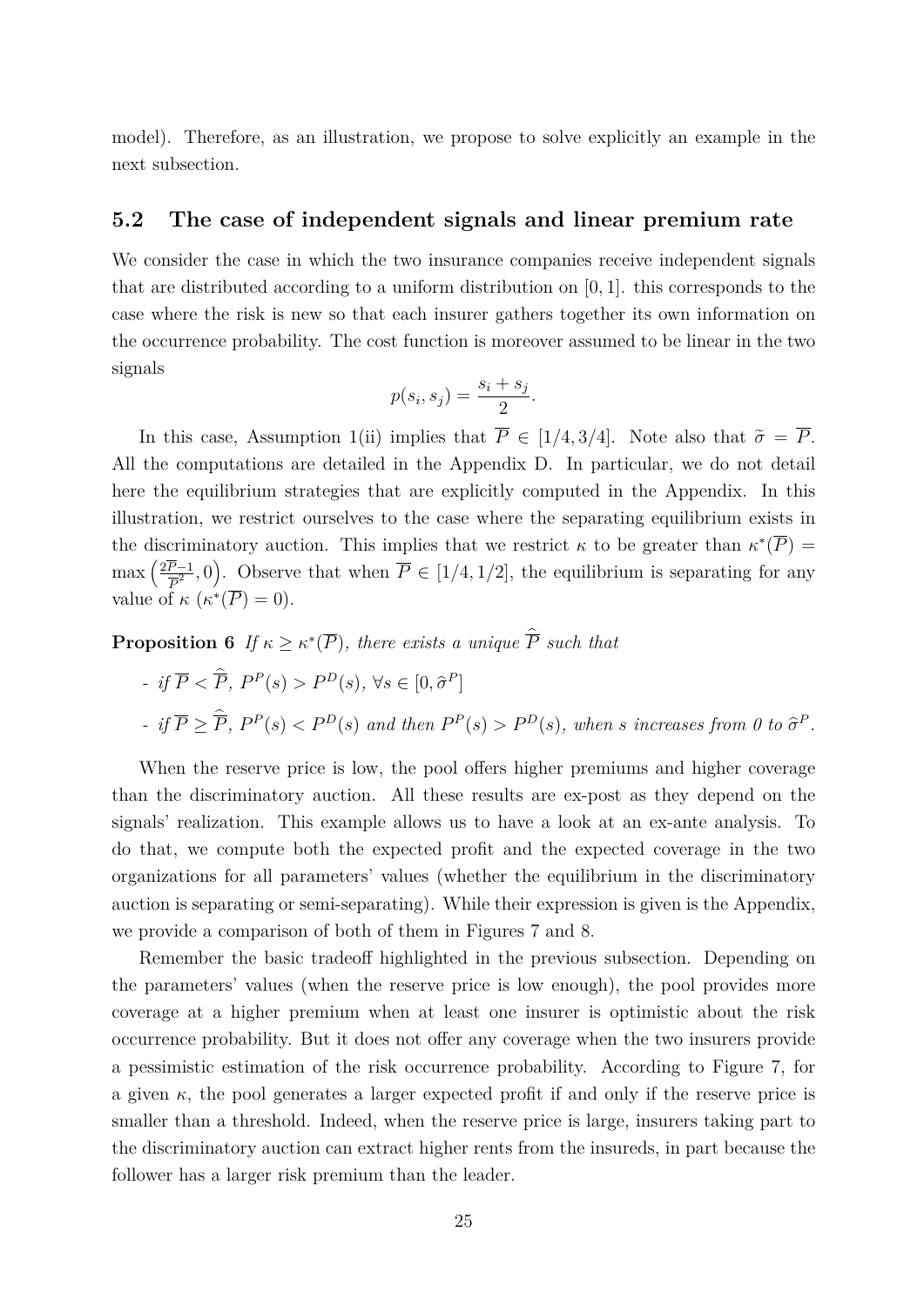model). Therefore, as an illustration, we propose to solve explicitly an example in the next subsection.

## 5.2 The case of independent signals and linear premium rate

We consider the case in which the two insurance companies receive independent signals that are distributed according to a uniform distribution on $[0, 1]$. this corresponds to the case where the risk is new so that each insurer gathers together its own information on the occurrence probability. The cost function is moreover assumed to be linear in the two signals

$$p(s_i, s_j) = \frac{s_i + s_j}{2}.$$

In this case, Assumption 1(ii) implies that $\overline{P} \in [1/4, 3/4]$. Note also that $\widetilde{\sigma} = \overline{P}$. All the computations are detailed in the Appendix D. In particular, we do not detail here the equilibrium strategies that are explicitly computed in the Appendix. In this illustration, we restrict ourselves to the case where the separating equilibrium exists in the discriminatory auction. This implies that we restrict $\kappa$ to be greater than $\kappa^*(\overline{P}) = \max\left(\frac{2\overline{P}-1}{\overline{P}^2}, 0\right)$. Observe that when $\overline{P} \in [1/4, 1/2]$, the equilibrium is separating for any value of $\kappa$ ($\kappa^*(\overline{P}) = 0$).

**Proposition 6** *If $\kappa \geq \kappa^*(\overline{P})$, there exists a unique $\widehat{\overline{P}}$ such that*

- *if $\overline{P} < \widehat{\overline{P}}$, $P^P(s) > P^D(s)$, $\forall s \in [0, \widehat{\sigma}^P]$*
- *if $\overline{P} \geq \widehat{\overline{P}}$, $P^P(s) < P^D(s)$ and then $P^P(s) > P^D(s)$, when $s$ increases from 0 to $\widehat{\sigma}^P$.*

When the reserve price is low, the pool offers higher premiums and higher coverage than the discriminatory auction. All these results are ex-post as they depend on the signals' realization. This example allows us to have a look at an ex-ante analysis. To do that, we compute both the expected profit and the expected coverage in the two organizations for all parameters' values (whether the equilibrium in the discriminatory auction is separating or semi-separating). While their expression is given is the Appendix, we provide a comparison of both of them in Figures 7 and 8.

Remember the basic tradeoff highlighted in the previous subsection. Depending on the parameters' values (when the reserve price is low enough), the pool provides more coverage at a higher premium when at least one insurer is optimistic about the risk occurrence probability. But it does not offer any coverage when the two insurers provide a pessimistic estimation of the risk occurrence probability. According to Figure 7, for a given $\kappa$, the pool generates a larger expected profit if and only if the reserve price is smaller than a threshold. Indeed, when the reserve price is large, insurers taking part to the discriminatory auction can extract higher rents from the insureds, in part because the follower has a larger risk premium than the leader.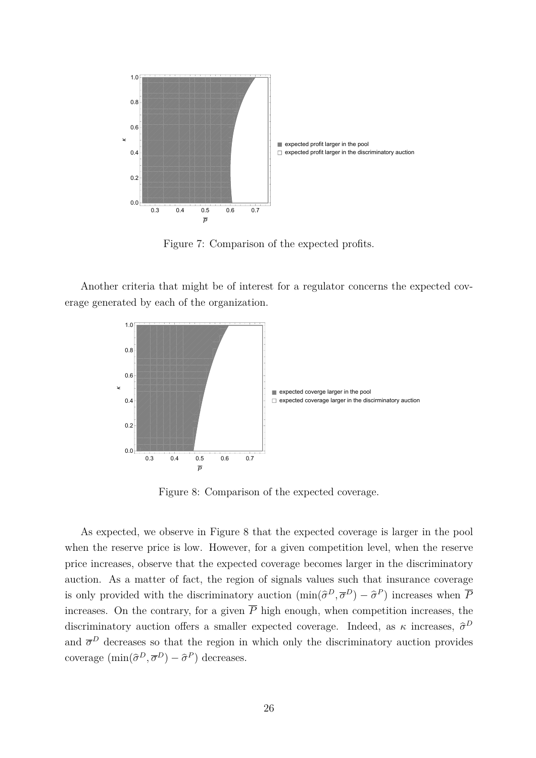Figure 7: Comparison of the expected profits.

Another criteria that might be of interest for a regulator concerns the expected coverage generated by each of the organization.

Figure 8: Comparison of the expected coverage.

As expected, we observe in Figure 8 that the expected coverage is larger in the pool when the reserve price is low. However, for a given competition level, when the reserve price increases, observe that the expected coverage becomes larger in the discriminatory auction. As a matter of fact, the region of signals values such that insurance coverage is only provided with the discriminatory auction ($\min(\widehat{\sigma}^D, \overline{\sigma}^D) - \widehat{\sigma}^P$) increases when $\overline{P}$ increases. On the contrary, for a given $\overline{P}$ high enough, when competition increases, the discriminatory auction offers a smaller expected coverage. Indeed, as $\kappa$ increases, $\widehat{\sigma}^D$ and $\overline{\sigma}^D$ decreases so that the region in which only the discriminatory auction provides coverage ($\min(\widehat{\sigma}^D, \overline{\sigma}^D) - \widehat{\sigma}^P$) decreases.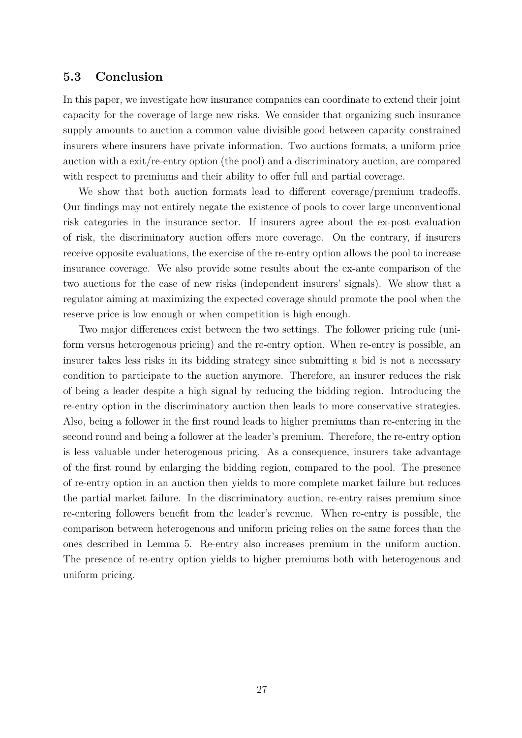### 5.3 Conclusion

In this paper, we investigate how insurance companies can coordinate to extend their joint capacity for the coverage of large new risks. We consider that organizing such insurance supply amounts to auction a common value divisible good between capacity constrained insurers where insurers have private information. Two auctions formats, a uniform price auction with a exit/re-entry option (the pool) and a discriminatory auction, are compared with respect to premiums and their ability to offer full and partial coverage.

We show that both auction formats lead to different coverage/premium tradeoffs. Our findings may not entirely negate the existence of pools to cover large unconventional risk categories in the insurance sector. If insurers agree about the ex-post evaluation of risk, the discriminatory auction offers more coverage. On the contrary, if insurers receive opposite evaluations, the exercise of the re-entry option allows the pool to increase insurance coverage. We also provide some results about the ex-ante comparison of the two auctions for the case of new risks (independent insurers' signals). We show that a regulator aiming at maximizing the expected coverage should promote the pool when the reserve price is low enough or when competition is high enough.

Two major differences exist between the two settings. The follower pricing rule (uniform versus heterogenous pricing) and the re-entry option. When re-entry is possible, an insurer takes less risks in its bidding strategy since submitting a bid is not a necessary condition to participate to the auction anymore. Therefore, an insurer reduces the risk of being a leader despite a high signal by reducing the bidding region. Introducing the re-entry option in the discriminatory auction then leads to more conservative strategies. Also, being a follower in the first round leads to higher premiums than re-entering in the second round and being a follower at the leader's premium. Therefore, the re-entry option is less valuable under heterogenous pricing. As a consequence, insurers take advantage of the first round by enlarging the bidding region, compared to the pool. The presence of re-entry option in an auction then yields to more complete market failure but reduces the partial market failure. In the discriminatory auction, re-entry raises premium since re-entering followers benefit from the leader's revenue. When re-entry is possible, the comparison between heterogenous and uniform pricing relies on the same forces than the ones described in Lemma 5. Re-entry also increases premium in the uniform auction. The presence of re-entry option yields to higher premiums both with heterogenous and uniform pricing.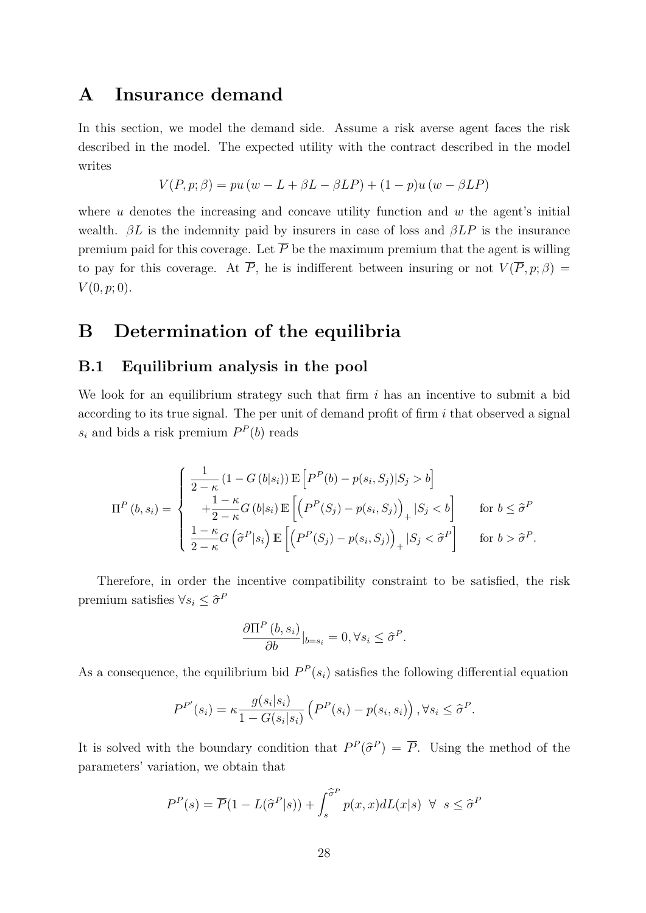# A Insurance demand

In this section, we model the demand side. Assume a risk averse agent faces the risk described in the model. The expected utility with the contract described in the model writes

$$V(P, p; \beta) = pu\left(w - L + \beta L - \beta LP\right) + (1-p)u\left(w - \beta LP\right)$$

where $u$ denotes the increasing and concave utility function and $w$ the agent's initial wealth. $\beta L$ is the indemnity paid by insurers in case of loss and $\beta LP$ is the insurance premium paid for this coverage. Let $\overline{P}$ be the maximum premium that the agent is willing to pay for this coverage. At $\overline{P}$, he is indifferent between insuring or not $V(\overline{P}, p; \beta) = V(0, p; 0)$.

# B Determination of the equilibria

## B.1 Equilibrium analysis in the pool

We look for an equilibrium strategy such that firm $i$ has an incentive to submit a bid according to its true signal. The per unit of demand profit of firm $i$ that observed a signal $s_i$ and bids a risk premium $P^P(b)$ reads

$$\Pi^P\left(b, s_i\right) = \begin{cases} \dfrac{1}{2-\kappa}\left(1 - G\left(b|s_i\right)\right)\mathbb{E}\left[P^P(b) - p(s_i, S_j)|S_j > b\right] \\ \quad + \dfrac{1-\kappa}{2-\kappa} G\left(b|s_i\right)\mathbb{E}\left[\left(P^P(S_j) - p(s_i, S_j)\right)_+ |S_j < b\right] & \text{for } b \leq \widehat{\sigma}^P \\ \dfrac{1-\kappa}{2-\kappa} G\left(\widehat{\sigma}^P|s_i\right)\mathbb{E}\left[\left(P^P(S_j) - p(s_i, S_j)\right)_+ |S_j < \widehat{\sigma}^P\right] & \text{for } b > \widehat{\sigma}^P. \end{cases}$$

Therefore, in order the incentive compatibility constraint to be satisfied, the risk premium satisfies $\forall s_i \leq \widehat{\sigma}^P$

$$\frac{\partial \Pi^P\left(b, s_i\right)}{\partial b}|_{b=s_i} = 0, \forall s_i \leq \widehat{\sigma}^P.$$

As a consequence, the equilibrium bid $P^P(s_i)$ satisfies the following differential equation

$$P^{P'}(s_i) = \kappa \frac{g(s_i|s_i)}{1 - G(s_i|s_i)}\left(P^P(s_i) - p(s_i, s_i)\right), \forall s_i \leq \widehat{\sigma}^P.$$

It is solved with the boundary condition that $P^P(\widehat{\sigma}^P) = \overline{P}$. Using the method of the parameters' variation, we obtain that

$$P^P(s) = \overline{P}(1 - L(\widehat{\sigma}^P|s)) + \int_s^{\widehat{\sigma}^P} p(x, x) dL(x|s) \;\; \forall \;\; s \leq \widehat{\sigma}^P$$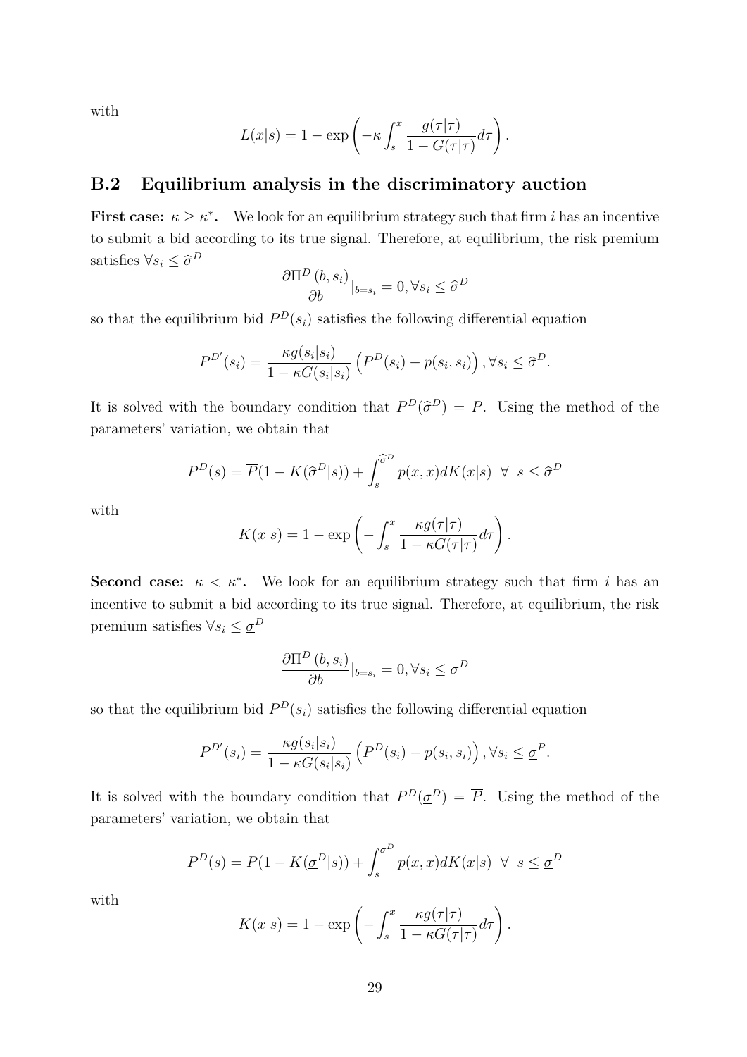with

$$L(x|s) = 1 - \exp\left(-\kappa \int_s^x \frac{g(\tau|\tau)}{1 - G(\tau|\tau)} d\tau\right).$$

## B.2 Equilibrium analysis in the discriminatory auction

**First case: $\kappa \geq \kappa^*$.** We look for an equilibrium strategy such that firm $i$ has an incentive to submit a bid according to its true signal. Therefore, at equilibrium, the risk premium satisfies $\forall s_i \leq \widehat{\sigma}^D$

$$\frac{\partial \Pi^D(b, s_i)}{\partial b}|_{b=s_i} = 0, \forall s_i \leq \widehat{\sigma}^D$$

so that the equilibrium bid $P^D(s_i)$ satisfies the following differential equation

$$P^{D'}(s_i) = \frac{\kappa g(s_i|s_i)}{1 - \kappa G(s_i|s_i)} \left(P^D(s_i) - p(s_i, s_i)\right), \forall s_i \leq \widehat{\sigma}^D.$$

It is solved with the boundary condition that $P^D(\widehat{\sigma}^D) = \overline{P}$. Using the method of the parameters' variation, we obtain that

$$P^D(s) = \overline{P}(1 - K(\widehat{\sigma}^D|s)) + \int_s^{\widehat{\sigma}^D} p(x, x) dK(x|s) \;\; \forall \;\; s \leq \widehat{\sigma}^D$$

with

$$K(x|s) = 1 - \exp\left(-\int_s^x \frac{\kappa g(\tau|\tau)}{1 - \kappa G(\tau|\tau)} d\tau\right).$$

**Second case: $\kappa < \kappa^*$.** We look for an equilibrium strategy such that firm $i$ has an incentive to submit a bid according to its true signal. Therefore, at equilibrium, the risk premium satisfies $\forall s_i \leq \underline{\sigma}^D$

$$\frac{\partial \Pi^D(b, s_i)}{\partial b}|_{b=s_i} = 0, \forall s_i \leq \underline{\sigma}^D$$

so that the equilibrium bid $P^D(s_i)$ satisfies the following differential equation

$$P^{D'}(s_i) = \frac{\kappa g(s_i|s_i)}{1 - \kappa G(s_i|s_i)} \left(P^D(s_i) - p(s_i, s_i)\right), \forall s_i \leq \underline{\sigma}^P.$$

It is solved with the boundary condition that $P^D(\underline{\sigma}^D) = \overline{P}$. Using the method of the parameters' variation, we obtain that

$$P^D(s) = \overline{P}(1 - K(\underline{\sigma}^D|s)) + \int_s^{\underline{\sigma}^D} p(x, x) dK(x|s) \;\; \forall \;\; s \leq \underline{\sigma}^D$$

with

$$K(x|s) = 1 - \exp\left(-\int_s^x \frac{\kappa g(\tau|\tau)}{1 - \kappa G(\tau|\tau)} d\tau\right).$$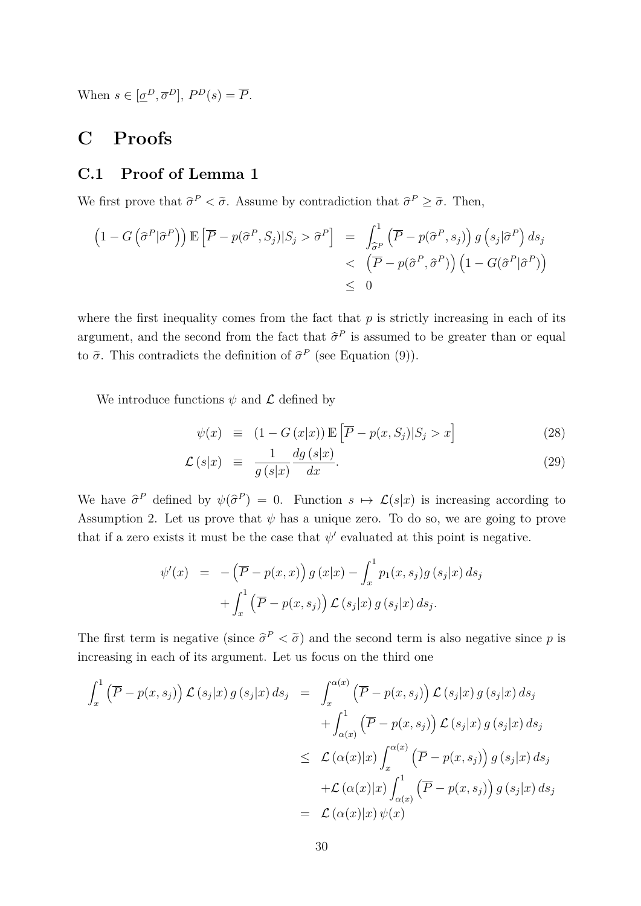When $s \in [\underline{\sigma}^D, \overline{\sigma}^D]$, $P^D(s) = \overline{P}$.

# C Proofs

## C.1 Proof of Lemma 1

We first prove that $\widehat{\sigma}^P < \widetilde{\sigma}$. Assume by contradiction that $\widehat{\sigma}^P \geq \widetilde{\sigma}$. Then,

$$
\begin{aligned}
\left(1 - G\left(\widehat{\sigma}^P|\widehat{\sigma}^P\right)\right) \mathbb{E}\left[\overline{P} - p(\widehat{\sigma}^P, S_j)|S_j > \widehat{\sigma}^P\right] &= \int_{\widehat{\sigma}^P}^1 \left(\overline{P} - p(\widehat{\sigma}^P, s_j)\right) g\left(s_j|\widehat{\sigma}^P\right) ds_j \\
&< \left(\overline{P} - p(\widehat{\sigma}^P, \widehat{\sigma}^P)\right)\left(1 - G(\widehat{\sigma}^P|\widehat{\sigma}^P)\right) \\
&\leq 0
\end{aligned}
$$

where the first inequality comes from the fact that $p$ is strictly increasing in each of its argument, and the second from the fact that $\widehat{\sigma}^P$ is assumed to be greater than or equal to $\widetilde{\sigma}$. This contradicts the definition of $\widehat{\sigma}^P$ (see Equation (9)).

We introduce functions $\psi$ and $\mathcal{L}$ defined by

$$
\psi(x) \equiv (1 - G(x|x))\, \mathbb{E}\left[\overline{P} - p(x, S_j)|S_j > x\right] \tag{28}
$$

$$
\mathcal{L}(s|x) \equiv \frac{1}{g(s|x)} \frac{dg(s|x)}{dx}. \tag{29}
$$

We have $\widehat{\sigma}^P$ defined by $\psi(\widehat{\sigma}^P) = 0$. Function $s \mapsto \mathcal{L}(s|x)$ is increasing according to Assumption 2. Let us prove that $\psi$ has a unique zero. To do so, we are going to prove that if a zero exists it must be the case that $\psi'$ evaluated at this point is negative.

$$
\begin{aligned}
\psi'(x) &= -\left(\overline{P} - p(x, x)\right) g(x|x) - \int_x^1 p_1(x, s_j) g(s_j|x)\, ds_j \\
&\quad + \int_x^1 \left(\overline{P} - p(x, s_j)\right) \mathcal{L}(s_j|x)\, g(s_j|x)\, ds_j.
\end{aligned}
$$

The first term is negative (since $\widehat{\sigma}^P < \widetilde{\sigma}$) and the second term is also negative since $p$ is increasing in each of its argument. Let us focus on the third one

$$
\begin{aligned}
\int_x^1 \left(\overline{P} - p(x, s_j)\right) \mathcal{L}(s_j|x)\, g(s_j|x)\, ds_j &= \int_x^{\alpha(x)} \left(\overline{P} - p(x, s_j)\right) \mathcal{L}(s_j|x)\, g(s_j|x)\, ds_j \\
&\quad + \int_{\alpha(x)}^1 \left(\overline{P} - p(x, s_j)\right) \mathcal{L}(s_j|x)\, g(s_j|x)\, ds_j \\
&\leq \mathcal{L}(\alpha(x)|x) \int_x^{\alpha(x)} \left(\overline{P} - p(x, s_j)\right) g(s_j|x)\, ds_j \\
&\quad + \mathcal{L}(\alpha(x)|x) \int_{\alpha(x)}^1 \left(\overline{P} - p(x, s_j)\right) g(s_j|x)\, ds_j \\
&= \mathcal{L}(\alpha(x)|x)\, \psi(x)
\end{aligned}
$$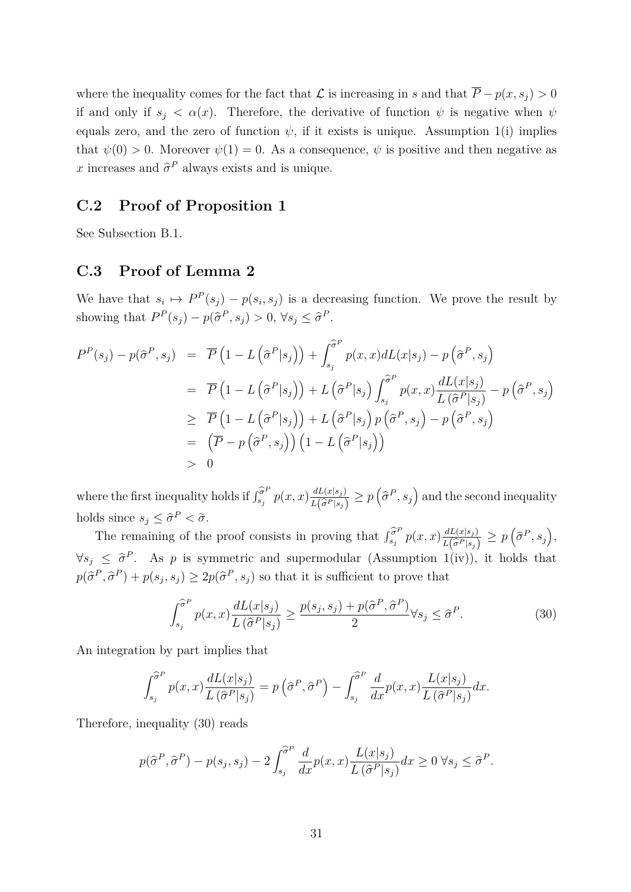where the inequality comes for the fact that $\mathcal{L}$ is increasing in $s$ and that $\overline{P} - p(x, s_j) > 0$ if and only if $s_j < \alpha(x)$. Therefore, the derivative of function $\psi$ is negative when $\psi$ equals zero, and the zero of function $\psi$, if it exists is unique. Assumption 1(i) implies that $\psi(0) > 0$. Moreover $\psi(1) = 0$. As a consequence, $\psi$ is positive and then negative as $x$ increases and $\widehat{\sigma}^P$ always exists and is unique.

## C.2 Proof of Proposition 1

See Subsection B.1.

## C.3 Proof of Lemma 2

We have that $s_i \mapsto P^P(s_j) - p(s_i, s_j)$ is a decreasing function. We prove the result by showing that $P^P(s_j) - p(\widehat{\sigma}^P, s_j) > 0$, $\forall s_j \leq \widehat{\sigma}^P$.

$$
\begin{aligned}
P^P(s_j) - p(\widehat{\sigma}^P, s_j) &= \overline{P}\left(1 - L\left(\widehat{\sigma}^P|s_j\right)\right) + \int_{s_j}^{\widehat{\sigma}^P} p(x,x)dL(x|s_j) - p\left(\widehat{\sigma}^P, s_j\right) \\
&= \overline{P}\left(1 - L\left(\widehat{\sigma}^P|s_j\right)\right) + L\left(\widehat{\sigma}^P|s_j\right)\int_{s_j}^{\widehat{\sigma}^P} p(x,x)\frac{dL(x|s_j)}{L\left(\widehat{\sigma}^P|s_j\right)} - p\left(\widehat{\sigma}^P, s_j\right) \\
&\geq \overline{P}\left(1 - L\left(\widehat{\sigma}^P|s_j\right)\right) + L\left(\widehat{\sigma}^P|s_j\right)p\left(\widehat{\sigma}^P, s_j\right) - p\left(\widehat{\sigma}^P, s_j\right) \\
&= \left(\overline{P} - p\left(\widehat{\sigma}^P, s_j\right)\right)\left(1 - L\left(\widehat{\sigma}^P|s_j\right)\right) \\
&> 0
\end{aligned}
$$

where the first inequality holds if $\int_{s_j}^{\widehat{\sigma}^P} p(x,x)\frac{dL(x|s_j)}{L\left(\widehat{\sigma}^P|s_j\right)} \geq p\left(\widehat{\sigma}^P, s_j\right)$ and the second inequality holds since $s_j \leq \widehat{\sigma}^P < \tilde{\sigma}$.

The remaining of the proof consists in proving that $\int_{s_j}^{\widehat{\sigma}^P} p(x,x)\frac{dL(x|s_j)}{L\left(\widehat{\sigma}^P|s_j\right)} \geq p\left(\widehat{\sigma}^P, s_j\right)$, $\forall s_j \leq \widehat{\sigma}^P$. As $p$ is symmetric and supermodular (Assumption 1(iv)), it holds that $p(\widehat{\sigma}^P, \widehat{\sigma}^P) + p(s_j, s_j) \geq 2p(\widehat{\sigma}^P, s_j)$ so that it is sufficient to prove that

$$
\int_{s_j}^{\widehat{\sigma}^P} p(x,x)\frac{dL(x|s_j)}{L\left(\widehat{\sigma}^P|s_j\right)} \geq \frac{p(s_j, s_j) + p(\widehat{\sigma}^P, \widehat{\sigma}^P)}{2} \forall s_j \leq \widehat{\sigma}^P. \tag{30}
$$

An integration by part implies that

$$
\int_{s_j}^{\widehat{\sigma}^P} p(x,x)\frac{dL(x|s_j)}{L\left(\widehat{\sigma}^P|s_j\right)} = p\left(\widehat{\sigma}^P, \widehat{\sigma}^P\right) - \int_{s_j}^{\widehat{\sigma}^P} \frac{d}{dx}p(x,x)\frac{L(x|s_j)}{L\left(\widehat{\sigma}^P|s_j\right)}dx.
$$

Therefore, inequality (30) reads

$$
p(\widehat{\sigma}^P, \widehat{\sigma}^P) - p(s_j, s_j) - 2\int_{s_j}^{\widehat{\sigma}^P} \frac{d}{dx}p(x,x)\frac{L(x|s_j)}{L\left(\widehat{\sigma}^P|s_j\right)}dx \geq 0 \; \forall s_j \leq \widehat{\sigma}^P.
$$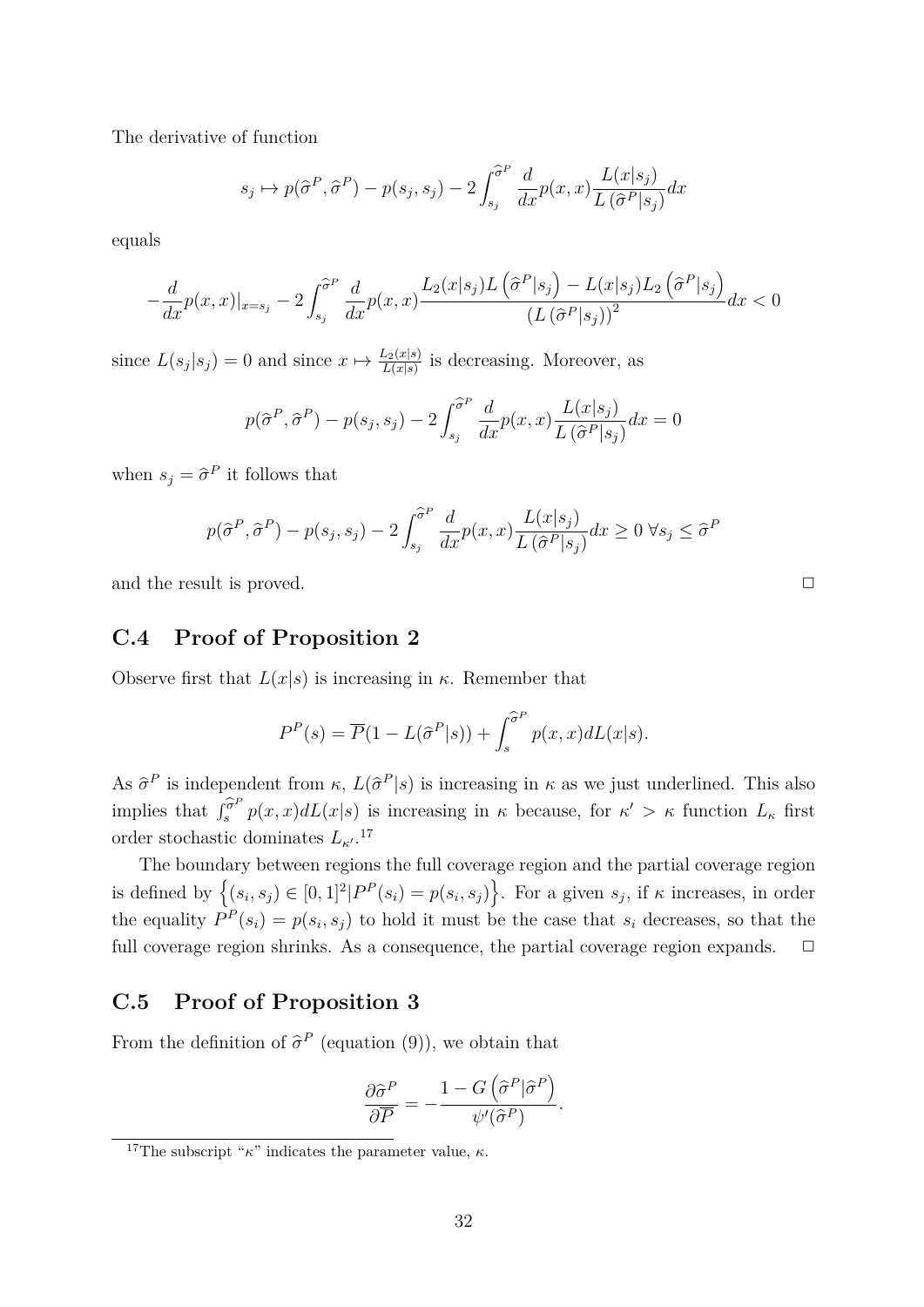The derivative of function

$$s_j \mapsto p(\widehat{\sigma}^P, \widehat{\sigma}^P) - p(s_j, s_j) - 2\int_{s_j}^{\widehat{\sigma}^P} \frac{d}{dx} p(x,x) \frac{L(x|s_j)}{L(\widehat{\sigma}^P|s_j)} dx$$

equals

$$-\frac{d}{dx}p(x,x)|_{x=s_j} - 2\int_{s_j}^{\widehat{\sigma}^P} \frac{d}{dx}p(x,x) \frac{L_2(x|s_j)L\left(\widehat{\sigma}^P|s_j\right) - L(x|s_j)L_2\left(\widehat{\sigma}^P|s_j\right)}{\left(L\left(\widehat{\sigma}^P|s_j\right)\right)^2} dx < 0$$

since $L(s_j|s_j) = 0$ and since $x \mapsto \frac{L_2(x|s)}{L(x|s)}$ is decreasing. Moreover, as

$$p(\widehat{\sigma}^P, \widehat{\sigma}^P) - p(s_j, s_j) - 2\int_{s_j}^{\widehat{\sigma}^P} \frac{d}{dx}p(x,x) \frac{L(x|s_j)}{L(\widehat{\sigma}^P|s_j)} dx = 0$$

when $s_j = \widehat{\sigma}^P$ it follows that

$$p(\widehat{\sigma}^P, \widehat{\sigma}^P) - p(s_j, s_j) - 2\int_{s_j}^{\widehat{\sigma}^P} \frac{d}{dx}p(x,x) \frac{L(x|s_j)}{L(\widehat{\sigma}^P|s_j)} dx \geq 0 \; \forall s_j \leq \widehat{\sigma}^P$$

and the result is proved. $\square$

## C.4 Proof of Proposition 2

Observe first that $L(x|s)$ is increasing in $\kappa$. Remember that

$$P^P(s) = \overline{P}(1 - L(\widehat{\sigma}^P|s)) + \int_s^{\widehat{\sigma}^P} p(x,x) dL(x|s).$$

As $\widehat{\sigma}^P$ is independent from $\kappa$, $L(\widehat{\sigma}^P|s)$ is increasing in $\kappa$ as we just underlined. This also implies that $\int_s^{\widehat{\sigma}^P} p(x,x)dL(x|s)$ is increasing in $\kappa$ because, for $\kappa' > \kappa$ function $L_\kappa$ first order stochastic dominates $L_{\kappa'}$.[17]

The boundary between regions the full coverage region and the partial coverage region is defined by $\left\{(s_i, s_j) \in [0,1]^2 | P^P(s_i) = p(s_i, s_j)\right\}$. For a given $s_j$, if $\kappa$ increases, in order the equality $P^P(s_i) = p(s_i, s_j)$ to hold it must be the case that $s_i$ decreases, so that the full coverage region shrinks. As a consequence, the partial coverage region expands. $\square$

## C.5 Proof of Proposition 3

From the definition of $\widehat{\sigma}^P$ (equation (9)), we obtain that

$$\frac{\partial \widehat{\sigma}^P}{\partial \overline{P}} = -\frac{1 - G\left(\widehat{\sigma}^P|\widehat{\sigma}^P\right)}{\psi'(\widehat{\sigma}^P)}.$$

[17] The subscript "$\kappa$" indicates the parameter value, $\kappa$.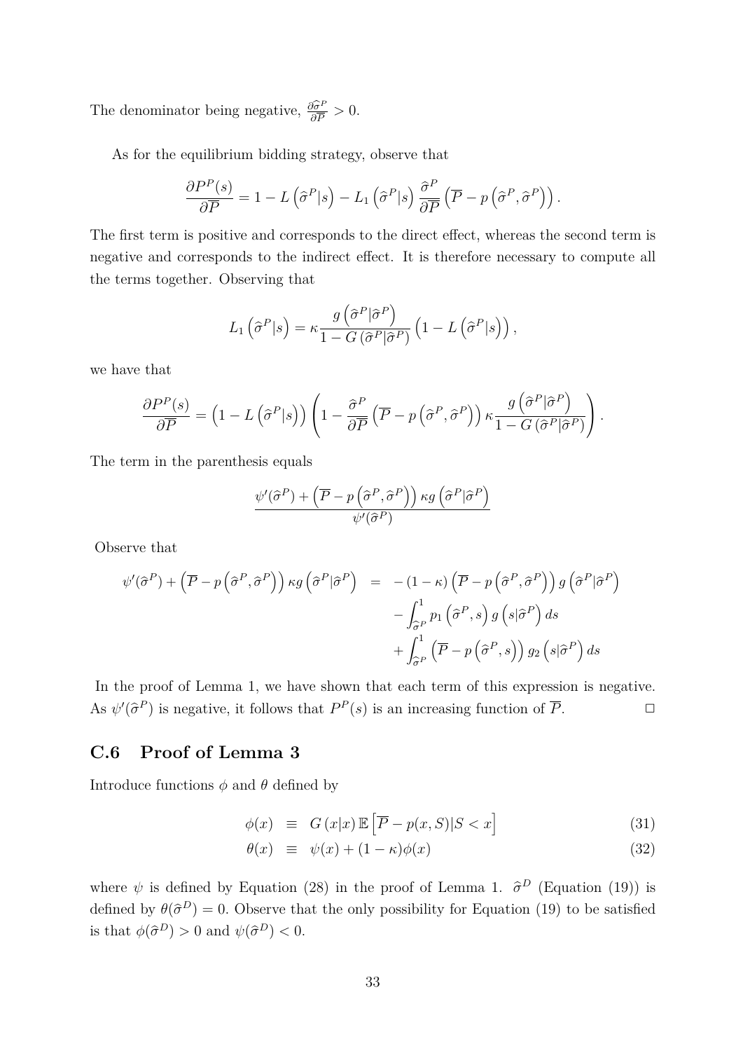The denominator being negative, $\frac{\partial \widehat{\sigma}^P}{\partial \overline{P}} > 0$.

As for the equilibrium bidding strategy, observe that

$$\frac{\partial P^P(s)}{\partial \overline{P}} = 1 - L\left(\widehat{\sigma}^P|s\right) - L_1\left(\widehat{\sigma}^P|s\right)\frac{\widehat{\sigma}^P}{\partial \overline{P}}\left(\overline{P} - p\left(\widehat{\sigma}^P, \widehat{\sigma}^P\right)\right).$$

The first term is positive and corresponds to the direct effect, whereas the second term is negative and corresponds to the indirect effect. It is therefore necessary to compute all the terms together. Observing that

$$L_1\left(\widehat{\sigma}^P|s\right) = \kappa \frac{g\left(\widehat{\sigma}^P|\widehat{\sigma}^P\right)}{1 - G\left(\widehat{\sigma}^P|\widehat{\sigma}^P\right)}\left(1 - L\left(\widehat{\sigma}^P|s\right)\right),$$

we have that

$$\frac{\partial P^P(s)}{\partial \overline{P}} = \left(1 - L\left(\widehat{\sigma}^P|s\right)\right)\left(1 - \frac{\widehat{\sigma}^P}{\partial \overline{P}}\left(\overline{P} - p\left(\widehat{\sigma}^P, \widehat{\sigma}^P\right)\right)\kappa \frac{g\left(\widehat{\sigma}^P|\widehat{\sigma}^P\right)}{1 - G\left(\widehat{\sigma}^P|\widehat{\sigma}^P\right)}\right).$$

The term in the parenthesis equals

$$\frac{\psi'(\widehat{\sigma}^P) + \left(\overline{P} - p\left(\widehat{\sigma}^P, \widehat{\sigma}^P\right)\right)\kappa g\left(\widehat{\sigma}^P|\widehat{\sigma}^P\right)}{\psi'(\widehat{\sigma}^P)}$$

Observe that

$$\begin{aligned}
\psi'(\widehat{\sigma}^P) + \left(\overline{P} - p\left(\widehat{\sigma}^P, \widehat{\sigma}^P\right)\right)\kappa g\left(\widehat{\sigma}^P|\widehat{\sigma}^P\right) \quad = \quad & -(1-\kappa)\left(\overline{P} - p\left(\widehat{\sigma}^P, \widehat{\sigma}^P\right)\right) g\left(\widehat{\sigma}^P|\widehat{\sigma}^P\right) \\
& - \int_{\widehat{\sigma}^P}^1 p_1\left(\widehat{\sigma}^P, s\right) g\left(s|\widehat{\sigma}^P\right) ds \\
& + \int_{\widehat{\sigma}^P}^1 \left(\overline{P} - p\left(\widehat{\sigma}^P, s\right)\right) g_2\left(s|\widehat{\sigma}^P\right) ds
\end{aligned}$$

In the proof of Lemma 1, we have shown that each term of this expression is negative. As $\psi'(\widehat{\sigma}^P)$ is negative, it follows that $P^P(s)$ is an increasing function of $\overline{P}$. $\square$

## C.6 Proof of Lemma 3

Introduce functions $\phi$ and $\theta$ defined by

$$\phi(x) \equiv G(x|x)\,\mathbb{E}\left[\overline{P} - p(x, S)|S < x\right] \tag{31}$$

$$\theta(x) \equiv \psi(x) + (1-\kappa)\phi(x) \tag{32}$$

where $\psi$ is defined by Equation (28) in the proof of Lemma 1. $\widehat{\sigma}^D$ (Equation (19)) is defined by $\theta(\widehat{\sigma}^D) = 0$. Observe that the only possibility for Equation (19) to be satisfied is that $\phi(\widehat{\sigma}^D) > 0$ and $\psi(\widehat{\sigma}^D) < 0$.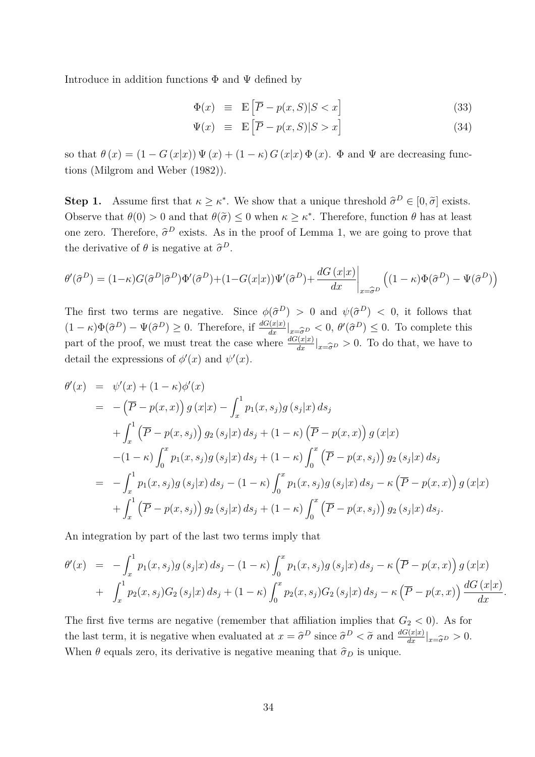Introduce in addition functions $\Phi$ and $\Psi$ defined by

$$
\begin{aligned}
\Phi(x) &\equiv \mathbb{E}\left[\overline{P} - p(x, S) | S < x\right] &(33)\\
\Psi(x) &\equiv \mathbb{E}\left[\overline{P} - p(x, S) | S > x\right] &(34)
\end{aligned}
$$

so that $\theta(x) = (1 - G(x|x)) \Psi(x) + (1 - \kappa) G(x|x) \Phi(x)$. $\Phi$ and $\Psi$ are decreasing functions (Milgrom and Weber (1982)).

**Step 1.** Assume first that $\kappa \geq \kappa^*$. We show that a unique threshold $\widehat{\sigma}^D \in [0, \widetilde{\sigma}]$ exists. Observe that $\theta(0) > 0$ and that $\theta(\widetilde{\sigma}) \leq 0$ when $\kappa \geq \kappa^*$. Therefore, function $\theta$ has at least one zero. Therefore, $\widehat{\sigma}^D$ exists. As in the proof of Lemma 1, we are going to prove that the derivative of $\theta$ is negative at $\widehat{\sigma}^D$.

$$
\theta'(\widehat{\sigma}^D) = (1-\kappa)G(\widehat{\sigma}^D|\widehat{\sigma}^D)\Phi'(\widehat{\sigma}^D) + (1-G(x|x))\Psi'(\widehat{\sigma}^D) + \left.\frac{dG(x|x)}{dx}\right|_{x=\widehat{\sigma}^D} \Big((1-\kappa)\Phi(\widehat{\sigma}^D) - \Psi(\widehat{\sigma}^D)\Big)
$$

The first two terms are negative. Since $\phi(\widehat{\sigma}^D) > 0$ and $\psi(\widehat{\sigma}^D) < 0$, it follows that $(1-\kappa)\Phi(\widehat{\sigma}^D) - \Psi(\widehat{\sigma}^D) \geq 0$. Therefore, if $\frac{dG(x|x)}{dx}|_{x=\widehat{\sigma}^D} < 0$, $\theta'(\widehat{\sigma}^D) \leq 0$. To complete this part of the proof, we must treat the case where $\frac{dG(x|x)}{dx}|_{x=\widehat{\sigma}^D} > 0$. To do that, we have to detail the expressions of $\phi'(x)$ and $\psi'(x)$.

$$
\begin{aligned}
\theta'(x) &= \psi'(x) + (1-\kappa)\phi'(x) \\
&= -\left(\overline{P} - p(x,x)\right) g(x|x) - \int_x^1 p_1(x, s_j) g(s_j|x)\, ds_j \\
&\quad + \int_x^1 \left(\overline{P} - p(x, s_j)\right) g_2(s_j|x)\, ds_j + (1-\kappa)\left(\overline{P} - p(x,x)\right) g(x|x) \\
&\quad - (1-\kappa)\int_0^x p_1(x, s_j) g(s_j|x)\, ds_j + (1-\kappa)\int_0^x \left(\overline{P} - p(x, s_j)\right) g_2(s_j|x)\, ds_j \\
&= -\int_x^1 p_1(x, s_j) g(s_j|x)\, ds_j - (1-\kappa)\int_0^x p_1(x, s_j) g(s_j|x)\, ds_j - \kappa\left(\overline{P} - p(x,x)\right) g(x|x) \\
&\quad + \int_x^1 \left(\overline{P} - p(x, s_j)\right) g_2(s_j|x)\, ds_j + (1-\kappa)\int_0^x \left(\overline{P} - p(x, s_j)\right) g_2(s_j|x)\, ds_j.
\end{aligned}
$$

An integration by part of the last two terms imply that

$$
\begin{aligned}
\theta'(x) &= -\int_x^1 p_1(x, s_j) g(s_j|x)\, ds_j - (1-\kappa)\int_0^x p_1(x, s_j) g(s_j|x)\, ds_j - \kappa\left(\overline{P} - p(x,x)\right) g(x|x) \\
&+ \int_x^1 p_2(x, s_j) G_2(s_j|x)\, ds_j + (1-\kappa)\int_0^x p_2(x, s_j) G_2(s_j|x)\, ds_j - \kappa\left(\overline{P} - p(x,x)\right) \frac{dG(x|x)}{dx}.
\end{aligned}
$$

The first five terms are negative (remember that affiliation implies that $G_2 < 0$). As for the last term, it is negative when evaluated at $x = \widehat{\sigma}^D$ since $\widehat{\sigma}^D < \widetilde{\sigma}$ and $\frac{dG(x|x)}{dx}|_{x=\widehat{\sigma}^D} > 0$. When $\theta$ equals zero, its derivative is negative meaning that $\widehat{\sigma}_D$ is unique.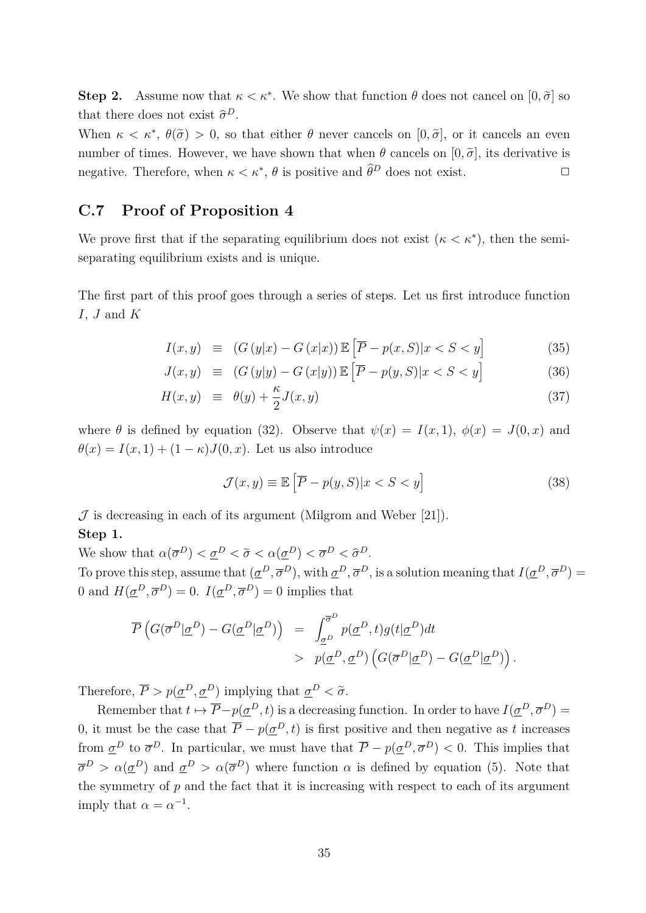**Step 2.** Assume now that $\kappa < \kappa^*$. We show that function $\theta$ does not cancel on $[0, \widetilde{\sigma}]$ so that there does not exist $\widehat{\sigma}^D$.

When $\kappa < \kappa^*$, $\theta(\widetilde{\sigma}) > 0$, so that either $\theta$ never cancels on $[0, \widetilde{\sigma}]$, or it cancels an even number of times. However, we have shown that when $\theta$ cancels on $[0, \widetilde{\sigma}]$, its derivative is negative. Therefore, when $\kappa < \kappa^*$, $\theta$ is positive and $\widehat{\theta}^D$ does not exist. $\square$

## C.7 Proof of Proposition 4

We prove first that if the separating equilibrium does not exist ($\kappa < \kappa^*$), then the semi-separating equilibrium exists and is unique.

The first part of this proof goes through a series of steps. Let us first introduce function $I$, $J$ and $K$

$$I(x,y) \equiv (G(y|x) - G(x|x))\, \mathbb{E}\left[\overline{P} - p(x,S)|x < S < y\right] \tag{35}$$

$$J(x,y) \equiv (G(y|y) - G(x|y))\, \mathbb{E}\left[\overline{P} - p(y,S)|x < S < y\right] \tag{36}$$

$$H(x,y) \equiv \theta(y) + \frac{\kappa}{2} J(x,y) \tag{37}$$

where $\theta$ is defined by equation (32). Observe that $\psi(x) = I(x,1)$, $\phi(x) = J(0,x)$ and $\theta(x) = I(x,1) + (1-\kappa)J(0,x)$. Let us also introduce

$$\mathcal{J}(x,y) \equiv \mathbb{E}\left[\overline{P} - p(y,S)|x < S < y\right] \tag{38}$$

$\mathcal{J}$ is decreasing in each of its argument (Milgrom and Weber [21]).

**Step 1.**

We show that $\alpha(\overline{\sigma}^D) < \underline{\sigma}^D < \widetilde{\sigma} < \alpha(\underline{\sigma}^D) < \overline{\sigma}^D < \widehat{\sigma}^D$.

To prove this step, assume that $(\underline{\sigma}^D, \overline{\sigma}^D)$, with $\underline{\sigma}^D, \overline{\sigma}^D$, is a solution meaning that $I(\underline{\sigma}^D, \overline{\sigma}^D) = 0$ and $H(\underline{\sigma}^D, \overline{\sigma}^D) = 0$. $I(\underline{\sigma}^D, \overline{\sigma}^D) = 0$ implies that

$$\begin{aligned}
\overline{P}\left(G(\overline{\sigma}^D|\underline{\sigma}^D) - G(\underline{\sigma}^D|\underline{\sigma}^D)\right) &= \int_{\underline{\sigma}^D}^{\overline{\sigma}^D} p(\underline{\sigma}^D, t) g(t|\underline{\sigma}^D) dt \\
&> p(\underline{\sigma}^D, \underline{\sigma}^D)\left(G(\overline{\sigma}^D|\underline{\sigma}^D) - G(\underline{\sigma}^D|\underline{\sigma}^D)\right).
\end{aligned}$$

Therefore, $\overline{P} > p(\underline{\sigma}^D, \underline{\sigma}^D)$ implying that $\underline{\sigma}^D < \widetilde{\sigma}$.

Remember that $t \mapsto \overline{P} - p(\underline{\sigma}^D, t)$ is a decreasing function. In order to have $I(\underline{\sigma}^D, \overline{\sigma}^D) = 0$, it must be the case that $\overline{P} - p(\underline{\sigma}^D, t)$ is first positive and then negative as $t$ increases from $\underline{\sigma}^D$ to $\overline{\sigma}^D$. In particular, we must have that $\overline{P} - p(\underline{\sigma}^D, \overline{\sigma}^D) < 0$. This implies that $\overline{\sigma}^D > \alpha(\underline{\sigma}^D)$ and $\underline{\sigma}^D > \alpha(\overline{\sigma}^D)$ where function $\alpha$ is defined by equation (5). Note that the symmetry of $p$ and the fact that it is increasing with respect to each of its argument imply that $\alpha = \alpha^{-1}$.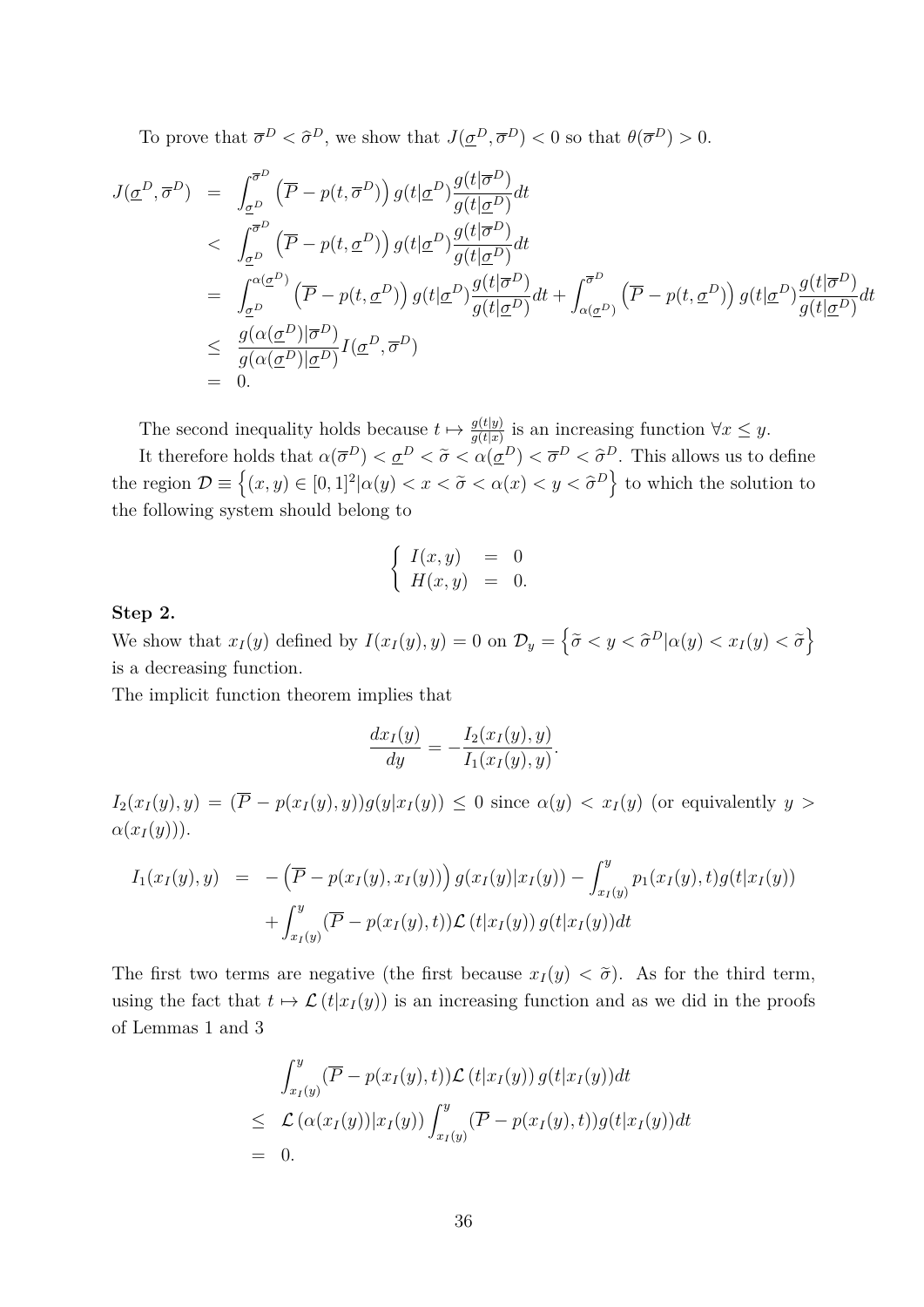To prove that $\overline{\sigma}^D < \widehat{\sigma}^D$, we show that $J(\underline{\sigma}^D, \overline{\sigma}^D) < 0$ so that $\theta(\overline{\sigma}^D) > 0$.

$$
\begin{aligned}
J(\underline{\sigma}^D, \overline{\sigma}^D) &= \int_{\underline{\sigma}^D}^{\overline{\sigma}^D} \left(\overline{P} - p(t, \overline{\sigma}^D)\right) g(t|\underline{\sigma}^D) \frac{g(t|\overline{\sigma}^D)}{g(t|\underline{\sigma}^D)} dt \\
&< \int_{\underline{\sigma}^D}^{\overline{\sigma}^D} \left(\overline{P} - p(t, \underline{\sigma}^D)\right) g(t|\underline{\sigma}^D) \frac{g(t|\overline{\sigma}^D)}{g(t|\underline{\sigma}^D)} dt \\
&= \int_{\underline{\sigma}^D}^{\alpha(\underline{\sigma}^D)} \left(\overline{P} - p(t, \underline{\sigma}^D)\right) g(t|\underline{\sigma}^D) \frac{g(t|\overline{\sigma}^D)}{g(t|\underline{\sigma}^D)} dt + \int_{\alpha(\underline{\sigma}^D)}^{\overline{\sigma}^D} \left(\overline{P} - p(t, \underline{\sigma}^D)\right) g(t|\underline{\sigma}^D) \frac{g(t|\overline{\sigma}^D)}{g(t|\underline{\sigma}^D)} dt \\
&\leq \frac{g(\alpha(\underline{\sigma}^D)|\overline{\sigma}^D)}{g(\alpha(\underline{\sigma}^D)|\underline{\sigma}^D)} I(\underline{\sigma}^D, \overline{\sigma}^D) \\
&= 0.
\end{aligned}
$$

The second inequality holds because $t \mapsto \frac{g(t|y)}{g(t|x)}$ is an increasing function $\forall x \leq y$.

It therefore holds that $\alpha(\overline{\sigma}^D) < \underline{\sigma}^D < \widetilde{\sigma} < \alpha(\underline{\sigma}^D) < \overline{\sigma}^D < \widehat{\sigma}^D$. This allows us to define the region $\mathcal{D} \equiv \left\{(x,y) \in [0,1]^2 | \alpha(y) < x < \widetilde{\sigma} < \alpha(x) < y < \widehat{\sigma}^D\right\}$ to which the solution to the following system should belong to

$$
\left\{
\begin{array}{lcl}
I(x,y) & = & 0 \\
H(x,y) & = & 0.
\end{array}
\right.
$$

**Step 2.**

We show that $x_I(y)$ defined by $I(x_I(y), y) = 0$ on $\mathcal{D}_y = \left\{\widetilde{\sigma} < y < \widehat{\sigma}^D | \alpha(y) < x_I(y) < \widetilde{\sigma}\right\}$ is a decreasing function.

The implicit function theorem implies that

$$
\frac{dx_I(y)}{dy} = -\frac{I_2(x_I(y), y)}{I_1(x_I(y), y)}.
$$

$I_2(x_I(y), y) = (\overline{P} - p(x_I(y), y)) g(y|x_I(y)) \leq 0$ since $\alpha(y) < x_I(y)$ (or equivalently $y > \alpha(x_I(y))$).

$$
\begin{aligned}
I_1(x_I(y), y) &= -\left(\overline{P} - p(x_I(y), x_I(y))\right) g(x_I(y)|x_I(y)) - \int_{x_I(y)}^{y} p_1(x_I(y), t) g(t|x_I(y)) \\
&\quad + \int_{x_I(y)}^{y} (\overline{P} - p(x_I(y), t)) \mathcal{L}\left(t|x_I(y)\right) g(t|x_I(y)) dt
\end{aligned}
$$

The first two terms are negative (the first because $x_I(y) < \widetilde{\sigma}$). As for the third term, using the fact that $t \mapsto \mathcal{L}\left(t|x_I(y)\right)$ is an increasing function and as we did in the proofs of Lemmas 1 and 3

$$
\begin{aligned}
& \int_{x_I(y)}^{y} (\overline{P} - p(x_I(y), t)) \mathcal{L}\left(t|x_I(y)\right) g(t|x_I(y)) dt \\
\leq\ & \mathcal{L}\left(\alpha(x_I(y))|x_I(y)\right) \int_{x_I(y)}^{y} (\overline{P} - p(x_I(y), t)) g(t|x_I(y)) dt \\
=\ & 0.
\end{aligned}
$$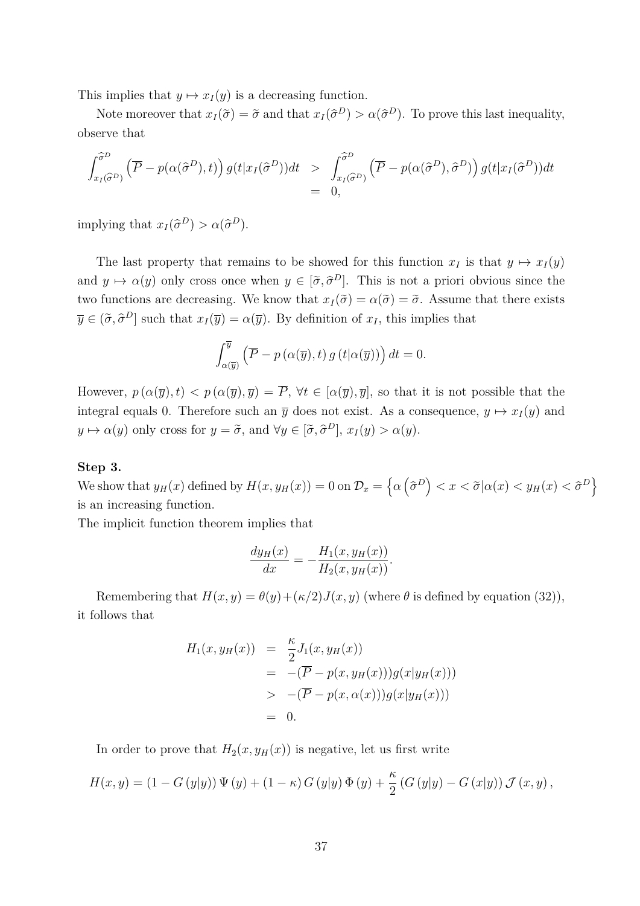This implies that $y \mapsto x_I(y)$ is a decreasing function.

Note moreover that $x_I(\tilde{\sigma}) = \tilde{\sigma}$ and that $x_I(\widehat{\sigma}^D) > \alpha(\widehat{\sigma}^D)$. To prove this last inequality, observe that

$$
\begin{aligned}
\int_{x_I(\widehat{\sigma}^D)}^{\widehat{\sigma}^D} \left(\overline{P} - p(\alpha(\widehat{\sigma}^D), t)\right) g(t|x_I(\widehat{\sigma}^D))dt \;&>\; \int_{x_I(\widehat{\sigma}^D)}^{\widehat{\sigma}^D} \left(\overline{P} - p(\alpha(\widehat{\sigma}^D), \widehat{\sigma}^D)\right) g(t|x_I(\widehat{\sigma}^D))dt \\
&=\; 0,
\end{aligned}
$$

implying that $x_I(\widehat{\sigma}^D) > \alpha(\widehat{\sigma}^D)$.

The last property that remains to be showed for this function $x_I$ is that $y \mapsto x_I(y)$ and $y \mapsto \alpha(y)$ only cross once when $y \in [\tilde{\sigma}, \widehat{\sigma}^D]$. This is not a priori obvious since the two functions are decreasing. We know that $x_I(\tilde{\sigma}) = \alpha(\tilde{\sigma}) = \tilde{\sigma}$. Assume that there exists $\overline{y} \in (\tilde{\sigma}, \widehat{\sigma}^D]$ such that $x_I(\overline{y}) = \alpha(\overline{y})$. By definition of $x_I$, this implies that

$$
\int_{\alpha(\overline{y})}^{\overline{y}} \left(\overline{P} - p\left(\alpha(\overline{y}), t\right) g\left(t|\alpha(\overline{y})\right)\right) dt = 0.
$$

However, $p\left(\alpha(\overline{y}), t\right) < p\left(\alpha(\overline{y}), \overline{y}\right) = \overline{P}$, $\forall t \in [\alpha(\overline{y}), \overline{y}]$, so that it is not possible that the integral equals 0. Therefore such an $\overline{y}$ does not exist. As a consequence, $y \mapsto x_I(y)$ and $y \mapsto \alpha(y)$ only cross for $y = \tilde{\sigma}$, and $\forall y \in [\tilde{\sigma}, \widehat{\sigma}^D]$, $x_I(y) > \alpha(y)$.

**Step 3.**

We show that $y_H(x)$ defined by $H(x, y_H(x)) = 0$ on $\mathcal{D}_x = \left\{\alpha\left(\widehat{\sigma}^D\right) < x < \tilde{\sigma} | \alpha(x) < y_H(x) < \widehat{\sigma}^D\right\}$ is an increasing function.

The implicit function theorem implies that

$$
\frac{dy_H(x)}{dx} = -\frac{H_1(x, y_H(x))}{H_2(x, y_H(x))}.
$$

Remembering that $H(x, y) = \theta(y) + (\kappa/2)J(x, y)$ (where $\theta$ is defined by equation (32)), it follows that

$$
\begin{aligned}
H_1(x, y_H(x)) &= \frac{\kappa}{2} J_1(x, y_H(x)) \\
&= -(\overline{P} - p(x, y_H(x)))g(x|y_H(x))) \\
&> -(\overline{P} - p(x, \alpha(x)))g(x|y_H(x))) \\
&= 0.
\end{aligned}
$$

In order to prove that $H_2(x, y_H(x))$ is negative, let us first write

$$
H(x, y) = (1 - G\left(y|y\right)) \Psi\left(y\right) + (1 - \kappa) G\left(y|y\right) \Phi\left(y\right) + \frac{\kappa}{2} \left(G\left(y|y\right) - G\left(x|y\right)\right) \mathcal{J}\left(x, y\right),
$$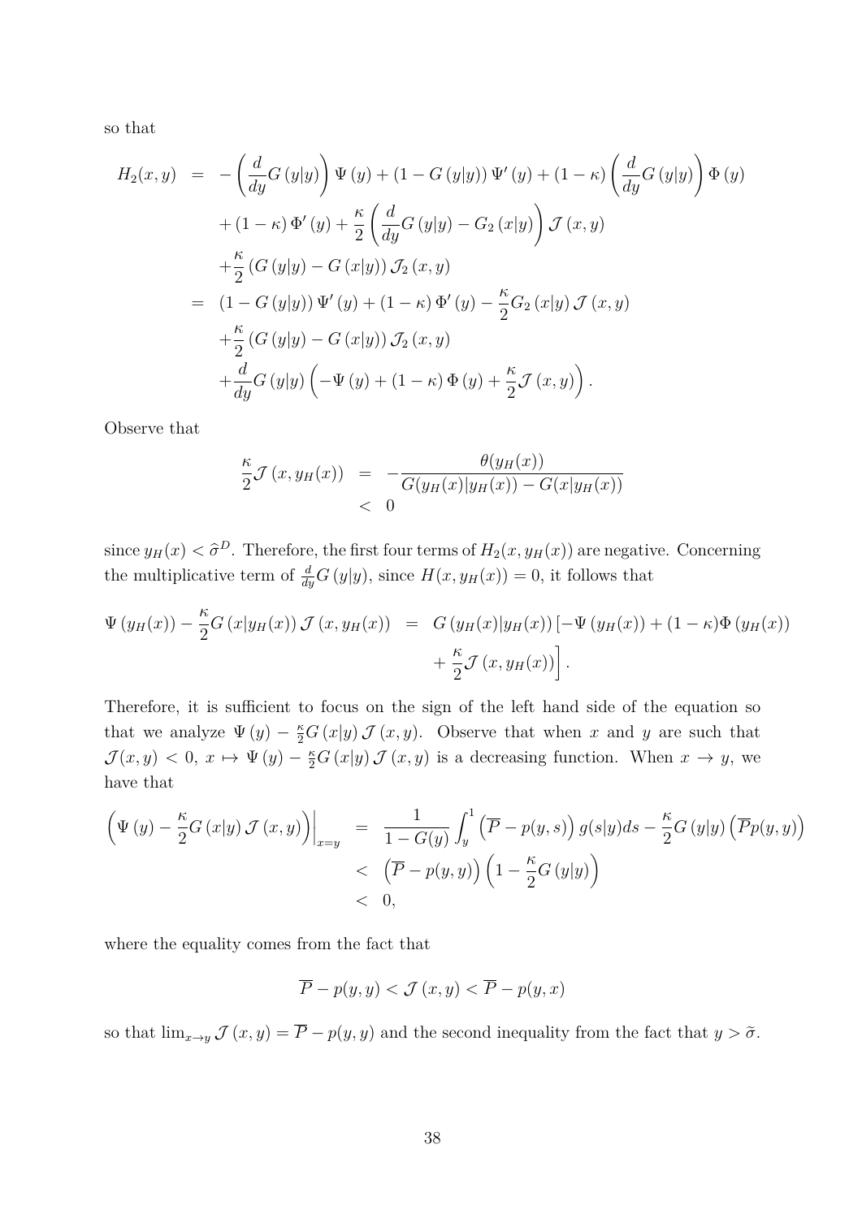so that

$$
\begin{aligned}
H_2(x,y) &= -\left(\frac{d}{dy}G\left(y|y\right)\right)\Psi\left(y\right) + \left(1-G\left(y|y\right)\right)\Psi'\left(y\right) + \left(1-\kappa\right)\left(\frac{d}{dy}G\left(y|y\right)\right)\Phi\left(y\right) \\
&\quad + \left(1-\kappa\right)\Phi'\left(y\right) + \frac{\kappa}{2}\left(\frac{d}{dy}G\left(y|y\right) - G_2\left(x|y\right)\right)\mathcal{J}\left(x,y\right) \\
&\quad + \frac{\kappa}{2}\left(G\left(y|y\right) - G\left(x|y\right)\right)\mathcal{J}_2\left(x,y\right) \\
&= \left(1-G\left(y|y\right)\right)\Psi'\left(y\right) + \left(1-\kappa\right)\Phi'\left(y\right) - \frac{\kappa}{2}G_2\left(x|y\right)\mathcal{J}\left(x,y\right) \\
&\quad + \frac{\kappa}{2}\left(G\left(y|y\right) - G\left(x|y\right)\right)\mathcal{J}_2\left(x,y\right) \\
&\quad + \frac{d}{dy}G\left(y|y\right)\left(-\Psi\left(y\right) + \left(1-\kappa\right)\Phi\left(y\right) + \frac{\kappa}{2}\mathcal{J}\left(x,y\right)\right).
\end{aligned}
$$

Observe that

$$
\begin{aligned}
\frac{\kappa}{2}\mathcal{J}\left(x, y_H(x)\right) &= -\frac{\theta(y_H(x))}{G(y_H(x)|y_H(x)) - G(x|y_H(x))} \\
&< 0
\end{aligned}
$$

since $y_H(x) < \widehat{\sigma}^D$. Therefore, the first four terms of $H_2(x, y_H(x))$ are negative. Concerning the multiplicative term of $\frac{d}{dy}G\left(y|y\right)$, since $H(x, y_H(x)) = 0$, it follows that

$$
\begin{aligned}
\Psi\left(y_H(x)\right) - \frac{\kappa}{2}G\left(x|y_H(x)\right)\mathcal{J}\left(x, y_H(x)\right) &= G\left(y_H(x)|y_H(x)\right)\left[-\Psi\left(y_H(x)\right) + (1-\kappa)\Phi\left(y_H(x)\right)\right. \\
&\quad \left. + \frac{\kappa}{2}\mathcal{J}\left(x, y_H(x)\right)\right].
\end{aligned}
$$

Therefore, it is sufficient to focus on the sign of the left hand side of the equation so that we analyze $\Psi\left(y\right) - \frac{\kappa}{2}G\left(x|y\right)\mathcal{J}\left(x,y\right)$. Observe that when $x$ and $y$ are such that $\mathcal{J}(x,y) < 0$, $x \mapsto \Psi\left(y\right) - \frac{\kappa}{2}G\left(x|y\right)\mathcal{J}\left(x,y\right)$ is a decreasing function. When $x \to y$, we have that

$$
\begin{aligned}
\left(\Psi\left(y\right) - \frac{\kappa}{2}G\left(x|y\right)\mathcal{J}\left(x,y\right)\right)\Big|_{x=y} &= \frac{1}{1-G(y)}\int_y^1 \left(\overline{P} - p(y,s)\right)g(s|y)ds - \frac{\kappa}{2}G\left(y|y\right)\left(\overline{P}p(y,y)\right) \\
&< \left(\overline{P} - p(y,y)\right)\left(1 - \frac{\kappa}{2}G\left(y|y\right)\right) \\
&< 0,
\end{aligned}
$$

where the equality comes from the fact that

$$
\overline{P} - p(y,y) < \mathcal{J}\left(x,y\right) < \overline{P} - p(y,x)
$$

so that $\lim_{x\to y}\mathcal{J}\left(x,y\right) = \overline{P} - p(y,y)$ and the second inequality from the fact that $y > \widetilde{\sigma}$.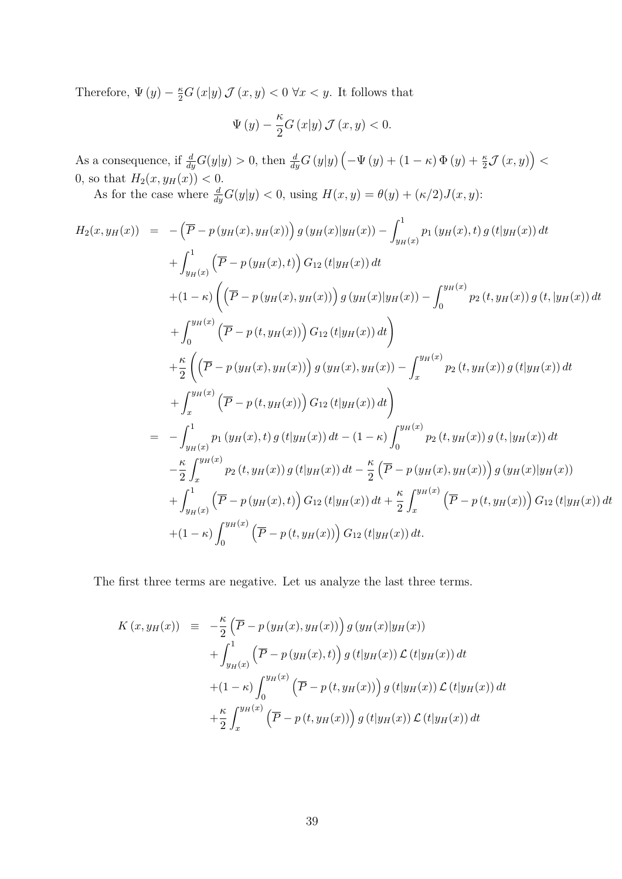Therefore, $\Psi(y) - \frac{\kappa}{2} G(x|y) \mathcal{J}(x,y) < 0 \; \forall x < y$. It follows that

$$\Psi(y) - \frac{\kappa}{2} G(x|y) \mathcal{J}(x,y) < 0.$$

As a consequence, if $\frac{d}{dy} G(y|y) > 0$, then $\frac{d}{dy} G(y|y) \left( -\Psi(y) + (1-\kappa) \Phi(y) + \frac{\kappa}{2} \mathcal{J}(x,y) \right) < 0$, so that $H_2(x, y_H(x)) < 0$.

As for the case where $\frac{d}{dy} G(y|y) < 0$, using $H(x,y) = \theta(y) + (\kappa/2) J(x,y)$:

$$\begin{aligned}
H_2(x, y_H(x)) &= -\left(\overline{P} - p\left(y_H(x), y_H(x)\right)\right) g\left(y_H(x)|y_H(x)\right) - \int_{y_H(x)}^{1} p_1\left(y_H(x), t\right) g\left(t|y_H(x)\right) dt \\
&\quad + \int_{y_H(x)}^{1} \left(\overline{P} - p\left(y_H(x), t\right)\right) G_{12}\left(t|y_H(x)\right) dt \\
&\quad + (1-\kappa) \left( \left(\overline{P} - p\left(y_H(x), y_H(x)\right)\right) g\left(y_H(x)|y_H(x)\right) - \int_{0}^{y_H(x)} p_2\left(t, y_H(x)\right) g\left(t, |y_H(x)\right) dt \right. \\
&\quad \left. + \int_{0}^{y_H(x)} \left(\overline{P} - p\left(t, y_H(x)\right)\right) G_{12}\left(t|y_H(x)\right) dt \right) \\
&\quad + \frac{\kappa}{2} \left( \left(\overline{P} - p\left(y_H(x), y_H(x)\right)\right) g\left(y_H(x), y_H(x)\right) - \int_{x}^{y_H(x)} p_2\left(t, y_H(x)\right) g\left(t|y_H(x)\right) dt \right. \\
&\quad \left. + \int_{x}^{y_H(x)} \left(\overline{P} - p\left(t, y_H(x)\right)\right) G_{12}\left(t|y_H(x)\right) dt \right) \\
&= -\int_{y_H(x)}^{1} p_1\left(y_H(x), t\right) g\left(t|y_H(x)\right) dt - (1-\kappa) \int_{0}^{y_H(x)} p_2\left(t, y_H(x)\right) g\left(t, |y_H(x)\right) dt \\
&\quad - \frac{\kappa}{2} \int_{x}^{y_H(x)} p_2\left(t, y_H(x)\right) g\left(t|y_H(x)\right) dt - \frac{\kappa}{2} \left(\overline{P} - p\left(y_H(x), y_H(x)\right)\right) g\left(y_H(x)|y_H(x)\right) \\
&\quad + \int_{y_H(x)}^{1} \left(\overline{P} - p\left(y_H(x), t\right)\right) G_{12}\left(t|y_H(x)\right) dt + \frac{\kappa}{2} \int_{x}^{y_H(x)} \left(\overline{P} - p\left(t, y_H(x)\right)\right) G_{12}\left(t|y_H(x)\right) dt \\
&\quad + (1-\kappa) \int_{0}^{y_H(x)} \left(\overline{P} - p\left(t, y_H(x)\right)\right) G_{12}\left(t|y_H(x)\right) dt.
\end{aligned}$$

The first three terms are negative. Let us analyze the last three terms.

$$\begin{aligned}
K\left(x, y_H(x)\right) &\equiv -\frac{\kappa}{2} \left(\overline{P} - p\left(y_H(x), y_H(x)\right)\right) g\left(y_H(x)|y_H(x)\right) \\
&\quad + \int_{y_H(x)}^{1} \left(\overline{P} - p\left(y_H(x), t\right)\right) g\left(t|y_H(x)\right) \mathcal{L}\left(t|y_H(x)\right) dt \\
&\quad + (1-\kappa) \int_{0}^{y_H(x)} \left(\overline{P} - p\left(t, y_H(x)\right)\right) g\left(t|y_H(x)\right) \mathcal{L}\left(t|y_H(x)\right) dt \\
&\quad + \frac{\kappa}{2} \int_{x}^{y_H(x)} \left(\overline{P} - p\left(t, y_H(x)\right)\right) g\left(t|y_H(x)\right) \mathcal{L}\left(t|y_H(x)\right) dt
\end{aligned}$$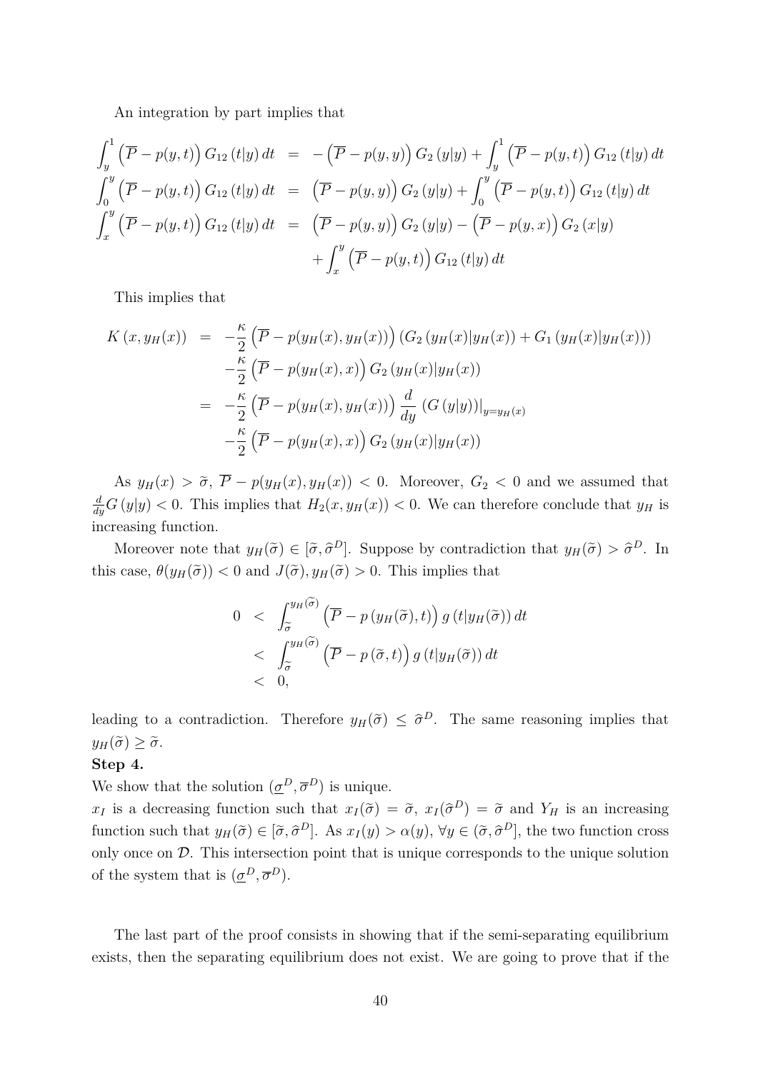An integration by part implies that

$$
\begin{aligned}
\int_y^1 \left(\overline{P} - p(y,t)\right) G_{12}\left(t|y\right) dt &= -\left(\overline{P} - p(y,y)\right) G_2\left(y|y\right) + \int_y^1 \left(\overline{P} - p(y,t)\right) G_{12}\left(t|y\right) dt \\
\int_0^y \left(\overline{P} - p(y,t)\right) G_{12}\left(t|y\right) dt &= \left(\overline{P} - p(y,y)\right) G_2\left(y|y\right) + \int_0^y \left(\overline{P} - p(y,t)\right) G_{12}\left(t|y\right) dt \\
\int_x^y \left(\overline{P} - p(y,t)\right) G_{12}\left(t|y\right) dt &= \left(\overline{P} - p(y,y)\right) G_2\left(y|y\right) - \left(\overline{P} - p(y,x)\right) G_2\left(x|y\right) \\
&\quad + \int_x^y \left(\overline{P} - p(y,t)\right) G_{12}\left(t|y\right) dt
\end{aligned}
$$

This implies that

$$
\begin{aligned}
K\left(x, y_H(x)\right) &= -\frac{\kappa}{2}\left(\overline{P} - p(y_H(x), y_H(x))\right)\left(G_2\left(y_H(x)|y_H(x)\right) + G_1\left(y_H(x)|y_H(x)\right)\right) \\
&\quad -\frac{\kappa}{2}\left(\overline{P} - p(y_H(x), x)\right) G_2\left(y_H(x)|y_H(x)\right) \\
&= -\frac{\kappa}{2}\left(\overline{P} - p(y_H(x), y_H(x))\right) \frac{d}{dy}\left(G\left(y|y\right)\right)\Big|_{y=y_H(x)} \\
&\quad -\frac{\kappa}{2}\left(\overline{P} - p(y_H(x), x)\right) G_2\left(y_H(x)|y_H(x)\right)
\end{aligned}
$$

As $y_H(x) > \widetilde{\sigma}$, $\overline{P} - p(y_H(x), y_H(x)) < 0$. Moreover, $G_2 < 0$ and we assumed that $\frac{d}{dy} G\left(y|y\right) < 0$. This implies that $H_2(x, y_H(x)) < 0$. We can therefore conclude that $y_H$ is increasing function.

Moreover note that $y_H(\widetilde{\sigma}) \in [\widetilde{\sigma}, \widehat{\sigma}^D]$. Suppose by contradiction that $y_H(\widetilde{\sigma}) > \widehat{\sigma}^D$. In this case, $\theta(y_H(\widetilde{\sigma})) < 0$ and $J(\widetilde{\sigma}), y_H(\widetilde{\sigma}) > 0$. This implies that

$$
\begin{aligned}
0 &< \int_{\widetilde{\sigma}}^{y_H(\widetilde{\sigma})} \left(\overline{P} - p\left(y_H(\widetilde{\sigma}), t\right)\right) g\left(t|y_H(\widetilde{\sigma})\right) dt \\
&< \int_{\widetilde{\sigma}}^{y_H(\widetilde{\sigma})} \left(\overline{P} - p\left(\widetilde{\sigma}, t\right)\right) g\left(t|y_H(\widetilde{\sigma})\right) dt \\
&< 0,
\end{aligned}
$$

leading to a contradiction. Therefore $y_H(\widetilde{\sigma}) \leq \widehat{\sigma}^D$. The same reasoning implies that $y_H(\widetilde{\sigma}) \geq \widetilde{\sigma}$.

**Step 4.**

We show that the solution $(\underline{\sigma}^D, \overline{\sigma}^D)$ is unique.

$x_I$ is a decreasing function such that $x_I(\widetilde{\sigma}) = \widetilde{\sigma}$, $x_I(\widehat{\sigma}^D) = \widetilde{\sigma}$ and $Y_H$ is an increasing function such that $y_H(\widetilde{\sigma}) \in [\widetilde{\sigma}, \widehat{\sigma}^D]$. As $x_I(y) > \alpha(y)$, $\forall y \in (\widetilde{\sigma}, \widehat{\sigma}^D]$, the two function cross only once on $\mathcal{D}$. This intersection point that is unique corresponds to the unique solution of the system that is $(\underline{\sigma}^D, \overline{\sigma}^D)$.

The last part of the proof consists in showing that if the semi-separating equilibrium exists, then the separating equilibrium does not exist. We are going to prove that if the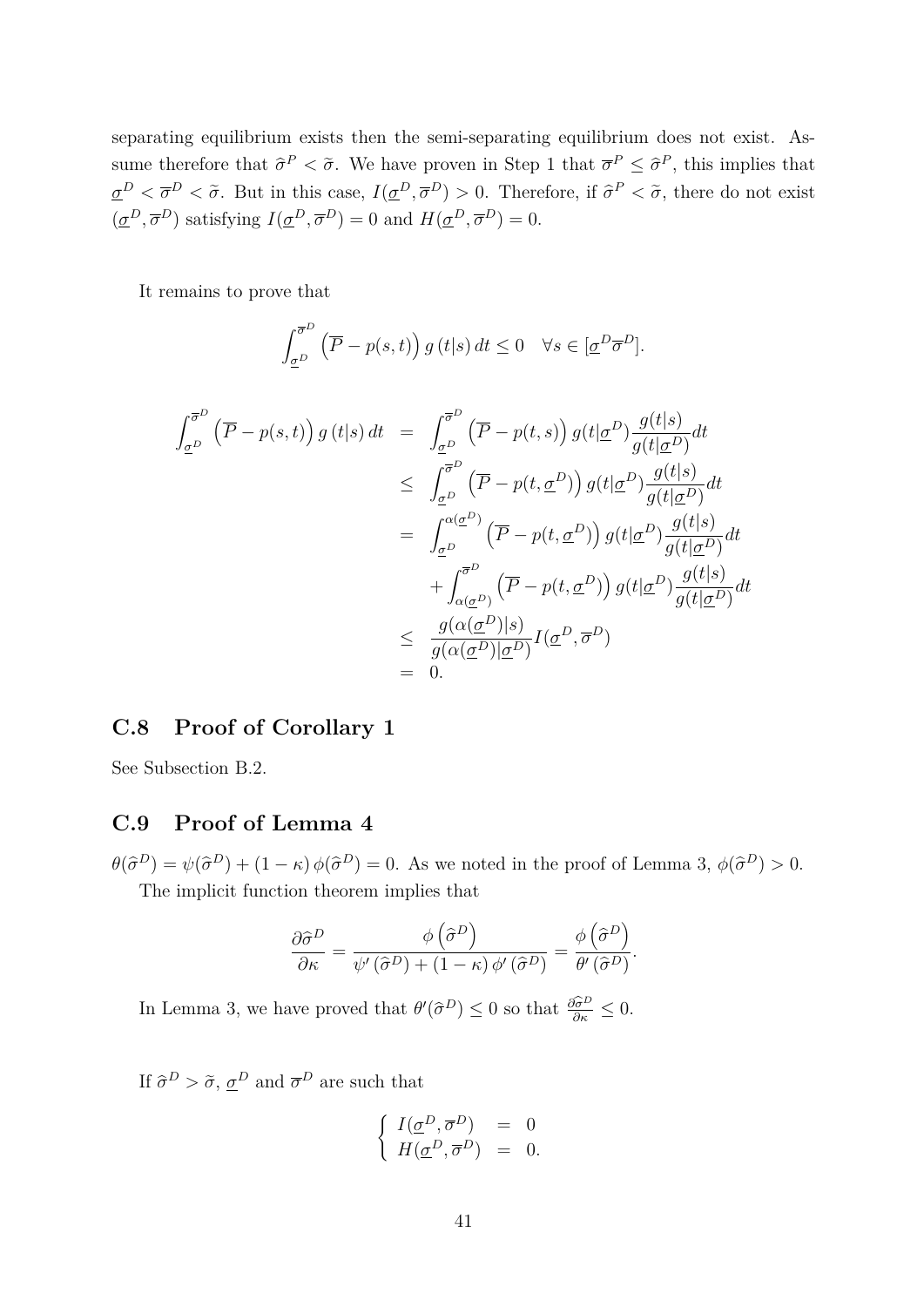separating equilibrium exists then the semi-separating equilibrium does not exist. Assume therefore that $\widehat{\sigma}^P < \widetilde{\sigma}$. We have proven in Step 1 that $\overline{\sigma}^P \leq \widehat{\sigma}^P$, this implies that $\underline{\sigma}^D < \overline{\sigma}^D < \widetilde{\sigma}$. But in this case, $I(\underline{\sigma}^D, \overline{\sigma}^D) > 0$. Therefore, if $\widehat{\sigma}^P < \widetilde{\sigma}$, there do not exist $(\underline{\sigma}^D, \overline{\sigma}^D)$ satisfying $I(\underline{\sigma}^D, \overline{\sigma}^D) = 0$ and $H(\underline{\sigma}^D, \overline{\sigma}^D) = 0$.

It remains to prove that

$$\int_{\underline{\sigma}^D}^{\overline{\sigma}^D} \left(\overline{P} - p(s,t)\right) g\left(t|s\right) dt \leq 0 \quad \forall s \in [\underline{\sigma}^D \overline{\sigma}^D].$$

$$\begin{aligned}
\int_{\underline{\sigma}^D}^{\overline{\sigma}^D} \left(\overline{P} - p(s,t)\right) g\left(t|s\right) dt &= \int_{\underline{\sigma}^D}^{\overline{\sigma}^D} \left(\overline{P} - p(t,s)\right) g(t|\underline{\sigma}^D) \frac{g(t|s)}{g(t|\underline{\sigma}^D)} dt \\
&\leq \int_{\underline{\sigma}^D}^{\overline{\sigma}^D} \left(\overline{P} - p(t,\underline{\sigma}^D)\right) g(t|\underline{\sigma}^D) \frac{g(t|s)}{g(t|\underline{\sigma}^D)} dt \\
&= \int_{\underline{\sigma}^D}^{\alpha(\underline{\sigma}^D)} \left(\overline{P} - p(t,\underline{\sigma}^D)\right) g(t|\underline{\sigma}^D) \frac{g(t|s)}{g(t|\underline{\sigma}^D)} dt \\
&\quad + \int_{\alpha(\underline{\sigma}^D)}^{\overline{\sigma}^D} \left(\overline{P} - p(t,\underline{\sigma}^D)\right) g(t|\underline{\sigma}^D) \frac{g(t|s)}{g(t|\underline{\sigma}^D)} dt \\
&\leq \frac{g(\alpha(\underline{\sigma}^D)|s)}{g(\alpha(\underline{\sigma}^D)|\underline{\sigma}^D)} I(\underline{\sigma}^D, \overline{\sigma}^D) \\
&= 0.
\end{aligned}$$

## C.8 Proof of Corollary 1

See Subsection B.2.

## C.9 Proof of Lemma 4

$\theta(\widehat{\sigma}^D) = \psi(\widehat{\sigma}^D) + (1-\kappa)\,\phi(\widehat{\sigma}^D) = 0$. As we noted in the proof of Lemma 3, $\phi(\widehat{\sigma}^D) > 0$.

The implicit function theorem implies that

$$\frac{\partial \widehat{\sigma}^D}{\partial \kappa} = \frac{\phi\left(\widehat{\sigma}^D\right)}{\psi'\left(\widehat{\sigma}^D\right) + (1-\kappa)\,\phi'\left(\widehat{\sigma}^D\right)} = \frac{\phi\left(\widehat{\sigma}^D\right)}{\theta'\left(\widehat{\sigma}^D\right)}.$$

In Lemma 3, we have proved that $\theta'(\widehat{\sigma}^D) \leq 0$ so that $\frac{\partial \widehat{\sigma}^D}{\partial \kappa} \leq 0$.

If $\widehat{\sigma}^D > \widetilde{\sigma}$, $\underline{\sigma}^D$ and $\overline{\sigma}^D$ are such that

$$\begin{cases} I(\underline{\sigma}^D, \overline{\sigma}^D) &= 0 \\ H(\underline{\sigma}^D, \overline{\sigma}^D) &= 0. \end{cases}$$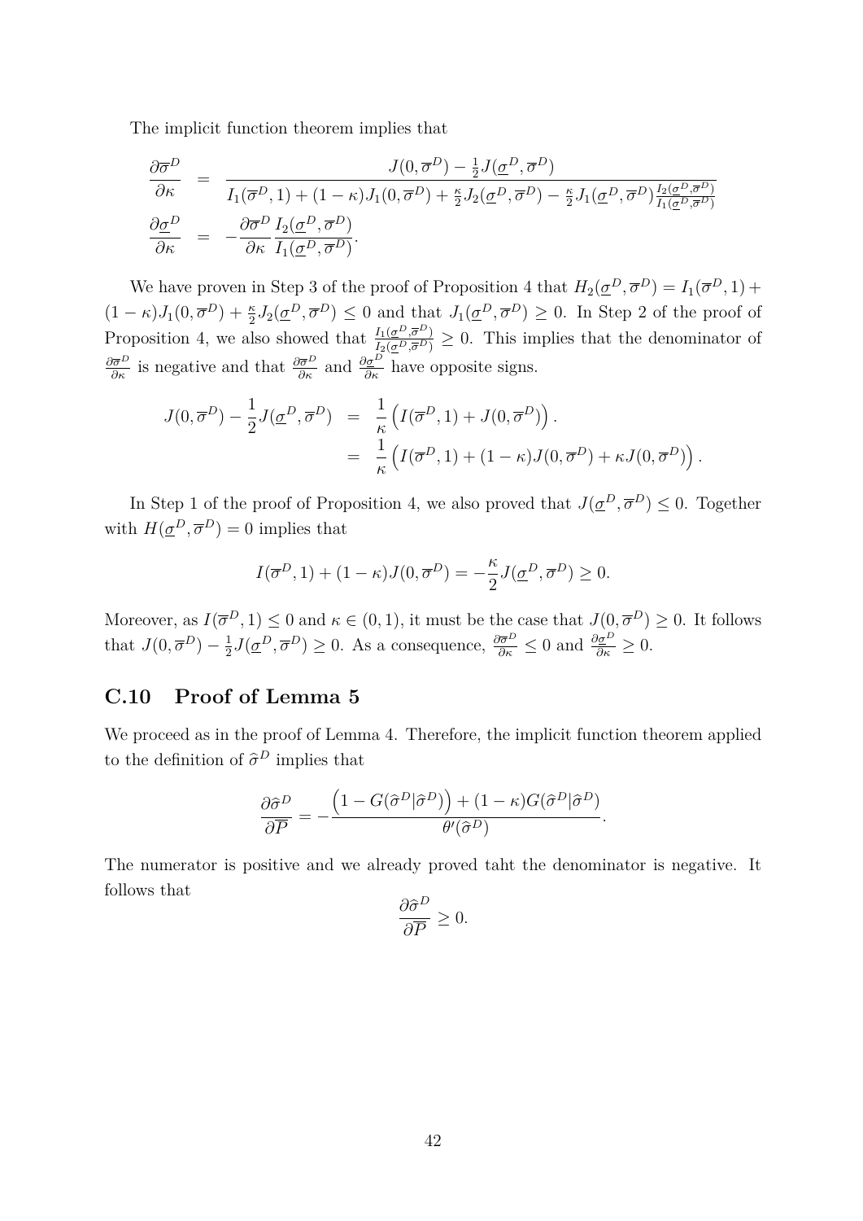The implicit function theorem implies that

$$
\begin{aligned}
\frac{\partial \overline{\sigma}^D}{\partial \kappa} &= \frac{J(0,\overline{\sigma}^D) - \frac{1}{2}J(\underline{\sigma}^D,\overline{\sigma}^D)}{I_1(\overline{\sigma}^D,1) + (1-\kappa)J_1(0,\overline{\sigma}^D) + \frac{\kappa}{2}J_2(\underline{\sigma}^D,\overline{\sigma}^D) - \frac{\kappa}{2}J_1(\underline{\sigma}^D,\overline{\sigma}^D)\frac{I_2(\underline{\sigma}^D,\overline{\sigma}^D)}{I_1(\underline{\sigma}^D,\overline{\sigma}^D)}} \\
\frac{\partial \underline{\sigma}^D}{\partial \kappa} &= -\frac{\partial \overline{\sigma}^D}{\partial \kappa}\frac{I_2(\underline{\sigma}^D,\overline{\sigma}^D)}{I_1(\underline{\sigma}^D,\overline{\sigma}^D)}.
\end{aligned}
$$

We have proven in Step 3 of the proof of Proposition 4 that $H_2(\underline{\sigma}^D,\overline{\sigma}^D) = I_1(\overline{\sigma}^D,1) + (1-\kappa)J_1(0,\overline{\sigma}^D) + \frac{\kappa}{2}J_2(\underline{\sigma}^D,\overline{\sigma}^D) \leq 0$ and that $J_1(\underline{\sigma}^D,\overline{\sigma}^D) \geq 0$. In Step 2 of the proof of Proposition 4, we also showed that $\frac{I_1(\underline{\sigma}^D,\overline{\sigma}^D)}{I_2(\underline{\sigma}^D,\overline{\sigma}^D)} \geq 0$. This implies that the denominator of $\frac{\partial \overline{\sigma}^D}{\partial \kappa}$ is negative and that $\frac{\partial \overline{\sigma}^D}{\partial \kappa}$ and $\frac{\partial \underline{\sigma}^D}{\partial \kappa}$ have opposite signs.

$$
\begin{aligned}
J(0,\overline{\sigma}^D) - \frac{1}{2}J(\underline{\sigma}^D,\overline{\sigma}^D) &= \frac{1}{\kappa}\left(I(\overline{\sigma}^D,1) + J(0,\overline{\sigma}^D)\right). \\
&= \frac{1}{\kappa}\left(I(\overline{\sigma}^D,1) + (1-\kappa)J(0,\overline{\sigma}^D) + \kappa J(0,\overline{\sigma}^D)\right).
\end{aligned}
$$

In Step 1 of the proof of Proposition 4, we also proved that $J(\underline{\sigma}^D,\overline{\sigma}^D) \leq 0$. Together with $H(\underline{\sigma}^D,\overline{\sigma}^D) = 0$ implies that

$$
I(\overline{\sigma}^D,1) + (1-\kappa)J(0,\overline{\sigma}^D) = -\frac{\kappa}{2}J(\underline{\sigma}^D,\overline{\sigma}^D) \geq 0.
$$

Moreover, as $I(\overline{\sigma}^D,1) \leq 0$ and $\kappa \in (0,1)$, it must be the case that $J(0,\overline{\sigma}^D) \geq 0$. It follows that $J(0,\overline{\sigma}^D) - \frac{1}{2}J(\underline{\sigma}^D,\overline{\sigma}^D) \geq 0$. As a consequence, $\frac{\partial \overline{\sigma}^D}{\partial \kappa} \leq 0$ and $\frac{\partial \underline{\sigma}^D}{\partial \kappa} \geq 0$.

## C.10 Proof of Lemma 5

We proceed as in the proof of Lemma 4. Therefore, the implicit function theorem applied to the definition of $\widehat{\sigma}^D$ implies that

$$
\frac{\partial \widehat{\sigma}^D}{\partial \overline{P}} = -\frac{\left(1 - G(\widehat{\sigma}^D|\widehat{\sigma}^D)\right) + (1-\kappa)G(\widehat{\sigma}^D|\widehat{\sigma}^D)}{\theta'(\widehat{\sigma}^D)}.
$$

The numerator is positive and we already proved taht the denominator is negative. It follows that

$$
\frac{\partial \widehat{\sigma}^D}{\partial \overline{P}} \geq 0.
$$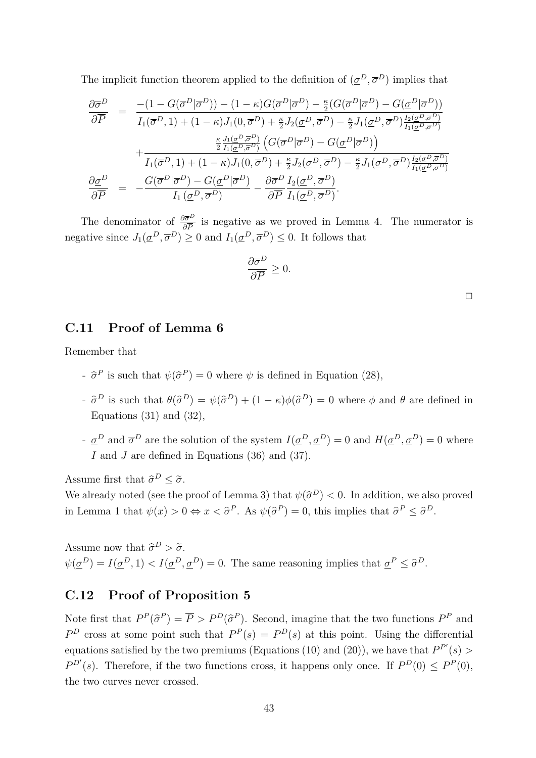The implicit function theorem applied to the definition of $(\underline{\sigma}^D, \overline{\sigma}^D)$ implies that

$$
\begin{aligned}
\frac{\partial \overline{\sigma}^D}{\partial \overline{P}} &= \frac{-(1-G(\overline{\sigma}^D|\overline{\sigma}^D)) - (1-\kappa)G(\overline{\sigma}^D|\overline{\sigma}^D) - \frac{\kappa}{2}(G(\overline{\sigma}^D|\overline{\sigma}^D) - G(\underline{\sigma}^D|\overline{\sigma}^D))}{I_1(\overline{\sigma}^D,1) + (1-\kappa)J_1(0,\overline{\sigma}^D) + \frac{\kappa}{2}J_2(\underline{\sigma}^D,\overline{\sigma}^D) - \frac{\kappa}{2}J_1(\underline{\sigma}^D,\overline{\sigma}^D)\frac{I_2(\underline{\sigma}^D,\overline{\sigma}^D)}{I_1(\underline{\sigma}^D,\overline{\sigma}^D)}} \\
&\quad + \frac{\frac{\kappa}{2}\frac{J_1(\underline{\sigma}^D,\overline{\sigma}^D)}{I_1(\underline{\sigma}^D,\overline{\sigma}^D)}\left(G(\overline{\sigma}^D|\overline{\sigma}^D) - G(\underline{\sigma}^D|\overline{\sigma}^D)\right)}{I_1(\overline{\sigma}^D,1) + (1-\kappa)J_1(0,\overline{\sigma}^D) + \frac{\kappa}{2}J_2(\underline{\sigma}^D,\overline{\sigma}^D) - \frac{\kappa}{2}J_1(\underline{\sigma}^D,\overline{\sigma}^D)\frac{I_2(\underline{\sigma}^D,\overline{\sigma}^D)}{I_1(\underline{\sigma}^D,\overline{\sigma}^D)}} \\
\frac{\partial \underline{\sigma}^D}{\partial \overline{P}} &= -\frac{G(\overline{\sigma}^D|\overline{\sigma}^D) - G(\underline{\sigma}^D|\overline{\sigma}^D)}{I_1(\underline{\sigma}^D,\overline{\sigma}^D)} - \frac{\partial \overline{\sigma}^D}{\partial \overline{P}}\frac{I_2(\underline{\sigma}^D,\overline{\sigma}^D)}{I_1(\underline{\sigma}^D,\overline{\sigma}^D)}.
\end{aligned}
$$

The denominator of $\frac{\partial \overline{\sigma}^D}{\partial \overline{P}}$ is negative as we proved in Lemma 4. The numerator is negative since $J_1(\underline{\sigma}^D,\overline{\sigma}^D) \geq 0$ and $I_1(\underline{\sigma}^D,\overline{\sigma}^D) \leq 0$. It follows that

$$
\frac{\partial \overline{\sigma}^D}{\partial \overline{P}} \geq 0.
$$

□

## C.11 Proof of Lemma 6

Remember that

- $\widehat{\sigma}^P$ is such that $\psi(\widehat{\sigma}^P) = 0$ where $\psi$ is defined in Equation (28),
- $\widehat{\sigma}^D$ is such that $\theta(\widehat{\sigma}^D) = \psi(\widehat{\sigma}^D) + (1-\kappa)\phi(\widehat{\sigma}^D) = 0$ where $\phi$ and $\theta$ are defined in Equations (31) and (32),
- $\underline{\sigma}^D$ and $\overline{\sigma}^D$ are the solution of the system $I(\underline{\sigma}^D, \underline{\sigma}^D) = 0$ and $H(\underline{\sigma}^D, \underline{\sigma}^D) = 0$ where $I$ and $J$ are defined in Equations (36) and (37).

Assume first that $\widehat{\sigma}^D \leq \widetilde{\sigma}$.
We already noted (see the proof of Lemma 3) that $\psi(\widehat{\sigma}^D) < 0$. In addition, we also proved in Lemma 1 that $\psi(x) > 0 \Leftrightarrow x < \widehat{\sigma}^P$. As $\psi(\widehat{\sigma}^P) = 0$, this implies that $\widehat{\sigma}^P \leq \widehat{\sigma}^D$.

Assume now that $\widehat{\sigma}^D > \widetilde{\sigma}$.
$\psi(\underline{\sigma}^D) = I(\underline{\sigma}^D, 1) < I(\underline{\sigma}^D, \underline{\sigma}^D) = 0$. The same reasoning implies that $\underline{\sigma}^P \leq \widehat{\sigma}^D$.

## C.12 Proof of Proposition 5

Note first that $P^P(\widehat{\sigma}^P) = \overline{P} > P^D(\widehat{\sigma}^P)$. Second, imagine that the two functions $P^P$ and $P^D$ cross at some point such that $P^P(s) = P^D(s)$ at this point. Using the differential equations satisfied by the two premiums (Equations (10) and (20)), we have that $P^{P'}(s) > P^{D'}(s)$. Therefore, if the two functions cross, it happens only once. If $P^D(0) \leq P^P(0)$, the two curves never crossed.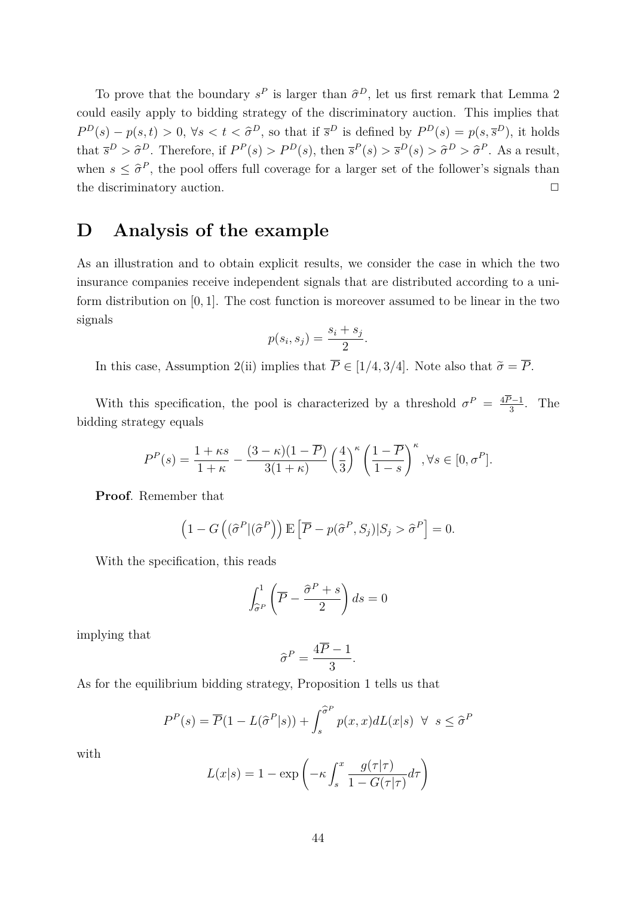To prove that the boundary $s^P$ is larger than $\widehat{\sigma}^D$, let us first remark that Lemma 2 could easily apply to bidding strategy of the discriminatory auction. This implies that $P^D(s) - p(s,t) > 0$, $\forall s < t < \widehat{\sigma}^D$, so that if $\overline{s}^D$ is defined by $P^D(s) = p(s, \overline{s}^D)$, it holds that $\overline{s}^D > \widehat{\sigma}^D$. Therefore, if $P^P(s) > P^D(s)$, then $\overline{s}^P(s) > \overline{s}^D(s) > \widehat{\sigma}^D > \widehat{\sigma}^P$. As a result, when $s \leq \widehat{\sigma}^P$, the pool offers full coverage for a larger set of the follower's signals than the discriminatory auction. $\square$

# D Analysis of the example

As an illustration and to obtain explicit results, we consider the case in which the two insurance companies receive independent signals that are distributed according to a uniform distribution on $[0, 1]$. The cost function is moreover assumed to be linear in the two signals

$$p(s_i, s_j) = \frac{s_i + s_j}{2}.$$

In this case, Assumption 2(ii) implies that $\overline{P} \in [1/4, 3/4]$. Note also that $\widetilde{\sigma} = \overline{P}$.

With this specification, the pool is characterized by a threshold $\sigma^P = \frac{4\overline{P}-1}{3}$. The bidding strategy equals

$$P^P(s) = \frac{1+\kappa s}{1+\kappa} - \frac{(3-\kappa)(1-\overline{P})}{3(1+\kappa)} \left(\frac{4}{3}\right)^\kappa \left(\frac{1-\overline{P}}{1-s}\right)^\kappa, \forall s \in [0, \sigma^P].$$

**Proof**. Remember that

$$\left(1 - G\left((\widehat{\sigma}^P | (\widehat{\sigma}^P\right)\right) \mathbb{E}\left[\overline{P} - p(\widehat{\sigma}^P, S_j) | S_j > \widehat{\sigma}^P\right] = 0.$$

With the specification, this reads

$$\int_{\widehat{\sigma}^P}^1 \left(\overline{P} - \frac{\widehat{\sigma}^P + s}{2}\right) ds = 0$$

implying that

$$\widehat{\sigma}^P = \frac{4\overline{P}-1}{3}.$$

As for the equilibrium bidding strategy, Proposition 1 tells us that

$$P^P(s) = \overline{P}(1 - L(\widehat{\sigma}^P | s)) + \int_s^{\widehat{\sigma}^P} p(x,x) dL(x|s) \;\; \forall \;\; s \leq \widehat{\sigma}^P$$

with

$$L(x|s) = 1 - \exp\left(-\kappa \int_s^x \frac{g(\tau|\tau)}{1 - G(\tau|\tau)} d\tau\right)$$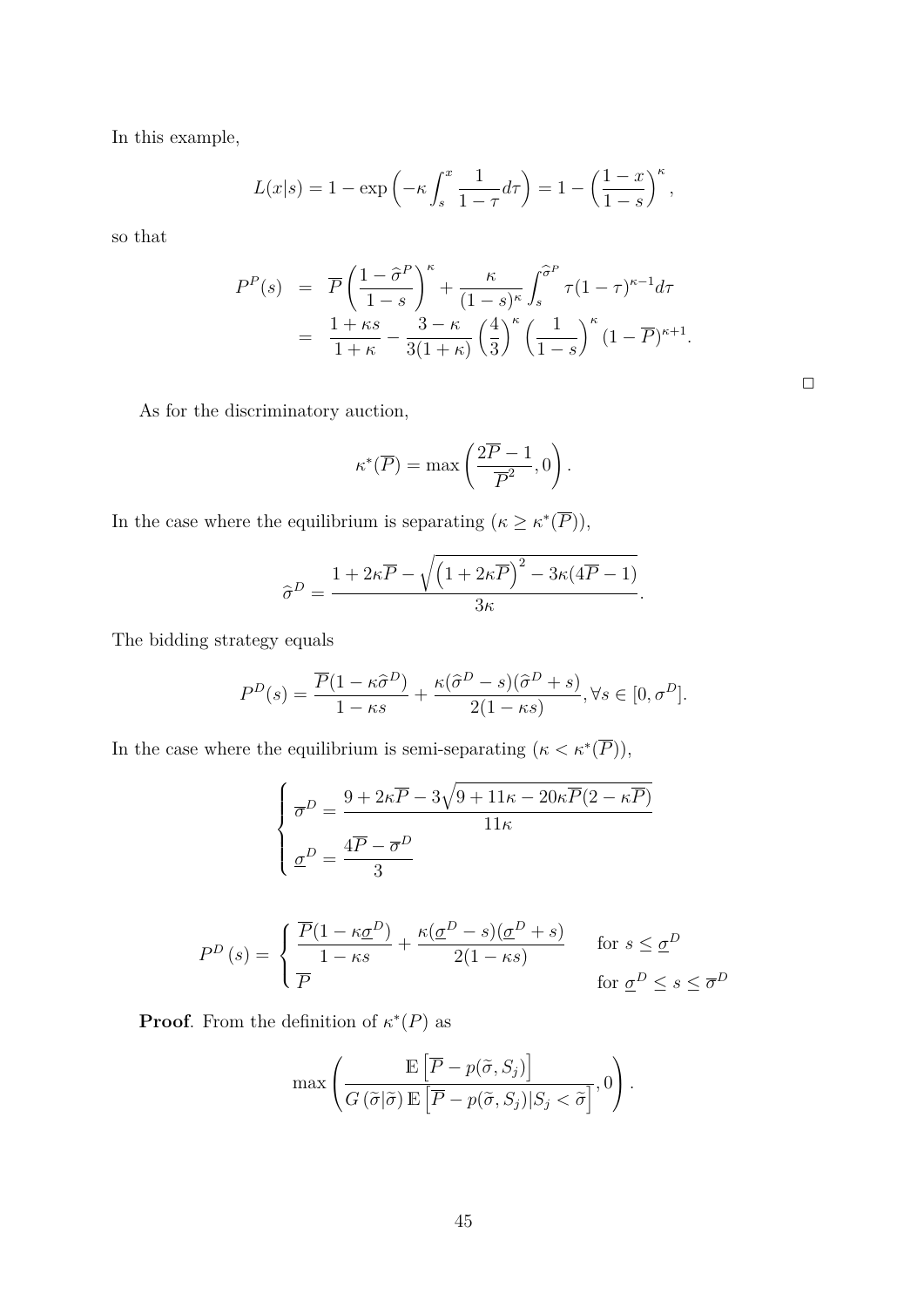In this example,

$$L(x|s) = 1 - \exp\left(-\kappa \int_s^x \frac{1}{1-\tau} d\tau\right) = 1 - \left(\frac{1-x}{1-s}\right)^\kappa,$$

so that

$$\begin{aligned} P^P(s) &= \overline{P}\left(\frac{1-\widehat{\sigma}^P}{1-s}\right)^\kappa + \frac{\kappa}{(1-s)^\kappa}\int_s^{\widehat{\sigma}^P} \tau(1-\tau)^{\kappa-1} d\tau \\ &= \frac{1+\kappa s}{1+\kappa} - \frac{3-\kappa}{3(1+\kappa)}\left(\frac{4}{3}\right)^\kappa \left(\frac{1}{1-s}\right)^\kappa (1-\overline{P})^{\kappa+1}. \end{aligned}$$

□

As for the discriminatory auction,

$$\kappa^*(\overline{P}) = \max\left(\frac{2\overline{P}-1}{\overline{P}^2}, 0\right).$$

In the case where the equilibrium is separating ($\kappa \geq \kappa^*(\overline{P})$),

$$\widehat{\sigma}^D = \frac{1 + 2\kappa\overline{P} - \sqrt{\left(1+2\kappa\overline{P}\right)^2 - 3\kappa(4\overline{P}-1)}}{3\kappa}.$$

The bidding strategy equals

$$P^D(s) = \frac{\overline{P}(1-\kappa\widehat{\sigma}^D)}{1-\kappa s} + \frac{\kappa(\widehat{\sigma}^D - s)(\widehat{\sigma}^D + s)}{2(1-\kappa s)}, \forall s \in [0, \sigma^D].$$

In the case where the equilibrium is semi-separating ($\kappa < \kappa^*(\overline{P})$),

$$\begin{cases} \overline{\sigma}^D = \dfrac{9 + 2\kappa\overline{P} - 3\sqrt{9 + 11\kappa - 20\kappa\overline{P}(2-\kappa\overline{P})}}{11\kappa} \\ \underline{\sigma}^D = \dfrac{4\overline{P} - \overline{\sigma}^D}{3} \end{cases}$$

$$P^D(s) = \begin{cases} \dfrac{\overline{P}(1-\kappa\underline{\sigma}^D)}{1-\kappa s} + \dfrac{\kappa(\underline{\sigma}^D - s)(\underline{\sigma}^D + s)}{2(1-\kappa s)} & \text{for } s \leq \underline{\sigma}^D \\ \overline{P} & \text{for } \underline{\sigma}^D \leq s \leq \overline{\sigma}^D \end{cases}$$

**Proof**. From the definition of $\kappa^*(P)$ as

$$\max\left(\frac{\mathbb{E}\left[\overline{P} - p(\widetilde{\sigma}, S_j)\right]}{G\left(\widetilde{\sigma}|\widetilde{\sigma}\right)\mathbb{E}\left[\overline{P} - p(\widetilde{\sigma}, S_j)|S_j < \widetilde{\sigma}\right]}, 0\right).$$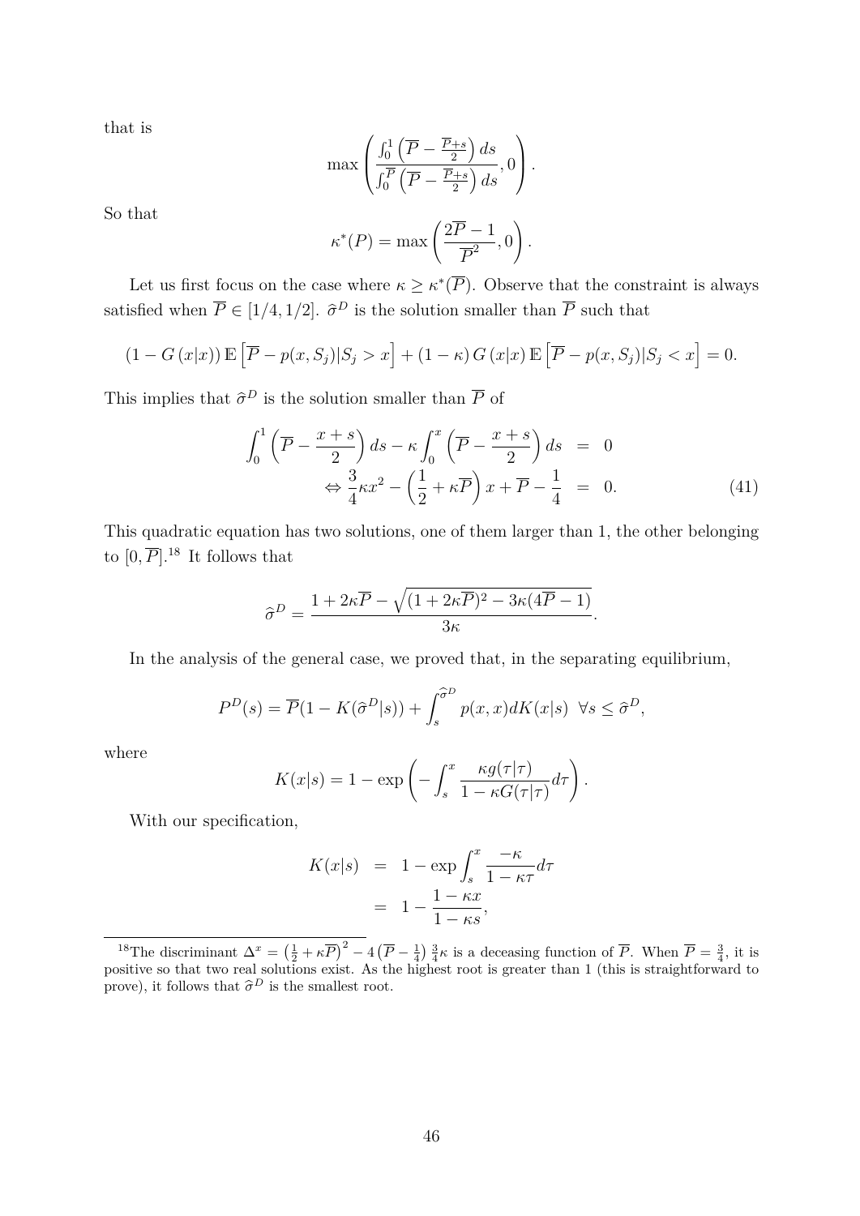that is

$$\max\left(\frac{\int_0^1\left(\overline{P}-\frac{\overline{P}+s}{2}\right)ds}{\int_0^{\overline{P}}\left(\overline{P}-\frac{\overline{P}+s}{2}\right)ds},0\right).$$

So that

$$\kappa^*(P)=\max\left(\frac{2\overline{P}-1}{\overline{P}^2},0\right).$$

Let us first focus on the case where $\kappa \geq \kappa^*(\overline{P})$. Observe that the constraint is always satisfied when $\overline{P}\in[1/4,1/2]$. $\widehat{\sigma}^D$ is the solution smaller than $\overline{P}$ such that

$$\left(1-G\left(x|x\right)\right)\mathbb{E}\left[\overline{P}-p(x,S_j)|S_j>x\right]+\left(1-\kappa\right)G\left(x|x\right)\mathbb{E}\left[\overline{P}-p(x,S_j)|S_j<x\right]=0.$$

This implies that $\widehat{\sigma}^D$ is the solution smaller than $\overline{P}$ of

$$\begin{aligned}\int_0^1\left(\overline{P}-\frac{x+s}{2}\right)ds-\kappa\int_0^x\left(\overline{P}-\frac{x+s}{2}\right)ds &= 0\\ \Leftrightarrow \frac{3}{4}\kappa x^2-\left(\frac{1}{2}+\kappa\overline{P}\right)x+\overline{P}-\frac{1}{4} &= 0. \qquad (41)\end{aligned}$$

This quadratic equation has two solutions, one of them larger than 1, the other belonging to $[0,\overline{P}]$.[18] It follows that

$$\widehat{\sigma}^D=\frac{1+2\kappa\overline{P}-\sqrt{(1+2\kappa\overline{P})^2-3\kappa(4\overline{P}-1)}}{3\kappa}.$$

In the analysis of the general case, we proved that, in the separating equilibrium,

$$P^D(s)=\overline{P}(1-K(\widehat{\sigma}^D|s))+\int_s^{\widehat{\sigma}^D}p(x,x)dK(x|s)\ \ \forall s\leq\widehat{\sigma}^D,$$

where

$$K(x|s)=1-\exp\left(-\int_s^x\frac{\kappa g(\tau|\tau)}{1-\kappa G(\tau|\tau)}d\tau\right).$$

With our specification,

$$\begin{aligned}K(x|s) &= 1-\exp\int_s^x\frac{-\kappa}{1-\kappa\tau}d\tau\\ &= 1-\frac{1-\kappa x}{1-\kappa s},\end{aligned}$$

[18] The discriminant $\Delta^x=\left(\frac{1}{2}+\kappa\overline{P}\right)^2-4\left(\overline{P}-\frac{1}{4}\right)\frac{3}{4}\kappa$ is a deceasing function of $\overline{P}$. When $\overline{P}=\frac{3}{4}$, it is positive so that two real solutions exist. As the highest root is greater than 1 (this is straightforward to prove), it follows that $\widehat{\sigma}^D$ is the smallest root.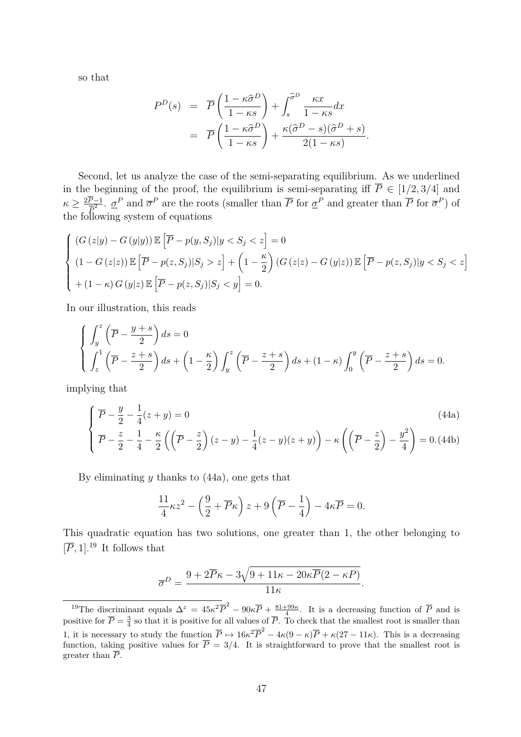so that

$$
\begin{aligned}
P^D(s) &= \overline{P}\left(\frac{1-\kappa\widehat{\sigma}^D}{1-\kappa s}\right) + \int_s^{\widehat{\sigma}^D} \frac{\kappa x}{1-\kappa s}dx \\
&= \overline{P}\left(\frac{1-\kappa\widehat{\sigma}^D}{1-\kappa s}\right) + \frac{\kappa(\widehat{\sigma}^D - s)(\widehat{\sigma}^D + s)}{2(1-\kappa s)}.
\end{aligned}
$$

Second, let us analyze the case of the semi-separating equilibrium. As we underlined in the beginning of the proof, the equilibrium is semi-separating iff $\overline{P} \in [1/2, 3/4]$ and $\kappa \geq \frac{2\overline{P}-1}{\overline{P}^2}$. $\underline{\sigma}^P$ and $\overline{\sigma}^P$ are the roots (smaller than $\overline{P}$ for $\underline{\sigma}^P$ and greater than $\overline{P}$ for $\overline{\sigma}^P$) of the following system of equations

$$
\begin{cases}
\left(G\left(z|y\right) - G\left(y|y\right)\right)\mathbb{E}\left[\overline{P} - p(y, S_j)|y < S_j < z\right] = 0 \\
\left(1 - G\left(z|z\right)\right)\mathbb{E}\left[\overline{P} - p(z, S_j)|S_j > z\right] + \left(1 - \frac{\kappa}{2}\right)\left(G\left(z|z\right) - G\left(y|z\right)\right)\mathbb{E}\left[\overline{P} - p(z, S_j)|y < S_j < z\right] \\
+ \left(1-\kappa\right)G\left(y|z\right)\mathbb{E}\left[\overline{P} - p(z, S_j)|S_j < y\right] = 0.
\end{cases}
$$

In our illustration, this reads

$$
\begin{cases}
\displaystyle\int_y^z \left(\overline{P} - \frac{y+s}{2}\right)ds = 0 \\
\displaystyle\int_z^1 \left(\overline{P} - \frac{z+s}{2}\right)ds + \left(1 - \frac{\kappa}{2}\right)\int_y^z \left(\overline{P} - \frac{z+s}{2}\right)ds + (1-\kappa)\int_0^y \left(\overline{P} - \frac{z+s}{2}\right)ds = 0.
\end{cases}
$$

implying that

$$
\begin{cases}
\overline{P} - \dfrac{y}{2} - \dfrac{1}{4}(z+y) = 0 & \text{(44a)} \\
\overline{P} - \dfrac{z}{2} - \dfrac{1}{4} - \dfrac{\kappa}{2}\left(\left(\overline{P} - \dfrac{z}{2}\right)(z-y) - \dfrac{1}{4}(z-y)(z+y)\right) - \kappa\left(\left(\overline{P} - \dfrac{z}{2}\right) - \dfrac{y^2}{4}\right) = 0. & \text{(44b)}
\end{cases}
$$

By eliminating $y$ thanks to (44a), one gets that

$$
\frac{11}{4}\kappa z^2 - \left(\frac{9}{2} + \overline{P}\kappa\right)z + 9\left(\overline{P} - \frac{1}{4}\right) - 4\kappa\overline{P} = 0.
$$

This quadratic equation has two solutions, one greater than 1, the other belonging to $[\overline{P}, 1]$.[19] It follows that

$$
\overline{\sigma}^D = \frac{9 + 2\overline{P}\kappa - 3\sqrt{9 + 11\kappa - 20\kappa\overline{P}(2 - \kappa P)}}{11\kappa}.
$$

[19] The discriminant equals $\Delta^z = 45\kappa^2\overline{P}^2 - 90\kappa\overline{P} + \frac{81+99\kappa}{4}$. It is a decreasing function of $\overline{P}$ and is positive for $\overline{P} = \frac{3}{4}$ so that it is positive for all values of $\overline{P}$. To check that the smallest root is smaller than 1, it is necessary to study the function $\overline{P} \mapsto 16\kappa^2\overline{P}^2 - 4\kappa(9-\kappa)\overline{P} + \kappa(27 - 11\kappa)$. This is a decreasing function, taking positive values for $\overline{P} = 3/4$. It is straightforward to prove that the smallest root is greater than $\overline{P}$.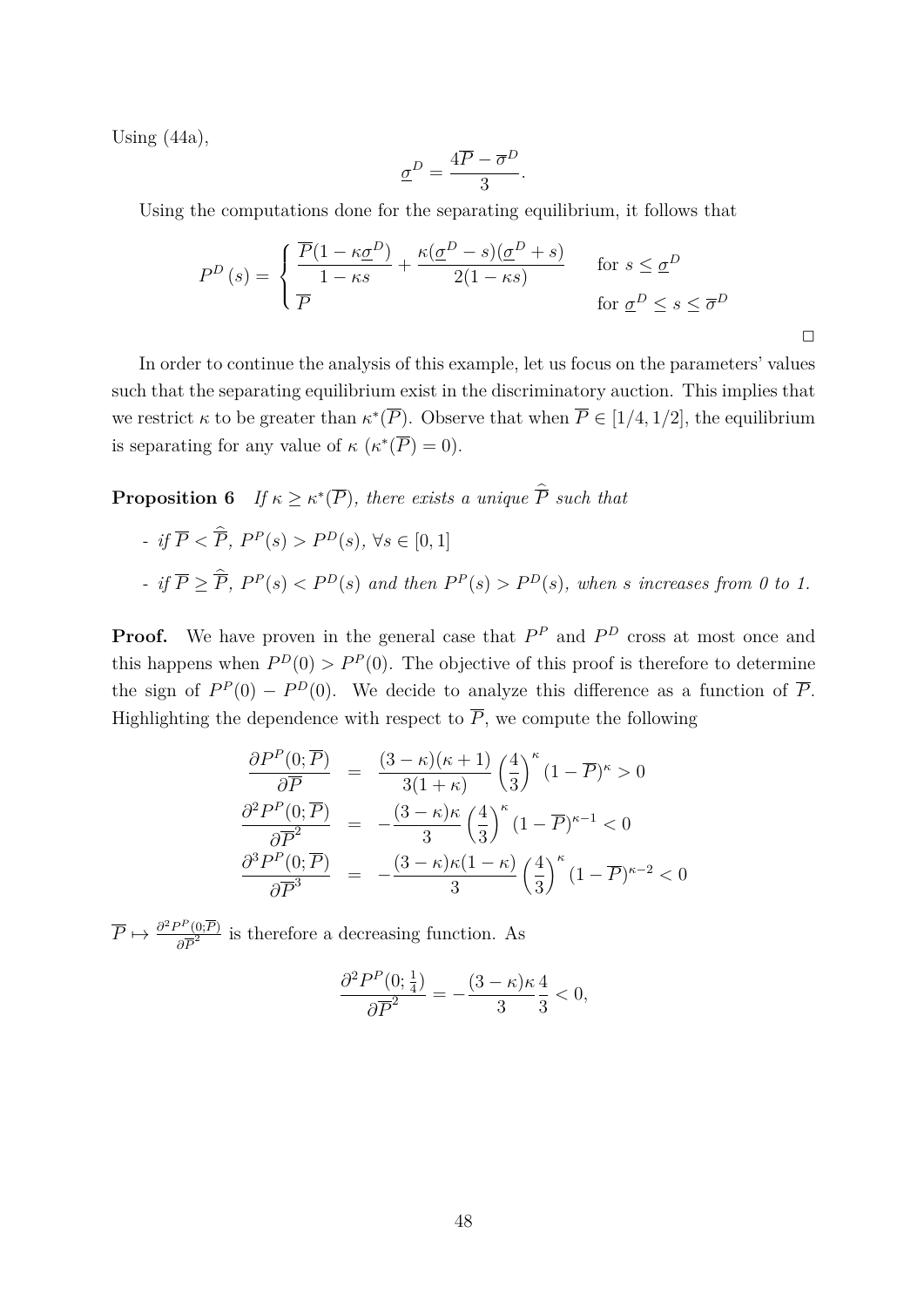Using (44a),

$$\underline{\sigma}^D = \frac{4\overline{P} - \overline{\sigma}^D}{3}.$$

Using the computations done for the separating equilibrium, it follows that

$$P^D(s) = \begin{cases} \dfrac{\overline{P}(1-\kappa\underline{\sigma}^D)}{1-\kappa s} + \dfrac{\kappa(\underline{\sigma}^D - s)(\underline{\sigma}^D + s)}{2(1-\kappa s)} & \text{for } s \leq \underline{\sigma}^D \\ \overline{P} & \text{for } \underline{\sigma}^D \leq s \leq \overline{\sigma}^D \end{cases}$$

□

In order to continue the analysis of this example, let us focus on the parameters' values such that the separating equilibrium exist in the discriminatory auction. This implies that we restrict $\kappa$ to be greater than $\kappa^*(\overline{P})$. Observe that when $\overline{P} \in [1/4, 1/2]$, the equilibrium is separating for any value of $\kappa$ ($\kappa^*(\overline{P}) = 0$).

**Proposition 6** *If $\kappa \geq \kappa^*(\overline{P})$, there exists a unique $\widehat{\overline{P}}$ such that*

- *if $\overline{P} < \widehat{\overline{P}}$, $P^P(s) > P^D(s)$, $\forall s \in [0,1]$*
- *if $\overline{P} \geq \widehat{\overline{P}}$, $P^P(s) < P^D(s)$ and then $P^P(s) > P^D(s)$, when $s$ increases from 0 to 1.*

**Proof.** We have proven in the general case that $P^P$ and $P^D$ cross at most once and this happens when $P^D(0) > P^P(0)$. The objective of this proof is therefore to determine the sign of $P^P(0) - P^D(0)$. We decide to analyze this difference as a function of $\overline{P}$. Highlighting the dependence with respect to $\overline{P}$, we compute the following

$$\begin{aligned}
\frac{\partial P^P(0;\overline{P})}{\partial \overline{P}} &= \frac{(3-\kappa)(\kappa+1)}{3(1+\kappa)}\left(\frac{4}{3}\right)^\kappa (1-\overline{P})^\kappa > 0 \\
\frac{\partial^2 P^P(0;\overline{P})}{\partial \overline{P}^2} &= -\frac{(3-\kappa)\kappa}{3}\left(\frac{4}{3}\right)^\kappa (1-\overline{P})^{\kappa-1} < 0 \\
\frac{\partial^3 P^P(0;\overline{P})}{\partial \overline{P}^3} &= -\frac{(3-\kappa)\kappa(1-\kappa)}{3}\left(\frac{4}{3}\right)^\kappa (1-\overline{P})^{\kappa-2} < 0
\end{aligned}$$

$\overline{P} \mapsto \frac{\partial^2 P^P(0;\overline{P})}{\partial \overline{P}^2}$ is therefore a decreasing function. As

$$\frac{\partial^2 P^P(0;\frac{1}{4})}{\partial \overline{P}^2} = -\frac{(3-\kappa)\kappa}{3}\frac{4}{3} < 0,$$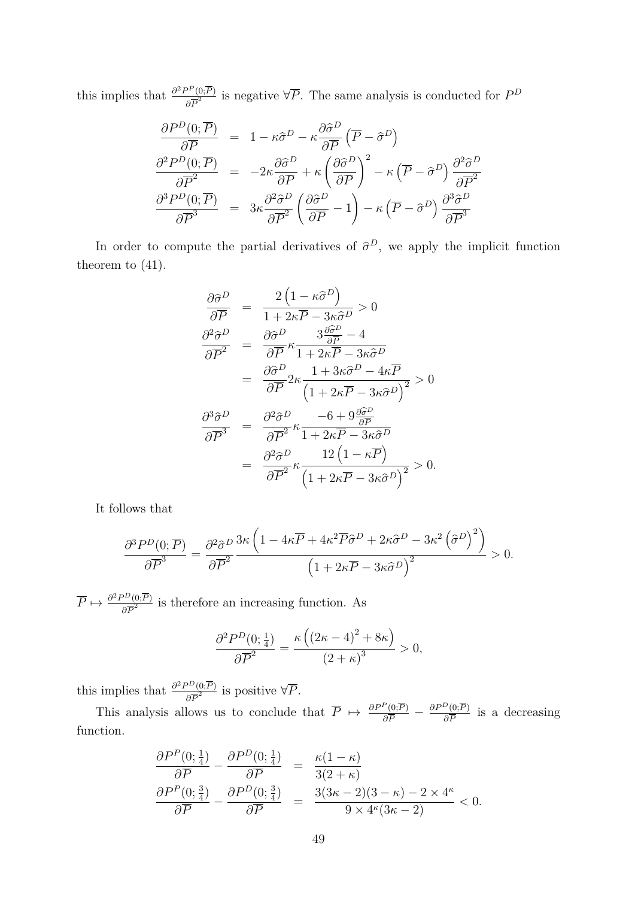this implies that $\frac{\partial^2 P^P(0;\overline{P})}{\partial \overline{P}^2}$ is negative $\forall \overline{P}$. The same analysis is conducted for $P^D$

$$
\begin{aligned}
\frac{\partial P^D(0;\overline{P})}{\partial \overline{P}} &= 1 - \kappa \widehat{\sigma}^D - \kappa \frac{\partial \widehat{\sigma}^D}{\partial \overline{P}} \left(\overline{P} - \widehat{\sigma}^D\right) \\
\frac{\partial^2 P^D(0;\overline{P})}{\partial \overline{P}^2} &= -2\kappa \frac{\partial \widehat{\sigma}^D}{\partial \overline{P}} + \kappa \left(\frac{\partial \widehat{\sigma}^D}{\partial \overline{P}}\right)^2 - \kappa \left(\overline{P} - \widehat{\sigma}^D\right) \frac{\partial^2 \widehat{\sigma}^D}{\partial \overline{P}^2} \\
\frac{\partial^3 P^D(0;\overline{P})}{\partial \overline{P}^3} &= 3\kappa \frac{\partial^2 \widehat{\sigma}^D}{\partial \overline{P}^2} \left(\frac{\partial \widehat{\sigma}^D}{\partial \overline{P}} - 1\right) - \kappa \left(\overline{P} - \widehat{\sigma}^D\right) \frac{\partial^3 \widehat{\sigma}^D}{\partial \overline{P}^3}
\end{aligned}
$$

In order to compute the partial derivatives of $\widehat{\sigma}^D$, we apply the implicit function theorem to (41).

$$
\begin{aligned}
\frac{\partial \widehat{\sigma}^D}{\partial \overline{P}} &= \frac{2\left(1 - \kappa \widehat{\sigma}^D\right)}{1 + 2\kappa \overline{P} - 3\kappa \widehat{\sigma}^D} > 0 \\
\frac{\partial^2 \widehat{\sigma}^D}{\partial \overline{P}^2} &= \frac{\partial \widehat{\sigma}^D}{\partial \overline{P}} \kappa \frac{3\frac{\partial \widehat{\sigma}^D}{\partial \overline{P}} - 4}{1 + 2\kappa \overline{P} - 3\kappa \widehat{\sigma}^D} \\
&= \frac{\partial \widehat{\sigma}^D}{\partial \overline{P}} 2\kappa \frac{1 + 3\kappa \widehat{\sigma}^D - 4\kappa \overline{P}}{\left(1 + 2\kappa \overline{P} - 3\kappa \widehat{\sigma}^D\right)^2} > 0 \\
\frac{\partial^3 \widehat{\sigma}^D}{\partial \overline{P}^3} &= \frac{\partial^2 \widehat{\sigma}^D}{\partial \overline{P}^2} \kappa \frac{-6 + 9\frac{\partial \widehat{\sigma}^D}{\partial \overline{P}}}{1 + 2\kappa \overline{P} - 3\kappa \widehat{\sigma}^D} \\
&= \frac{\partial^2 \widehat{\sigma}^D}{\partial \overline{P}^2} \kappa \frac{12\left(1 - \kappa \overline{P}\right)}{\left(1 + 2\kappa \overline{P} - 3\kappa \widehat{\sigma}^D\right)^2} > 0.
\end{aligned}
$$

It follows that

$$
\frac{\partial^3 P^D(0;\overline{P})}{\partial \overline{P}^3} = \frac{\partial^2 \widehat{\sigma}^D}{\partial \overline{P}^2} \frac{3\kappa \left(1 - 4\kappa \overline{P} + 4\kappa^2 \overline{P} \widehat{\sigma}^D + 2\kappa \widehat{\sigma}^D - 3\kappa^2 \left(\widehat{\sigma}^D\right)^2\right)}{\left(1 + 2\kappa \overline{P} - 3\kappa \widehat{\sigma}^D\right)^2} > 0.
$$

$\overline{P} \mapsto \frac{\partial^2 P^D(0;\overline{P})}{\partial \overline{P}^2}$ is therefore an increasing function. As

$$
\frac{\partial^2 P^D(0;\frac{1}{4})}{\partial \overline{P}^2} = \frac{\kappa\left((2\kappa - 4)^2 + 8\kappa\right)}{(2 + \kappa)^3} > 0,
$$

this implies that $\frac{\partial^2 P^D(0;\overline{P})}{\partial \overline{P}^2}$ is positive $\forall \overline{P}$.

This analysis allows us to conclude that $\overline{P} \mapsto \frac{\partial P^P(0;\overline{P})}{\partial \overline{P}} - \frac{\partial P^D(0;\overline{P})}{\partial \overline{P}}$ is a decreasing function.

$$
\begin{aligned}
\frac{\partial P^P(0;\frac{1}{4})}{\partial \overline{P}} - \frac{\partial P^D(0;\frac{1}{4})}{\partial \overline{P}} &= \frac{\kappa(1-\kappa)}{3(2+\kappa)} \\
\frac{\partial P^P(0;\frac{3}{4})}{\partial \overline{P}} - \frac{\partial P^D(0;\frac{3}{4})}{\partial \overline{P}} &= \frac{3(3\kappa - 2)(3 - \kappa) - 2 \times 4^\kappa}{9 \times 4^\kappa (3\kappa - 2)} < 0.
\end{aligned}
$$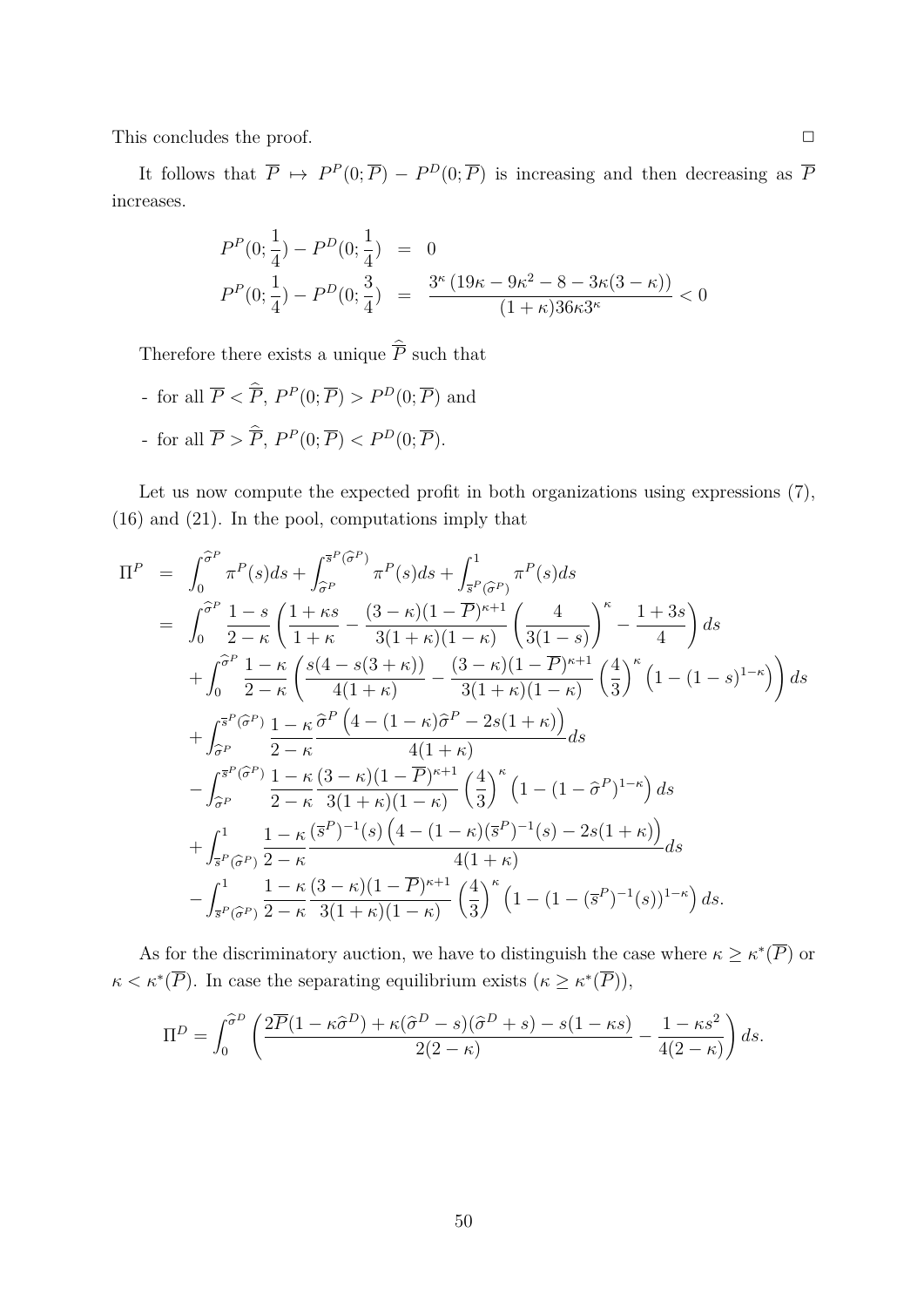This concludes the proof. □

It follows that $\overline{P} \mapsto P^P(0;\overline{P}) - P^D(0;\overline{P})$ is increasing and then decreasing as $\overline{P}$ increases.

$$
\begin{aligned}
P^P(0;\frac{1}{4}) - P^D(0;\frac{1}{4}) &= 0 \\
P^P(0;\frac{1}{4}) - P^D(0;\frac{3}{4}) &= \frac{3^\kappa\left(19\kappa - 9\kappa^2 - 8 - 3\kappa(3-\kappa)\right)}{(1+\kappa)36\kappa 3^\kappa} < 0
\end{aligned}
$$

Therefore there exists a unique $\widehat{\overline{P}}$ such that

- for all $\overline{P} < \widehat{\overline{P}}$, $P^P(0;\overline{P}) > P^D(0;\overline{P})$ and
- for all $\overline{P} > \widehat{\overline{P}}$, $P^P(0;\overline{P}) < P^D(0;\overline{P})$.

Let us now compute the expected profit in both organizations using expressions (7), (16) and (21). In the pool, computations imply that

$$
\begin{aligned}
\Pi^P &= \int_0^{\widehat{\sigma}^P} \pi^P(s)ds + \int_{\widehat{\sigma}^P}^{\overline{s}^P(\widehat{\sigma}^P)} \pi^P(s)ds + \int_{\overline{s}^P(\widehat{\sigma}^P)}^1 \pi^P(s)ds \\
&= \int_0^{\widehat{\sigma}^P} \frac{1-s}{2-\kappa}\left(\frac{1+\kappa s}{1+\kappa} - \frac{(3-\kappa)(1-\overline{P})^{\kappa+1}}{3(1+\kappa)(1-\kappa)}\left(\frac{4}{3(1-s)}\right)^\kappa - \frac{1+3s}{4}\right)ds \\
&\quad + \int_0^{\widehat{\sigma}^P} \frac{1-\kappa}{2-\kappa}\left(\frac{s(4-s(3+\kappa))}{4(1+\kappa)} - \frac{(3-\kappa)(1-\overline{P})^{\kappa+1}}{3(1+\kappa)(1-\kappa)}\left(\frac{4}{3}\right)^\kappa\left(1-(1-s)^{1-\kappa}\right)\right)ds \\
&\quad + \int_{\widehat{\sigma}^P}^{\overline{s}^P(\widehat{\sigma}^P)} \frac{1-\kappa}{2-\kappa}\frac{\widehat{\sigma}^P\left(4-(1-\kappa)\widehat{\sigma}^P - 2s(1+\kappa)\right)}{4(1+\kappa)}ds \\
&\quad - \int_{\widehat{\sigma}^P}^{\overline{s}^P(\widehat{\sigma}^P)} \frac{1-\kappa}{2-\kappa}\frac{(3-\kappa)(1-\overline{P})^{\kappa+1}}{3(1+\kappa)(1-\kappa)}\left(\frac{4}{3}\right)^\kappa\left(1-(1-\widehat{\sigma}^P)^{1-\kappa}\right)ds \\
&\quad + \int_{\overline{s}^P(\widehat{\sigma}^P)}^1 \frac{1-\kappa}{2-\kappa}\frac{(\overline{s}^P)^{-1}(s)\left(4-(1-\kappa)(\overline{s}^P)^{-1}(s) - 2s(1+\kappa)\right)}{4(1+\kappa)}ds \\
&\quad - \int_{\overline{s}^P(\widehat{\sigma}^P)}^1 \frac{1-\kappa}{2-\kappa}\frac{(3-\kappa)(1-\overline{P})^{\kappa+1}}{3(1+\kappa)(1-\kappa)}\left(\frac{4}{3}\right)^\kappa\left(1-(1-(\overline{s}^P)^{-1}(s))^{1-\kappa}\right)ds.
\end{aligned}
$$

As for the discriminatory auction, we have to distinguish the case where $\kappa \geq \kappa^*(\overline{P})$ or $\kappa < \kappa^*(\overline{P})$. In case the separating equilibrium exists ($\kappa \geq \kappa^*(\overline{P})$),

$$
\Pi^D = \int_0^{\widehat{\sigma}^D}\left(\frac{2\overline{P}(1-\kappa\widehat{\sigma}^D) + \kappa(\widehat{\sigma}^D - s)(\widehat{\sigma}^D + s) - s(1-\kappa s)}{2(2-\kappa)} - \frac{1-\kappa s^2}{4(2-\kappa)}\right)ds.
$$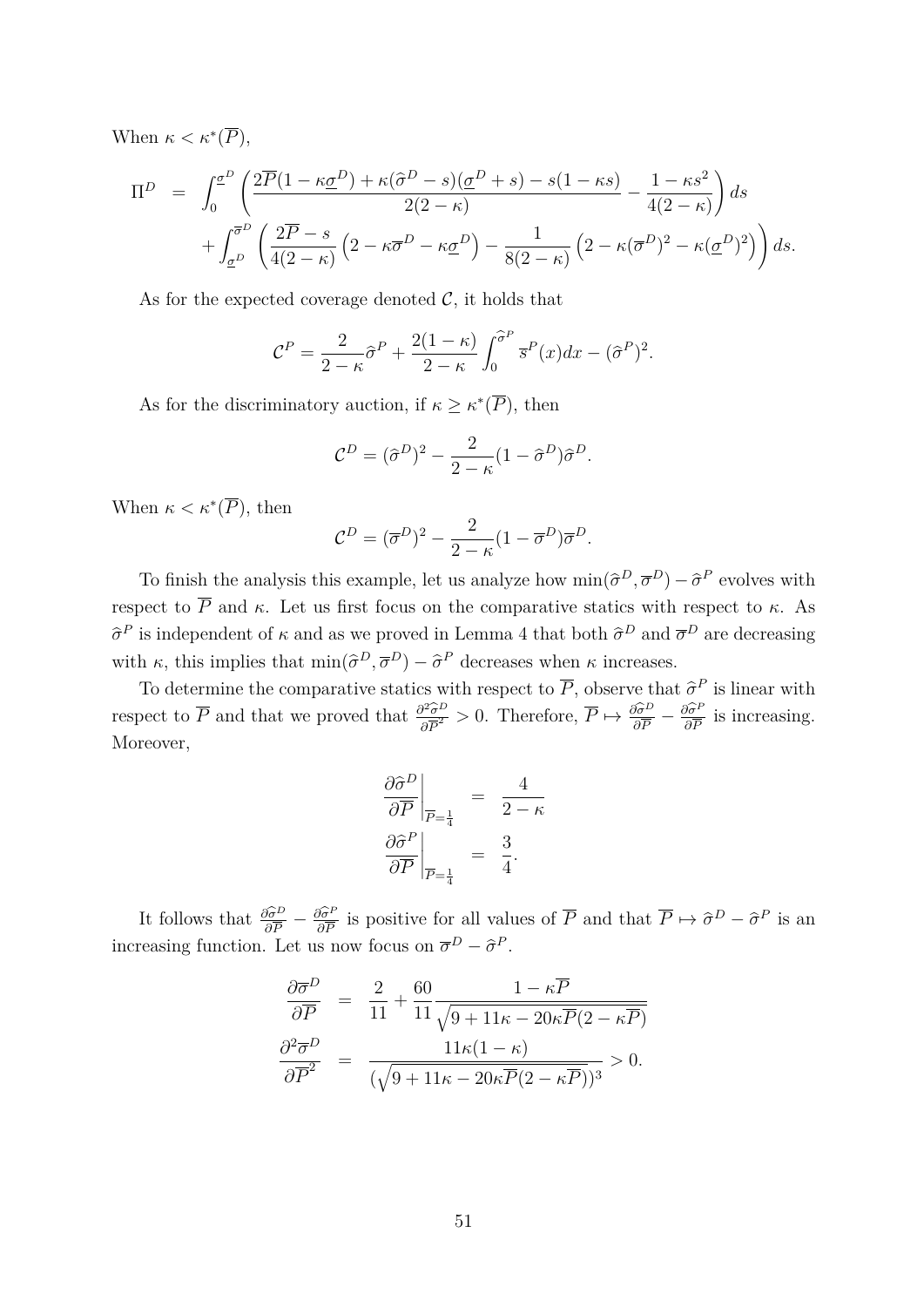When $\kappa < \kappa^*(\overline{P})$,

$$
\begin{aligned}
\Pi^D &= \int_0^{\underline{\sigma}^D} \left( \frac{2\overline{P}(1-\kappa\underline{\sigma}^D) + \kappa(\widehat{\sigma}^D - s)(\underline{\sigma}^D + s) - s(1-\kappa s)}{2(2-\kappa)} - \frac{1-\kappa s^2}{4(2-\kappa)} \right) ds \\
&\quad + \int_{\underline{\sigma}^D}^{\overline{\sigma}^D} \left( \frac{2\overline{P} - s}{4(2-\kappa)} \left(2 - \kappa\overline{\sigma}^D - \kappa\underline{\sigma}^D\right) - \frac{1}{8(2-\kappa)} \left(2 - \kappa(\overline{\sigma}^D)^2 - \kappa(\underline{\sigma}^D)^2\right) \right) ds.
\end{aligned}
$$

As for the expected coverage denoted $\mathcal{C}$, it holds that

$$
\mathcal{C}^P = \frac{2}{2-\kappa}\widehat{\sigma}^P + \frac{2(1-\kappa)}{2-\kappa}\int_0^{\widehat{\sigma}^P} \overline{s}^P(x)dx - (\widehat{\sigma}^P)^2.
$$

As for the discriminatory auction, if $\kappa \geq \kappa^*(\overline{P})$, then

$$
\mathcal{C}^D = (\widehat{\sigma}^D)^2 - \frac{2}{2-\kappa}(1-\widehat{\sigma}^D)\widehat{\sigma}^D.
$$

When $\kappa < \kappa^*(\overline{P})$, then

$$
\mathcal{C}^D = (\overline{\sigma}^D)^2 - \frac{2}{2-\kappa}(1-\overline{\sigma}^D)\overline{\sigma}^D.
$$

To finish the analysis this example, let us analyze how $\min(\widehat{\sigma}^D, \overline{\sigma}^D) - \widehat{\sigma}^P$ evolves with respect to $\overline{P}$ and $\kappa$. Let us first focus on the comparative statics with respect to $\kappa$. As $\widehat{\sigma}^P$ is independent of $\kappa$ and as we proved in Lemma 4 that both $\widehat{\sigma}^D$ and $\overline{\sigma}^D$ are decreasing with $\kappa$, this implies that $\min(\widehat{\sigma}^D, \overline{\sigma}^D) - \widehat{\sigma}^P$ decreases when $\kappa$ increases.

To determine the comparative statics with respect to $\overline{P}$, observe that $\widehat{\sigma}^P$ is linear with respect to $\overline{P}$ and that we proved that $\frac{\partial^2 \widehat{\sigma}^D}{\partial \overline{P}^2} > 0$. Therefore, $\overline{P} \mapsto \frac{\partial \widehat{\sigma}^D}{\partial \overline{P}} - \frac{\partial \widehat{\sigma}^P}{\partial \overline{P}}$ is increasing. Moreover,

$$
\begin{aligned}
\left.\frac{\partial \widehat{\sigma}^D}{\partial \overline{P}}\right|_{\overline{P}=\frac{1}{4}} &= \frac{4}{2-\kappa} \\
\left.\frac{\partial \widehat{\sigma}^P}{\partial \overline{P}}\right|_{\overline{P}=\frac{1}{4}} &= \frac{3}{4}.
\end{aligned}
$$

It follows that $\frac{\partial \widehat{\sigma}^D}{\partial \overline{P}} - \frac{\partial \widehat{\sigma}^P}{\partial \overline{P}}$ is positive for all values of $\overline{P}$ and that $\overline{P} \mapsto \widehat{\sigma}^D - \widehat{\sigma}^P$ is an increasing function. Let us now focus on $\overline{\sigma}^D - \widehat{\sigma}^P$.

$$
\begin{aligned}
\frac{\partial \overline{\sigma}^D}{\partial \overline{P}} &= \frac{2}{11} + \frac{60}{11} \frac{1-\kappa\overline{P}}{\sqrt{9 + 11\kappa - 20\kappa\overline{P}(2-\kappa\overline{P})}} \\
\frac{\partial^2 \overline{\sigma}^D}{\partial \overline{P}^2} &= \frac{11\kappa(1-\kappa)}{(\sqrt{9 + 11\kappa - 20\kappa\overline{P}(2-\kappa\overline{P})})^3} > 0.
\end{aligned}
$$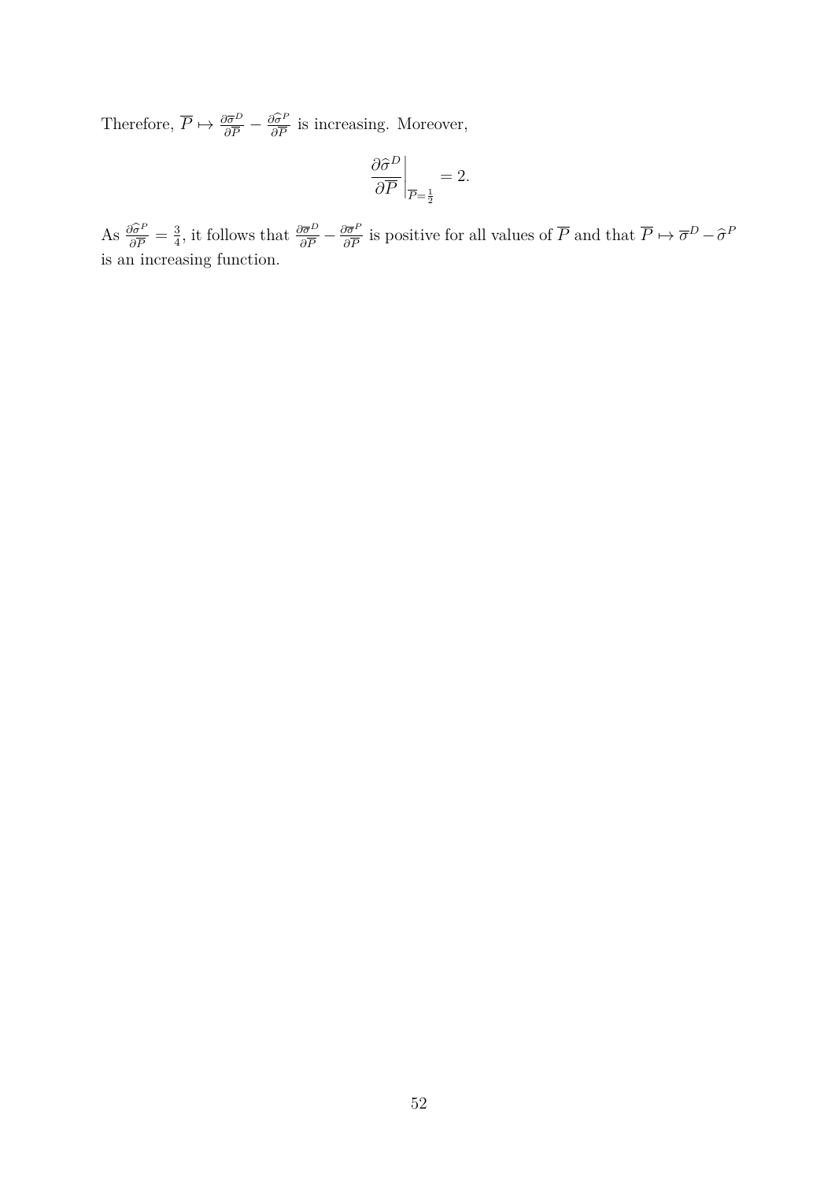Therefore, $\overline{P} \mapsto \frac{\partial \overline{\sigma}^D}{\partial \overline{P}} - \frac{\partial \widehat{\sigma}^P}{\partial \overline{P}}$ is increasing. Moreover,

$$\left.\frac{\partial \widehat{\sigma}^D}{\partial \overline{P}}\right|_{\overline{P}=\frac{1}{2}} = 2.$$

As $\frac{\partial \widehat{\sigma}^P}{\partial \overline{P}} = \frac{3}{4}$, it follows that $\frac{\partial \overline{\sigma}^D}{\partial \overline{P}} - \frac{\partial \overline{\sigma}^P}{\partial \overline{P}}$ is positive for all values of $\overline{P}$ and that $\overline{P} \mapsto \overline{\sigma}^D - \widehat{\sigma}^P$ is an increasing function.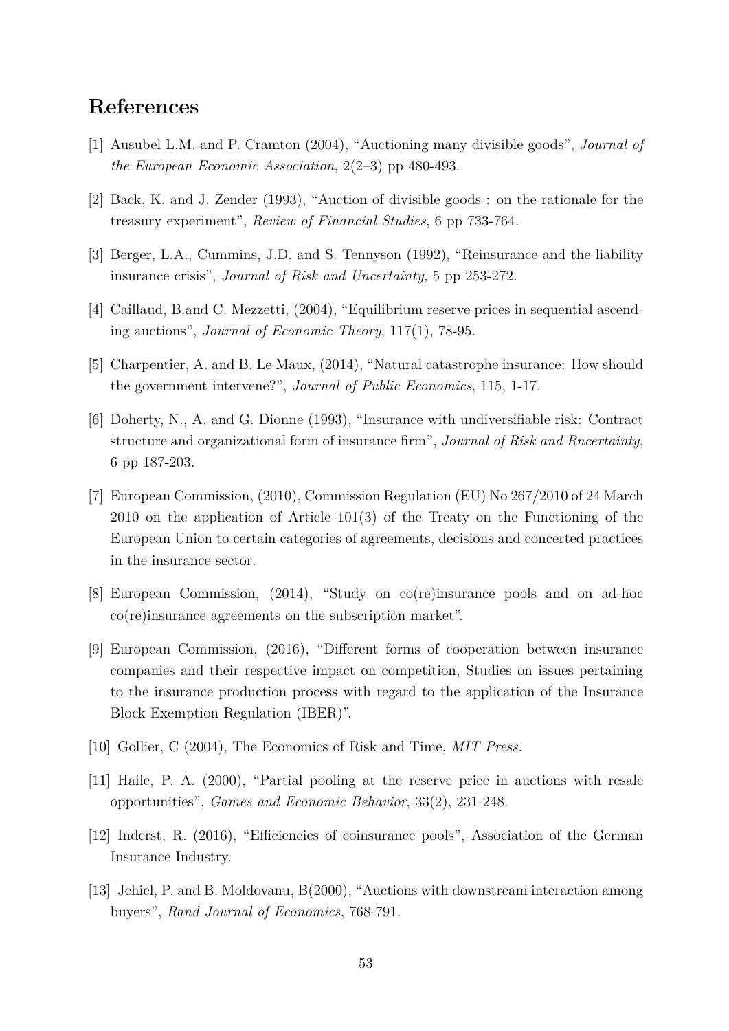## References

[1] Ausubel L.M. and P. Cramton (2004), "Auctioning many divisible goods", *Journal of the European Economic Association*, 2(2–3) pp 480-493.

[2] Back, K. and J. Zender (1993), "Auction of divisible goods : on the rationale for the treasury experiment", *Review of Financial Studies*, 6 pp 733-764.

[3] Berger, L.A., Cummins, J.D. and S. Tennyson (1992), "Reinsurance and the liability insurance crisis", *Journal of Risk and Uncertainty,* 5 pp 253-272.

[4] Caillaud, B.and C. Mezzetti, (2004), "Equilibrium reserve prices in sequential ascending auctions", *Journal of Economic Theory*, 117(1), 78-95.

[5] Charpentier, A. and B. Le Maux, (2014), "Natural catastrophe insurance: How should the government intervene?", *Journal of Public Economics*, 115, 1-17.

[6] Doherty, N., A. and G. Dionne (1993), "Insurance with undiversifiable risk: Contract structure and organizational form of insurance firm", *Journal of Risk and Rncertainty*, 6 pp 187-203.

[7] European Commission, (2010), Commission Regulation (EU) No 267/2010 of 24 March 2010 on the application of Article 101(3) of the Treaty on the Functioning of the European Union to certain categories of agreements, decisions and concerted practices in the insurance sector.

[8] European Commission, (2014), "Study on co(re)insurance pools and on ad-hoc co(re)insurance agreements on the subscription market".

[9] European Commission, (2016), "Different forms of cooperation between insurance companies and their respective impact on competition, Studies on issues pertaining to the insurance production process with regard to the application of the Insurance Block Exemption Regulation (IBER)".

[10] Gollier, C (2004), The Economics of Risk and Time, *MIT Press.*

[11] Haile, P. A. (2000), "Partial pooling at the reserve price in auctions with resale opportunities", *Games and Economic Behavior*, 33(2), 231-248.

[12] Inderst, R. (2016), "Efficiencies of coinsurance pools", Association of the German Insurance Industry.

[13] Jehiel, P. and B. Moldovanu, B(2000), "Auctions with downstream interaction among buyers", *Rand Journal of Economics*, 768-791.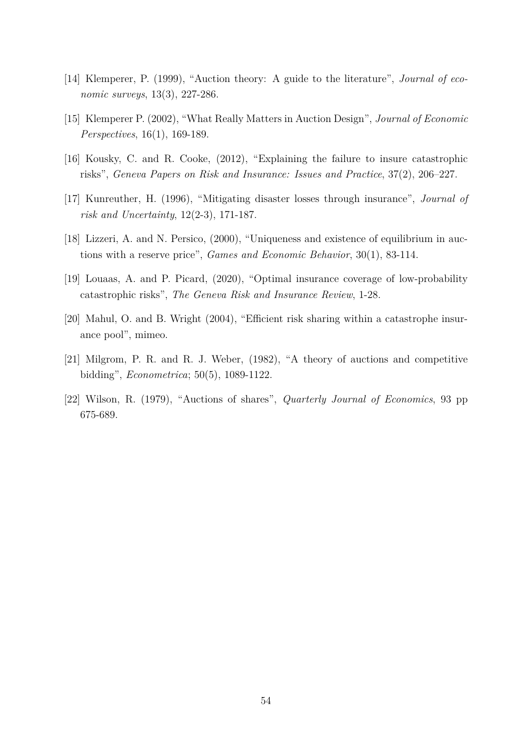[14] Klemperer, P. (1999), "Auction theory: A guide to the literature", *Journal of economic surveys*, 13(3), 227-286.

[15] Klemperer P. (2002), "What Really Matters in Auction Design", *Journal of Economic Perspectives*, 16(1), 169-189.

[16] Kousky, C. and R. Cooke, (2012), "Explaining the failure to insure catastrophic risks", *Geneva Papers on Risk and Insurance: Issues and Practice*, 37(2), 206–227.

[17] Kunreuther, H. (1996), "Mitigating disaster losses through insurance", *Journal of risk and Uncertainty*, 12(2-3), 171-187.

[18] Lizzeri, A. and N. Persico, (2000), "Uniqueness and existence of equilibrium in auctions with a reserve price", *Games and Economic Behavior*, 30(1), 83-114.

[19] Louaas, A. and P. Picard, (2020), "Optimal insurance coverage of low-probability catastrophic risks", *The Geneva Risk and Insurance Review*, 1-28.

[20] Mahul, O. and B. Wright (2004), "Efficient risk sharing within a catastrophe insurance pool", mimeo.

[21] Milgrom, P. R. and R. J. Weber, (1982), "A theory of auctions and competitive bidding", *Econometrica*; 50(5), 1089-1122.

[22] Wilson, R. (1979), "Auctions of shares", *Quarterly Journal of Economics*, 93 pp 675-689.